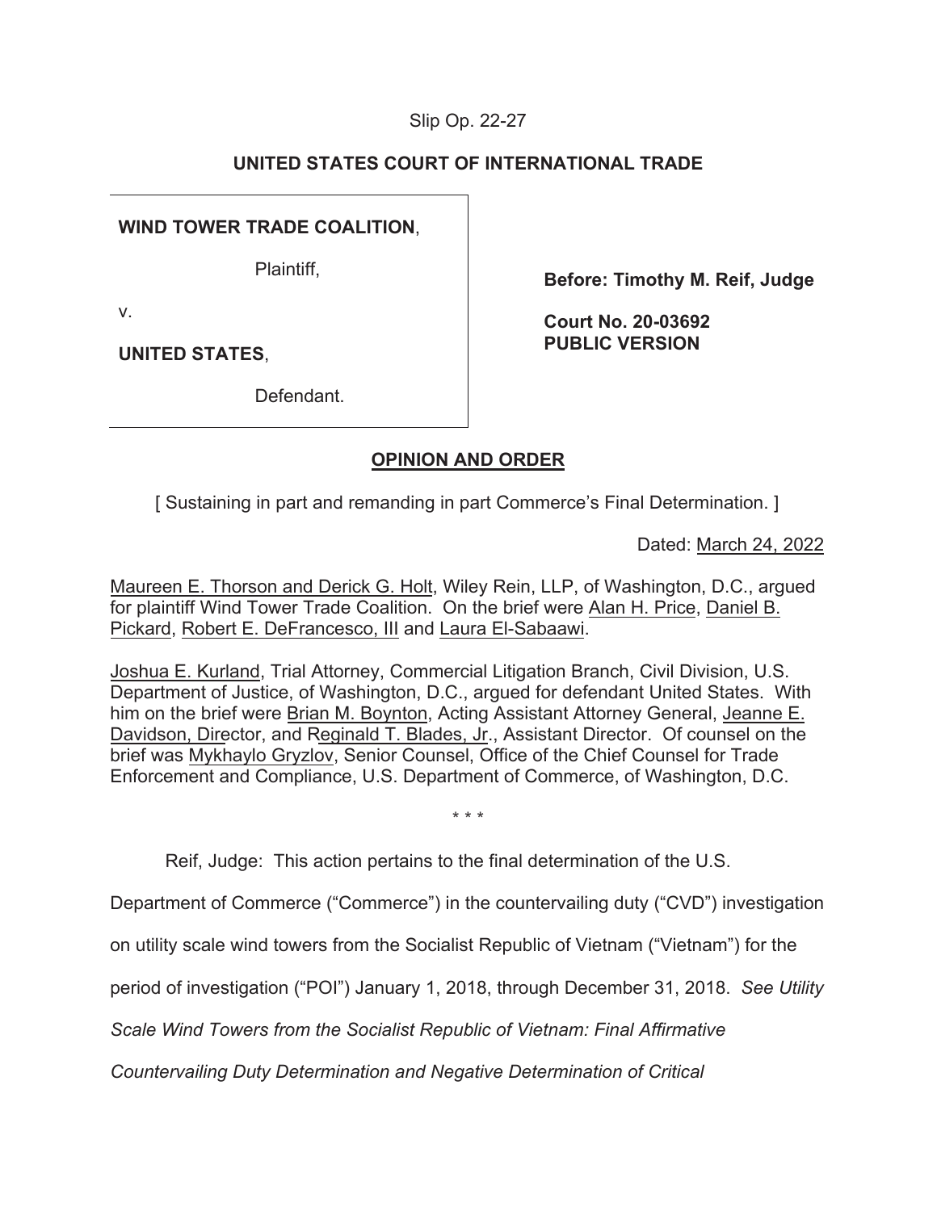Slip Op. 22-27

**UNITED STATES COURT OF INTERNATIONAL TRADE**

| | |
|---|---|
| **WIND TOWER TRADE COALITION**,<br><br>Plaintiff,<br><br>v.<br><br>**UNITED STATES**,<br><br>Defendant. | **Before: Timothy M. Reif, Judge**<br><br>**Court No. 20-03692**<br>**PUBLIC VERSION** |

## OPINION AND ORDER

[ Sustaining in part and remanding in part Commerce's Final Determination. ]

Dated: March 24, 2022

Maureen E. Thorson and Derick G. Holt, Wiley Rein, LLP, of Washington, D.C., argued for plaintiff Wind Tower Trade Coalition. On the brief were Alan H. Price, Daniel B. Pickard, Robert E. DeFrancesco, III and Laura El-Sabaawi.

Joshua E. Kurland, Trial Attorney, Commercial Litigation Branch, Civil Division, U.S. Department of Justice, of Washington, D.C., argued for defendant United States. With him on the brief were Brian M. Boynton, Acting Assistant Attorney General, Jeanne E. Davidson, Director, and Reginald T. Blades, Jr., Assistant Director. Of counsel on the brief was Mykhaylo Gryzlov, Senior Counsel, Office of the Chief Counsel for Trade Enforcement and Compliance, U.S. Department of Commerce, of Washington, D.C.

\* \* \*

Reif, Judge: This action pertains to the final determination of the U.S. Department of Commerce ("Commerce") in the countervailing duty ("CVD") investigation on utility scale wind towers from the Socialist Republic of Vietnam ("Vietnam") for the period of investigation ("POI") January 1, 2018, through December 31, 2018. *See Utility Scale Wind Towers from the Socialist Republic of Vietnam: Final Affirmative Countervailing Duty Determination and Negative Determination of Critical*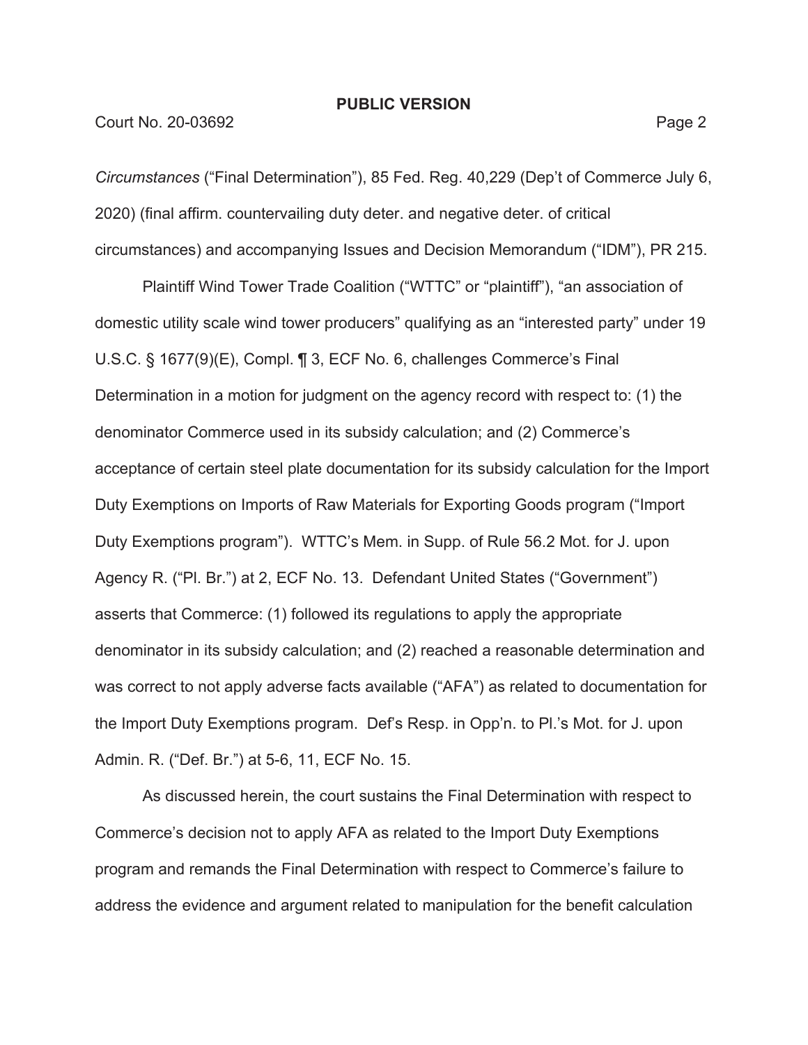*Circumstances* ("Final Determination"), 85 Fed. Reg. 40,229 (Dep't of Commerce July 6, 2020) (final affirm. countervailing duty deter. and negative deter. of critical circumstances) and accompanying Issues and Decision Memorandum ("IDM"), PR 215.

Plaintiff Wind Tower Trade Coalition ("WTTC" or "plaintiff"), "an association of domestic utility scale wind tower producers" qualifying as an "interested party" under 19 U.S.C. § 1677(9)(E), Compl. ¶ 3, ECF No. 6, challenges Commerce's Final Determination in a motion for judgment on the agency record with respect to: (1) the denominator Commerce used in its subsidy calculation; and (2) Commerce's acceptance of certain steel plate documentation for its subsidy calculation for the Import Duty Exemptions on Imports of Raw Materials for Exporting Goods program ("Import Duty Exemptions program"). WTTC's Mem. in Supp. of Rule 56.2 Mot. for J. upon Agency R. ("Pl. Br.") at 2, ECF No. 13. Defendant United States ("Government") asserts that Commerce: (1) followed its regulations to apply the appropriate denominator in its subsidy calculation; and (2) reached a reasonable determination and was correct to not apply adverse facts available ("AFA") as related to documentation for the Import Duty Exemptions program. Def's Resp. in Opp'n. to Pl.'s Mot. for J. upon Admin. R. ("Def. Br.") at 5-6, 11, ECF No. 15.

As discussed herein, the court sustains the Final Determination with respect to Commerce's decision not to apply AFA as related to the Import Duty Exemptions program and remands the Final Determination with respect to Commerce's failure to address the evidence and argument related to manipulation for the benefit calculation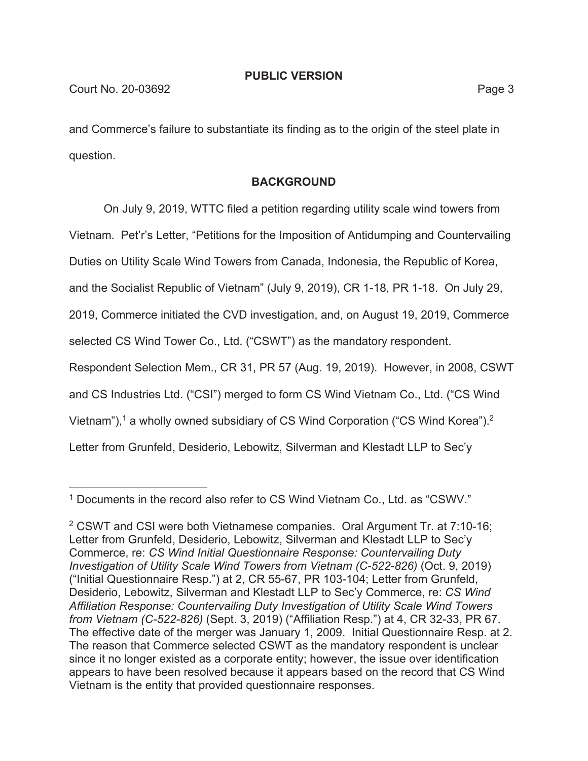and Commerce's failure to substantiate its finding as to the origin of the steel plate in question.

## BACKGROUND

On July 9, 2019, WTTC filed a petition regarding utility scale wind towers from Vietnam. Pet'r's Letter, "Petitions for the Imposition of Antidumping and Countervailing Duties on Utility Scale Wind Towers from Canada, Indonesia, the Republic of Korea, and the Socialist Republic of Vietnam" (July 9, 2019), CR 1-18, PR 1-18. On July 29, 2019, Commerce initiated the CVD investigation, and, on August 19, 2019, Commerce selected CS Wind Tower Co., Ltd. ("CSWT") as the mandatory respondent. Respondent Selection Mem., CR 31, PR 57 (Aug. 19, 2019). However, in 2008, CSWT and CS Industries Ltd. ("CSI") merged to form CS Wind Vietnam Co., Ltd. ("CS Wind Vietnam"),[1] a wholly owned subsidiary of CS Wind Corporation ("CS Wind Korea").[2] Letter from Grunfeld, Desiderio, Lebowitz, Silverman and Klestadt LLP to Sec'y

---

[1] Documents in the record also refer to CS Wind Vietnam Co., Ltd. as "CSWV."

[2] CSWT and CSI were both Vietnamese companies. Oral Argument Tr. at 7:10-16; Letter from Grunfeld, Desiderio, Lebowitz, Silverman and Klestadt LLP to Sec'y Commerce, re: *CS Wind Initial Questionnaire Response: Countervailing Duty Investigation of Utility Scale Wind Towers from Vietnam (C-522-826)* (Oct. 9, 2019) ("Initial Questionnaire Resp.") at 2, CR 55-67, PR 103-104; Letter from Grunfeld, Desiderio, Lebowitz, Silverman and Klestadt LLP to Sec'y Commerce, re: *CS Wind Affiliation Response: Countervailing Duty Investigation of Utility Scale Wind Towers from Vietnam (C-522-826)* (Sept. 3, 2019) ("Affiliation Resp.") at 4, CR 32-33, PR 67. The effective date of the merger was January 1, 2009. Initial Questionnaire Resp. at 2. The reason that Commerce selected CSWT as the mandatory respondent is unclear since it no longer existed as a corporate entity; however, the issue over identification appears to have been resolved because it appears based on the record that CS Wind Vietnam is the entity that provided questionnaire responses.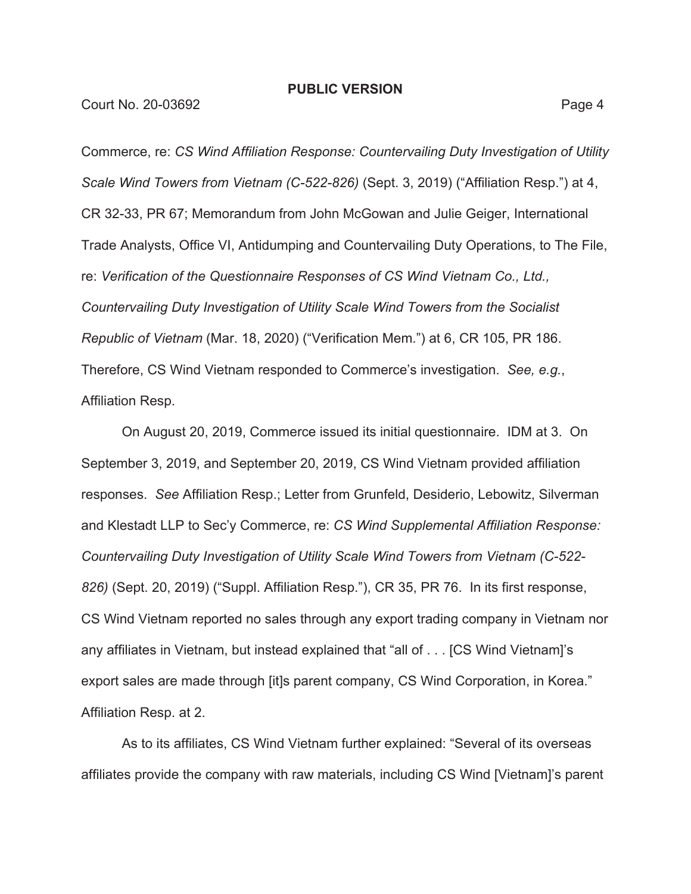Commerce, re: *CS Wind Affiliation Response: Countervailing Duty Investigation of Utility Scale Wind Towers from Vietnam (C-522-826)* (Sept. 3, 2019) ("Affiliation Resp.") at 4, CR 32-33, PR 67; Memorandum from John McGowan and Julie Geiger, International Trade Analysts, Office VI, Antidumping and Countervailing Duty Operations, to The File, re: *Verification of the Questionnaire Responses of CS Wind Vietnam Co., Ltd., Countervailing Duty Investigation of Utility Scale Wind Towers from the Socialist Republic of Vietnam* (Mar. 18, 2020) ("Verification Mem.") at 6, CR 105, PR 186. Therefore, CS Wind Vietnam responded to Commerce's investigation. *See, e.g.*, Affiliation Resp.

On August 20, 2019, Commerce issued its initial questionnaire. IDM at 3. On September 3, 2019, and September 20, 2019, CS Wind Vietnam provided affiliation responses. *See* Affiliation Resp.; Letter from Grunfeld, Desiderio, Lebowitz, Silverman and Klestadt LLP to Sec'y Commerce, re: *CS Wind Supplemental Affiliation Response: Countervailing Duty Investigation of Utility Scale Wind Towers from Vietnam (C-522-826)* (Sept. 20, 2019) ("Suppl. Affiliation Resp."), CR 35, PR 76. In its first response, CS Wind Vietnam reported no sales through any export trading company in Vietnam nor any affiliates in Vietnam, but instead explained that "all of . . . [CS Wind Vietnam]'s export sales are made through [it]s parent company, CS Wind Corporation, in Korea." Affiliation Resp. at 2.

As to its affiliates, CS Wind Vietnam further explained: "Several of its overseas affiliates provide the company with raw materials, including CS Wind [Vietnam]'s parent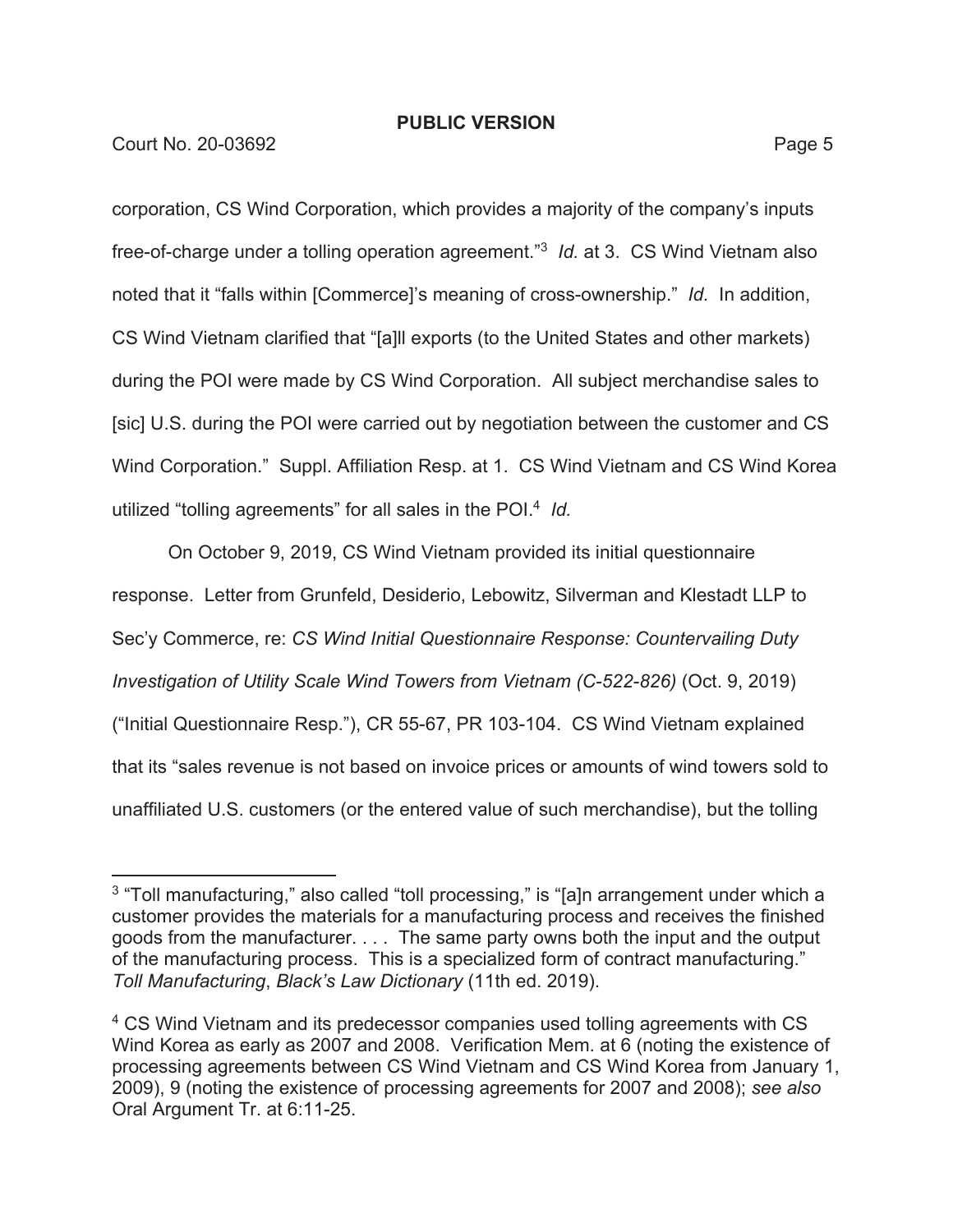corporation, CS Wind Corporation, which provides a majority of the company's inputs free-of-charge under a tolling operation agreement."[3] *Id.* at 3. CS Wind Vietnam also noted that it "falls within [Commerce]'s meaning of cross-ownership." *Id.* In addition, CS Wind Vietnam clarified that "[a]ll exports (to the United States and other markets) during the POI were made by CS Wind Corporation. All subject merchandise sales to [sic] U.S. during the POI were carried out by negotiation between the customer and CS Wind Corporation." Suppl. Affiliation Resp. at 1. CS Wind Vietnam and CS Wind Korea utilized "tolling agreements" for all sales in the POI.[4] *Id.*

On October 9, 2019, CS Wind Vietnam provided its initial questionnaire response. Letter from Grunfeld, Desiderio, Lebowitz, Silverman and Klestadt LLP to Sec'y Commerce, re: *CS Wind Initial Questionnaire Response: Countervailing Duty Investigation of Utility Scale Wind Towers from Vietnam (C-522-826)* (Oct. 9, 2019) ("Initial Questionnaire Resp."), CR 55-67, PR 103-104. CS Wind Vietnam explained that its "sales revenue is not based on invoice prices or amounts of wind towers sold to unaffiliated U.S. customers (or the entered value of such merchandise), but the tolling

---

[3] "Toll manufacturing," also called "toll processing," is "[a]n arrangement under which a customer provides the materials for a manufacturing process and receives the finished goods from the manufacturer. . . . The same party owns both the input and the output of the manufacturing process. This is a specialized form of contract manufacturing." *Toll Manufacturing*, *Black's Law Dictionary* (11th ed. 2019).

[4] CS Wind Vietnam and its predecessor companies used tolling agreements with CS Wind Korea as early as 2007 and 2008. Verification Mem. at 6 (noting the existence of processing agreements between CS Wind Vietnam and CS Wind Korea from January 1, 2009), 9 (noting the existence of processing agreements for 2007 and 2008); *see also* Oral Argument Tr. at 6:11-25.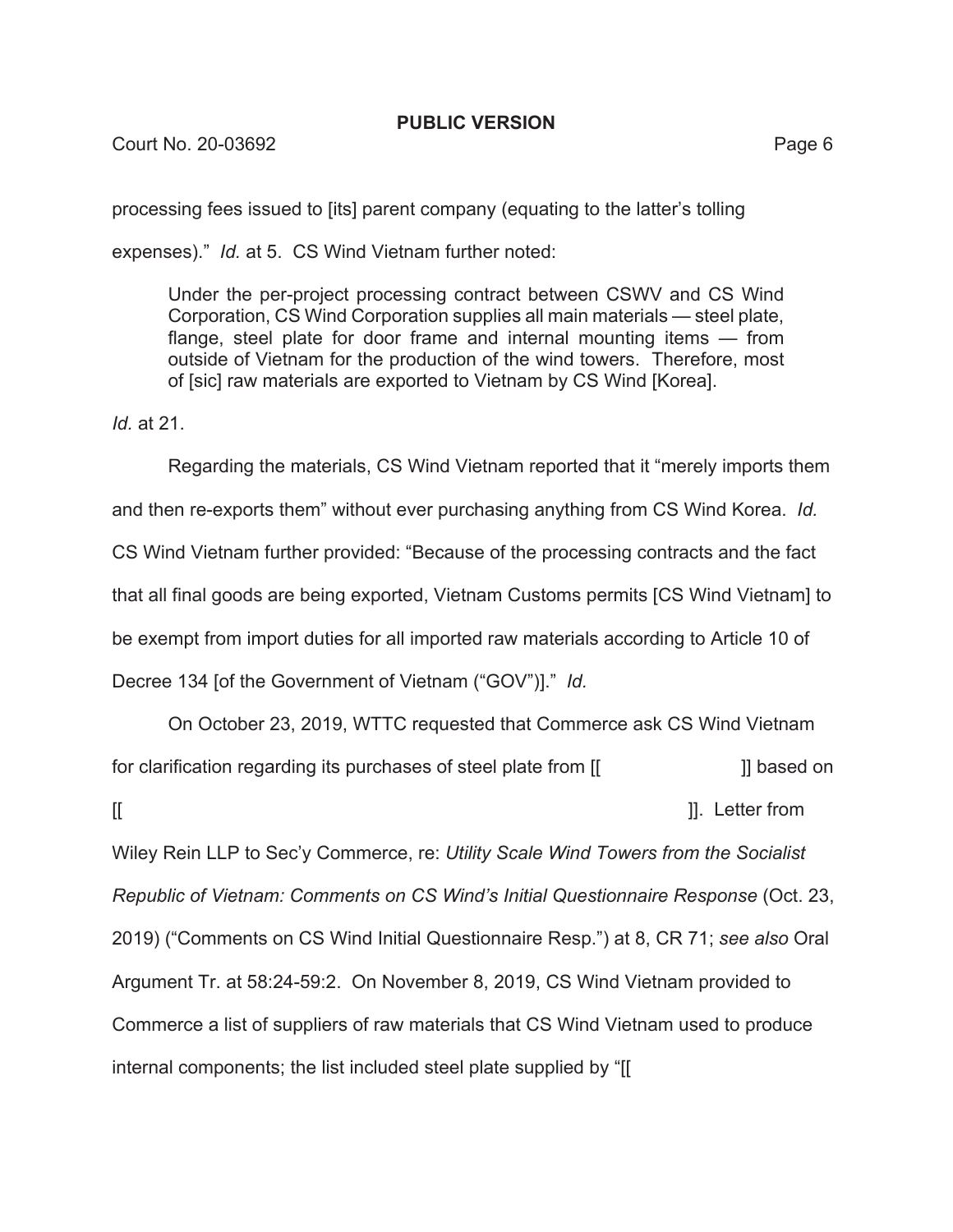processing fees issued to [its] parent company (equating to the latter's tolling expenses)." *Id.* at 5. CS Wind Vietnam further noted:

> Under the per-project processing contract between CSWV and CS Wind Corporation, CS Wind Corporation supplies all main materials — steel plate, flange, steel plate for door frame and internal mounting items — from outside of Vietnam for the production of the wind towers. Therefore, most of [sic] raw materials are exported to Vietnam by CS Wind [Korea].

*Id.* at 21.

Regarding the materials, CS Wind Vietnam reported that it "merely imports them and then re-exports them" without ever purchasing anything from CS Wind Korea. *Id.* CS Wind Vietnam further provided: "Because of the processing contracts and the fact that all final goods are being exported, Vietnam Customs permits [CS Wind Vietnam] to be exempt from import duties for all imported raw materials according to Article 10 of Decree 134 [of the Government of Vietnam ("GOV")]." *Id.*

On October 23, 2019, WTTC requested that Commerce ask CS Wind Vietnam for clarification regarding its purchases of steel plate from [[ ]] based on [[ ]]. Letter from Wiley Rein LLP to Sec'y Commerce, re: *Utility Scale Wind Towers from the Socialist Republic of Vietnam: Comments on CS Wind's Initial Questionnaire Response* (Oct. 23, 2019) ("Comments on CS Wind Initial Questionnaire Resp.") at 8, CR 71; *see also* Oral Argument Tr. at 58:24-59:2. On November 8, 2019, CS Wind Vietnam provided to Commerce a list of suppliers of raw materials that CS Wind Vietnam used to produce internal components; the list included steel plate supplied by "[[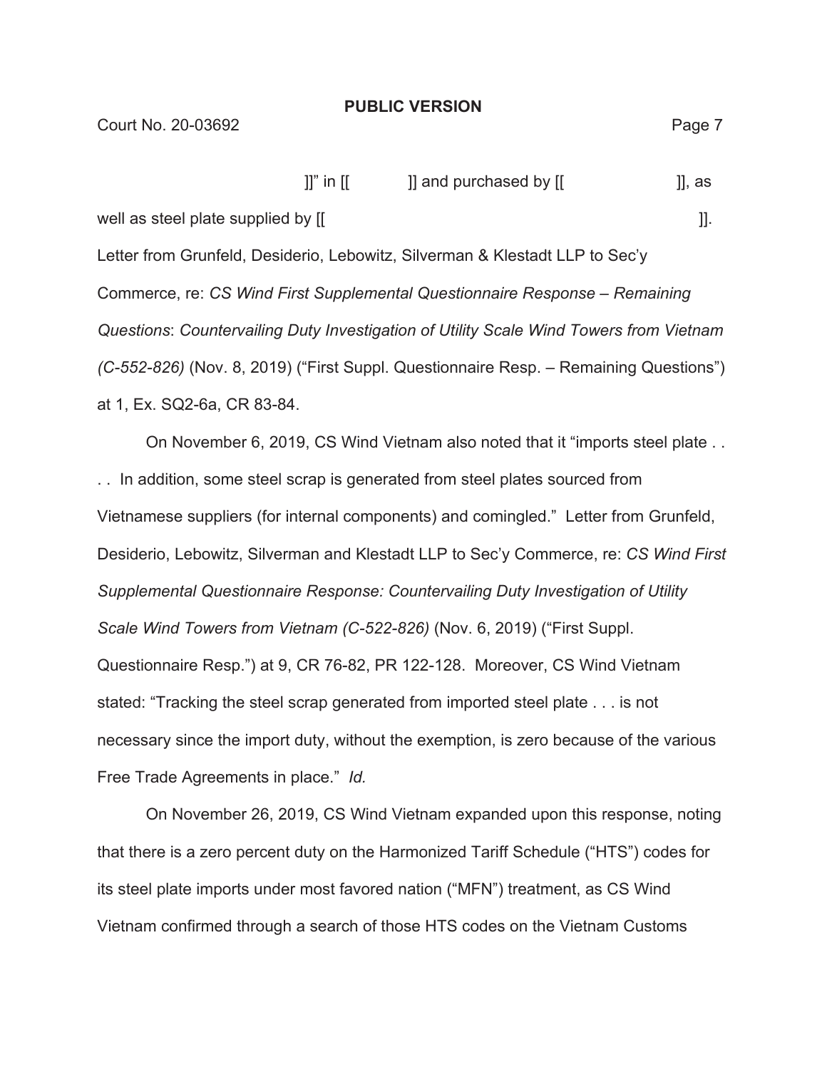]]" in [[ ]] and purchased by [[ ]], as well as steel plate supplied by [[ ]]. Letter from Grunfeld, Desiderio, Lebowitz, Silverman & Klestadt LLP to Sec'y Commerce, re: *CS Wind First Supplemental Questionnaire Response – Remaining Questions*: *Countervailing Duty Investigation of Utility Scale Wind Towers from Vietnam (C-552-826)* (Nov. 8, 2019) ("First Suppl. Questionnaire Resp. – Remaining Questions") at 1, Ex. SQ2-6a, CR 83-84.

On November 6, 2019, CS Wind Vietnam also noted that it "imports steel plate . . . . In addition, some steel scrap is generated from steel plates sourced from Vietnamese suppliers (for internal components) and comingled." Letter from Grunfeld, Desiderio, Lebowitz, Silverman and Klestadt LLP to Sec'y Commerce, re: *CS Wind First Supplemental Questionnaire Response: Countervailing Duty Investigation of Utility Scale Wind Towers from Vietnam (C-522-826)* (Nov. 6, 2019) ("First Suppl. Questionnaire Resp.") at 9, CR 76-82, PR 122-128. Moreover, CS Wind Vietnam stated: "Tracking the steel scrap generated from imported steel plate . . . is not necessary since the import duty, without the exemption, is zero because of the various Free Trade Agreements in place." *Id.*

On November 26, 2019, CS Wind Vietnam expanded upon this response, noting that there is a zero percent duty on the Harmonized Tariff Schedule ("HTS") codes for its steel plate imports under most favored nation ("MFN") treatment, as CS Wind Vietnam confirmed through a search of those HTS codes on the Vietnam Customs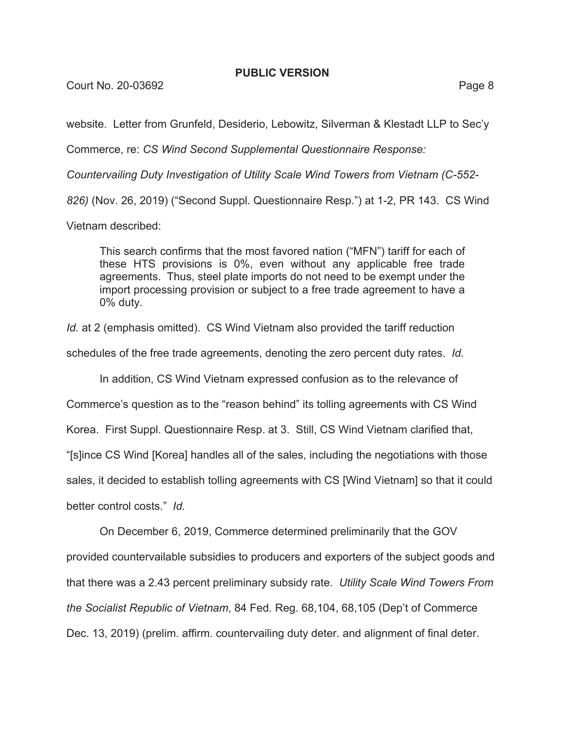website. Letter from Grunfeld, Desiderio, Lebowitz, Silverman & Klestadt LLP to Sec'y Commerce, re: *CS Wind Second Supplemental Questionnaire Response: Countervailing Duty Investigation of Utility Scale Wind Towers from Vietnam (C-552-826)* (Nov. 26, 2019) ("Second Suppl. Questionnaire Resp.") at 1-2, PR 143. CS Wind Vietnam described:

> This search confirms that the most favored nation ("MFN") tariff for each of these HTS provisions is 0%, even without any applicable free trade agreements. Thus, steel plate imports do not need to be exempt under the import processing provision or subject to a free trade agreement to have a 0% duty.

*Id.* at 2 (emphasis omitted). CS Wind Vietnam also provided the tariff reduction schedules of the free trade agreements, denoting the zero percent duty rates. *Id.*

In addition, CS Wind Vietnam expressed confusion as to the relevance of Commerce's question as to the "reason behind" its tolling agreements with CS Wind Korea. First Suppl. Questionnaire Resp. at 3. Still, CS Wind Vietnam clarified that, "[s]ince CS Wind [Korea] handles all of the sales, including the negotiations with those sales, it decided to establish tolling agreements with CS [Wind Vietnam] so that it could better control costs." *Id.*

On December 6, 2019, Commerce determined preliminarily that the GOV provided countervailable subsidies to producers and exporters of the subject goods and that there was a 2.43 percent preliminary subsidy rate. *Utility Scale Wind Towers From the Socialist Republic of Vietnam*, 84 Fed. Reg. 68,104, 68,105 (Dep't of Commerce Dec. 13, 2019) (prelim. affirm. countervailing duty deter. and alignment of final deter.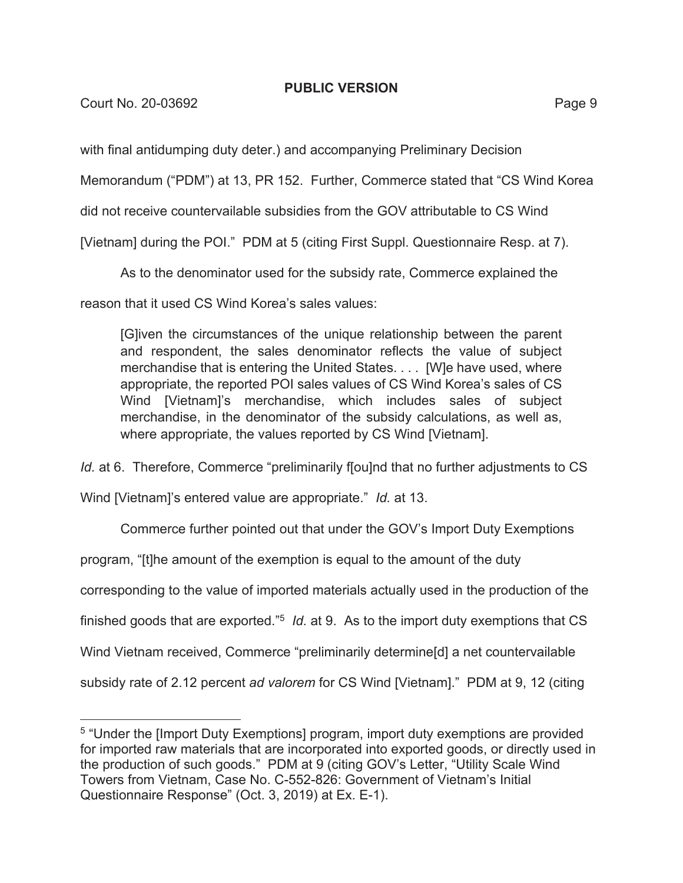with final antidumping duty deter.) and accompanying Preliminary Decision Memorandum ("PDM") at 13, PR 152. Further, Commerce stated that "CS Wind Korea did not receive countervailable subsidies from the GOV attributable to CS Wind [Vietnam] during the POI." PDM at 5 (citing First Suppl. Questionnaire Resp. at 7).

As to the denominator used for the subsidy rate, Commerce explained the reason that it used CS Wind Korea's sales values:

> [G]iven the circumstances of the unique relationship between the parent and respondent, the sales denominator reflects the value of subject merchandise that is entering the United States. . . . [W]e have used, where appropriate, the reported POI sales values of CS Wind Korea's sales of CS Wind [Vietnam]'s merchandise, which includes sales of subject merchandise, in the denominator of the subsidy calculations, as well as, where appropriate, the values reported by CS Wind [Vietnam].

*Id.* at 6. Therefore, Commerce "preliminarily f[ou]nd that no further adjustments to CS Wind [Vietnam]'s entered value are appropriate." *Id.* at 13.

Commerce further pointed out that under the GOV's Import Duty Exemptions program, "[t]he amount of the exemption is equal to the amount of the duty corresponding to the value of imported materials actually used in the production of the finished goods that are exported."[5] *Id.* at 9. As to the import duty exemptions that CS Wind Vietnam received, Commerce "preliminarily determine[d] a net countervailable subsidy rate of 2.12 percent *ad valorem* for CS Wind [Vietnam]." PDM at 9, 12 (citing

---

[5] "Under the [Import Duty Exemptions] program, import duty exemptions are provided for imported raw materials that are incorporated into exported goods, or directly used in the production of such goods." PDM at 9 (citing GOV's Letter, "Utility Scale Wind Towers from Vietnam, Case No. C-552-826: Government of Vietnam's Initial Questionnaire Response" (Oct. 3, 2019) at Ex. E-1).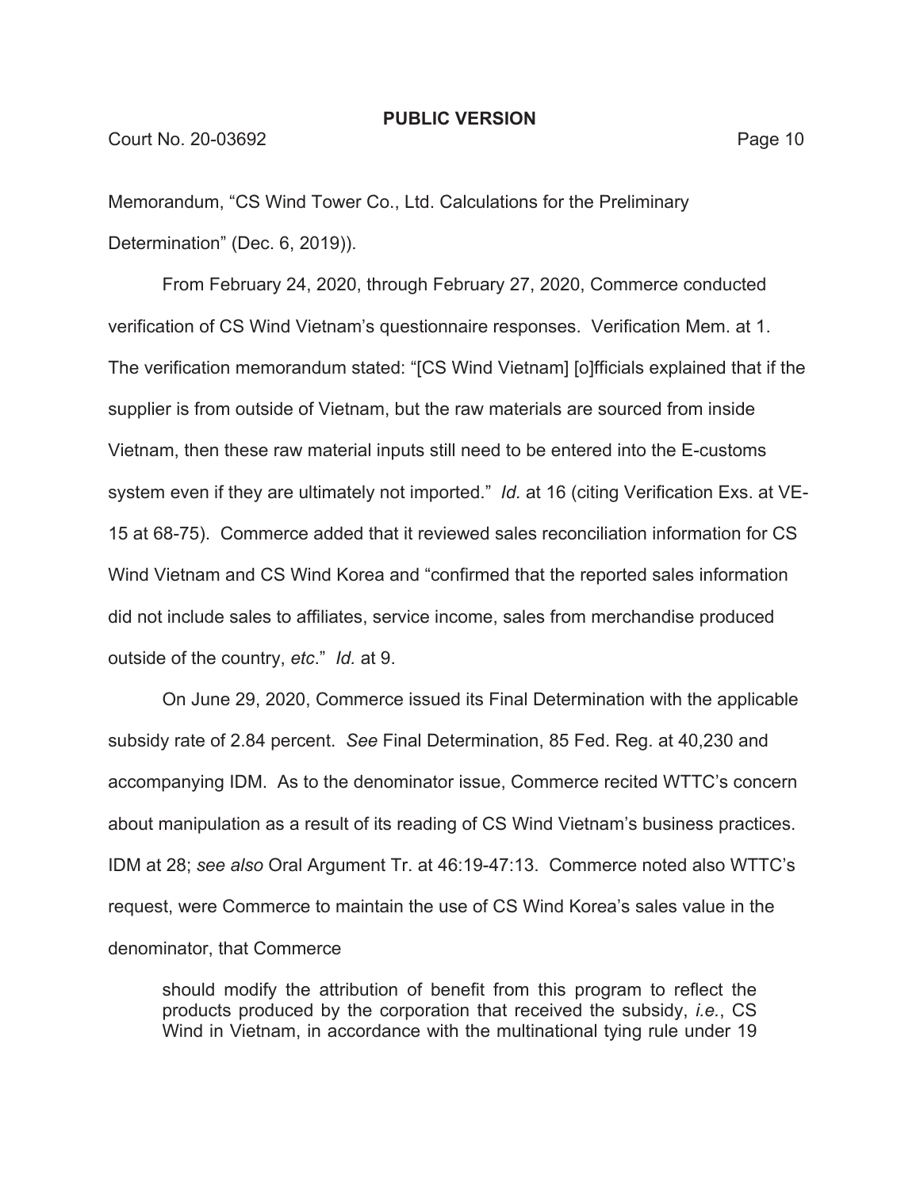Memorandum, "CS Wind Tower Co., Ltd. Calculations for the Preliminary Determination" (Dec. 6, 2019)).

From February 24, 2020, through February 27, 2020, Commerce conducted verification of CS Wind Vietnam's questionnaire responses. Verification Mem. at 1. The verification memorandum stated: "[CS Wind Vietnam] [o]fficials explained that if the supplier is from outside of Vietnam, but the raw materials are sourced from inside Vietnam, then these raw material inputs still need to be entered into the E-customs system even if they are ultimately not imported." *Id.* at 16 (citing Verification Exs. at VE-15 at 68-75). Commerce added that it reviewed sales reconciliation information for CS Wind Vietnam and CS Wind Korea and "confirmed that the reported sales information did not include sales to affiliates, service income, sales from merchandise produced outside of the country, *etc*." *Id.* at 9.

On June 29, 2020, Commerce issued its Final Determination with the applicable subsidy rate of 2.84 percent. *See* Final Determination, 85 Fed. Reg. at 40,230 and accompanying IDM. As to the denominator issue, Commerce recited WTTC's concern about manipulation as a result of its reading of CS Wind Vietnam's business practices. IDM at 28; *see also* Oral Argument Tr. at 46:19-47:13. Commerce noted also WTTC's request, were Commerce to maintain the use of CS Wind Korea's sales value in the denominator, that Commerce

> should modify the attribution of benefit from this program to reflect the products produced by the corporation that received the subsidy, *i.e.*, CS Wind in Vietnam, in accordance with the multinational tying rule under 19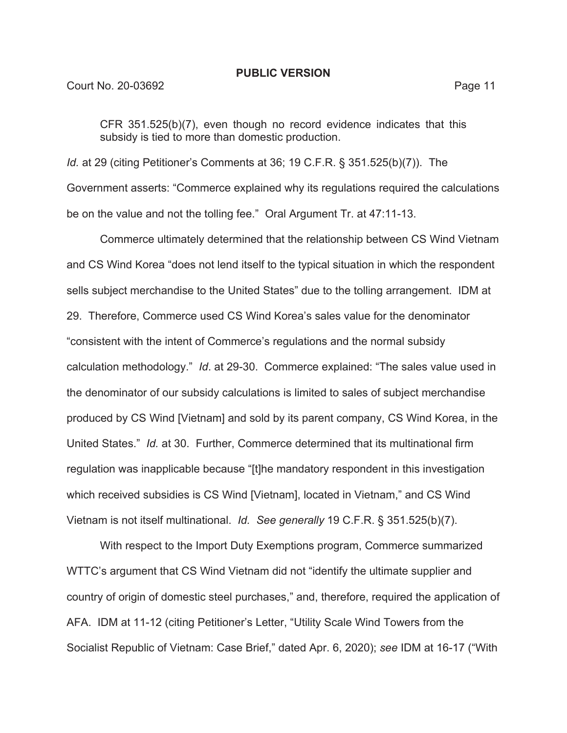CFR 351.525(b)(7), even though no record evidence indicates that this subsidy is tied to more than domestic production.

*Id.* at 29 (citing Petitioner's Comments at 36; 19 C.F.R. § 351.525(b)(7)). The Government asserts: "Commerce explained why its regulations required the calculations be on the value and not the tolling fee." Oral Argument Tr. at 47:11-13.

Commerce ultimately determined that the relationship between CS Wind Vietnam and CS Wind Korea "does not lend itself to the typical situation in which the respondent sells subject merchandise to the United States" due to the tolling arrangement. IDM at 29. Therefore, Commerce used CS Wind Korea's sales value for the denominator "consistent with the intent of Commerce's regulations and the normal subsidy calculation methodology." *Id*. at 29-30. Commerce explained: "The sales value used in the denominator of our subsidy calculations is limited to sales of subject merchandise produced by CS Wind [Vietnam] and sold by its parent company, CS Wind Korea, in the United States." *Id.* at 30. Further, Commerce determined that its multinational firm regulation was inapplicable because "[t]he mandatory respondent in this investigation which received subsidies is CS Wind [Vietnam], located in Vietnam," and CS Wind Vietnam is not itself multinational. *Id. See generally* 19 C.F.R. § 351.525(b)(7).

With respect to the Import Duty Exemptions program, Commerce summarized WTTC's argument that CS Wind Vietnam did not "identify the ultimate supplier and country of origin of domestic steel purchases," and, therefore, required the application of AFA. IDM at 11-12 (citing Petitioner's Letter, "Utility Scale Wind Towers from the Socialist Republic of Vietnam: Case Brief," dated Apr. 6, 2020); *see* IDM at 16-17 ("With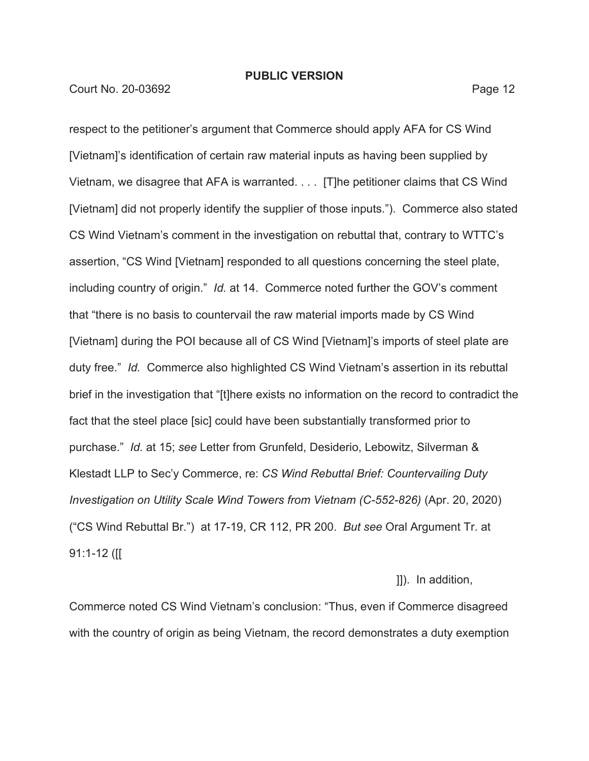respect to the petitioner's argument that Commerce should apply AFA for CS Wind [Vietnam]'s identification of certain raw material inputs as having been supplied by Vietnam, we disagree that AFA is warranted. . . . [T]he petitioner claims that CS Wind [Vietnam] did not properly identify the supplier of those inputs."). Commerce also stated CS Wind Vietnam's comment in the investigation on rebuttal that, contrary to WTTC's assertion, "CS Wind [Vietnam] responded to all questions concerning the steel plate, including country of origin." *Id.* at 14. Commerce noted further the GOV's comment that "there is no basis to countervail the raw material imports made by CS Wind [Vietnam] during the POI because all of CS Wind [Vietnam]'s imports of steel plate are duty free." *Id.* Commerce also highlighted CS Wind Vietnam's assertion in its rebuttal brief in the investigation that "[t]here exists no information on the record to contradict the fact that the steel place [sic] could have been substantially transformed prior to purchase." *Id.* at 15; *see* Letter from Grunfeld, Desiderio, Lebowitz, Silverman & Klestadt LLP to Sec'y Commerce, re: *CS Wind Rebuttal Brief: Countervailing Duty Investigation on Utility Scale Wind Towers from Vietnam (C-552-826)* (Apr. 20, 2020) ("CS Wind Rebuttal Br.") at 17-19, CR 112, PR 200. *But see* Oral Argument Tr. at 91:1-12 ([[

]]). In addition, Commerce noted CS Wind Vietnam's conclusion: "Thus, even if Commerce disagreed with the country of origin as being Vietnam, the record demonstrates a duty exemption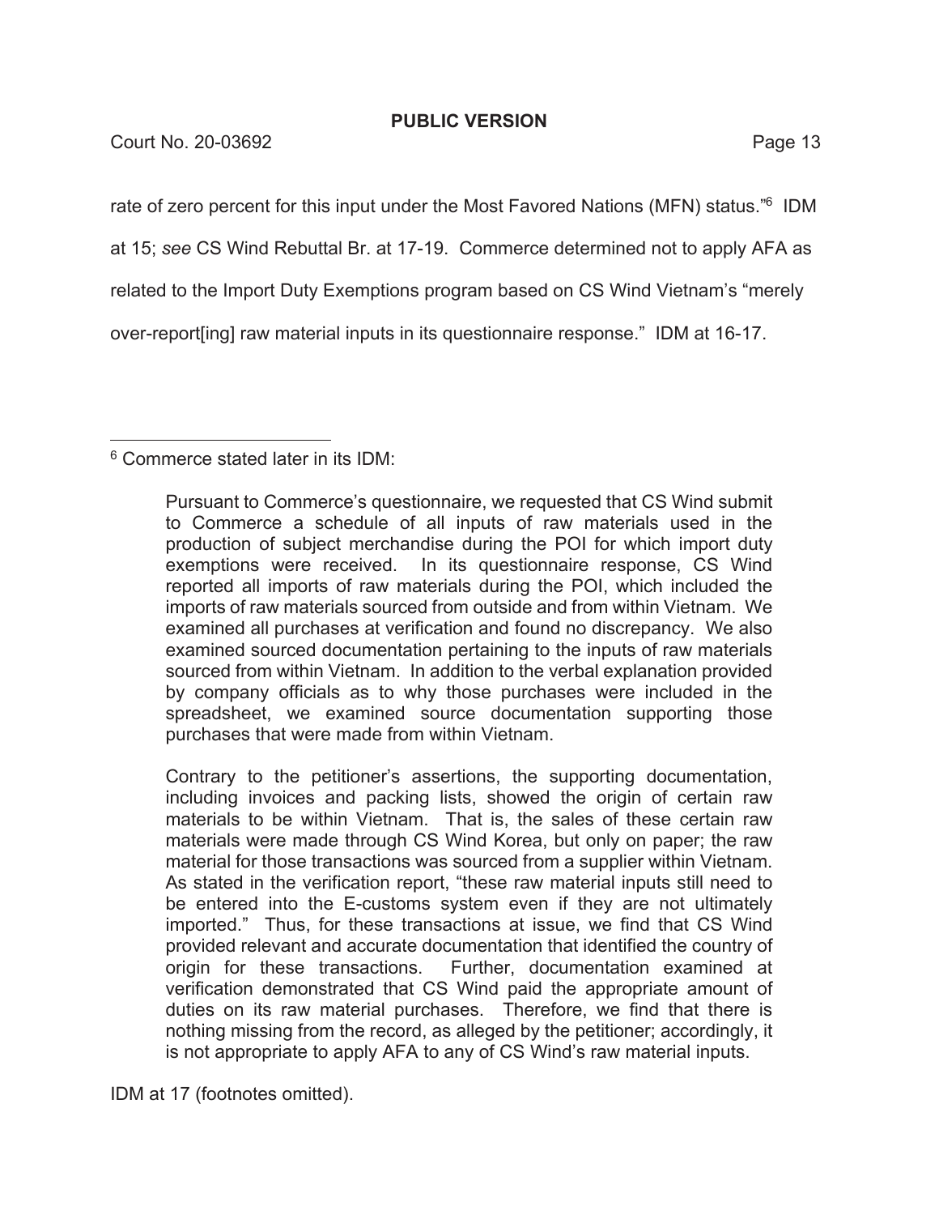rate of zero percent for this input under the Most Favored Nations (MFN) status."[6] IDM at 15; *see* CS Wind Rebuttal Br. at 17-19. Commerce determined not to apply AFA as related to the Import Duty Exemptions program based on CS Wind Vietnam's "merely over-report[ing] raw material inputs in its questionnaire response." IDM at 16-17.

---

[6] Commerce stated later in its IDM:

> Pursuant to Commerce's questionnaire, we requested that CS Wind submit to Commerce a schedule of all inputs of raw materials used in the production of subject merchandise during the POI for which import duty exemptions were received. In its questionnaire response, CS Wind reported all imports of raw materials during the POI, which included the imports of raw materials sourced from outside and from within Vietnam. We examined all purchases at verification and found no discrepancy. We also examined sourced documentation pertaining to the inputs of raw materials sourced from within Vietnam. In addition to the verbal explanation provided by company officials as to why those purchases were included in the spreadsheet, we examined source documentation supporting those purchases that were made from within Vietnam.
>
> Contrary to the petitioner's assertions, the supporting documentation, including invoices and packing lists, showed the origin of certain raw materials to be within Vietnam. That is, the sales of these certain raw materials were made through CS Wind Korea, but only on paper; the raw material for those transactions was sourced from a supplier within Vietnam. As stated in the verification report, "these raw material inputs still need to be entered into the E-customs system even if they are not ultimately imported." Thus, for these transactions at issue, we find that CS Wind provided relevant and accurate documentation that identified the country of origin for these transactions. Further, documentation examined at verification demonstrated that CS Wind paid the appropriate amount of duties on its raw material purchases. Therefore, we find that there is nothing missing from the record, as alleged by the petitioner; accordingly, it is not appropriate to apply AFA to any of CS Wind's raw material inputs.

IDM at 17 (footnotes omitted).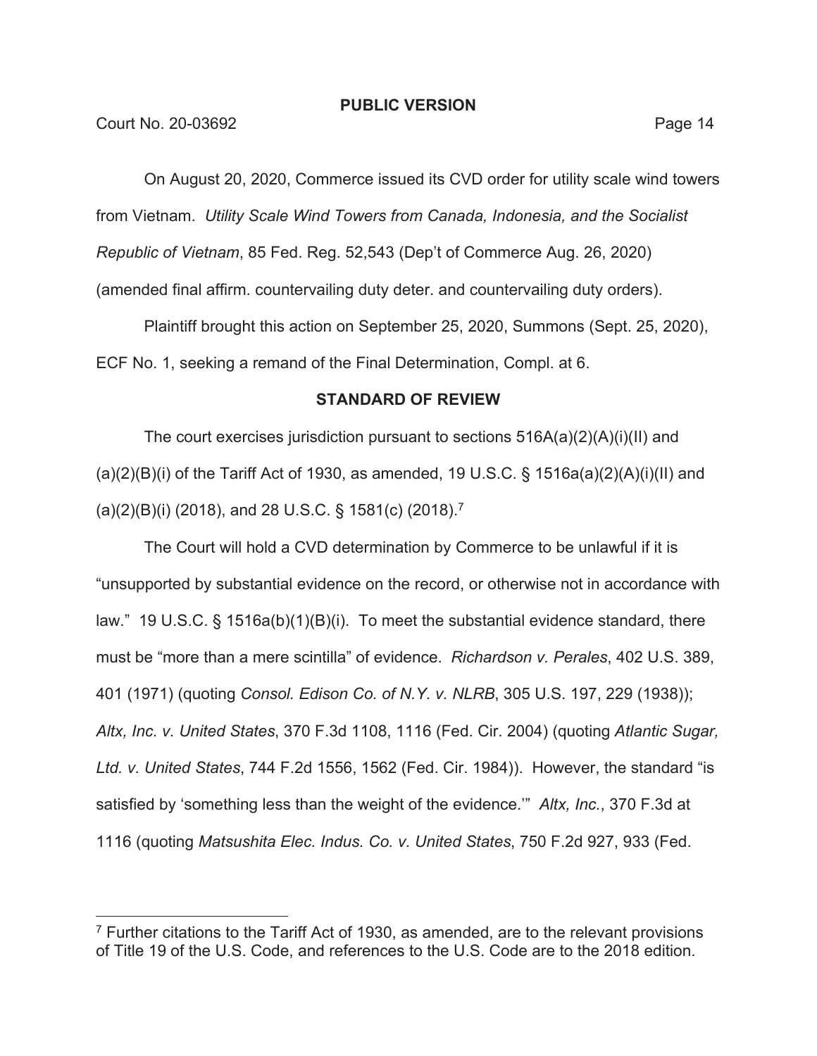On August 20, 2020, Commerce issued its CVD order for utility scale wind towers from Vietnam. *Utility Scale Wind Towers from Canada, Indonesia, and the Socialist Republic of Vietnam*, 85 Fed. Reg. 52,543 (Dep't of Commerce Aug. 26, 2020) (amended final affirm. countervailing duty deter. and countervailing duty orders).

Plaintiff brought this action on September 25, 2020, Summons (Sept. 25, 2020), ECF No. 1, seeking a remand of the Final Determination, Compl. at 6.

## STANDARD OF REVIEW

The court exercises jurisdiction pursuant to sections 516A(a)(2)(A)(i)(II) and (a)(2)(B)(i) of the Tariff Act of 1930, as amended, 19 U.S.C. § 1516a(a)(2)(A)(i)(II) and (a)(2)(B)(i) (2018), and 28 U.S.C. § 1581(c) (2018).[7]

The Court will hold a CVD determination by Commerce to be unlawful if it is "unsupported by substantial evidence on the record, or otherwise not in accordance with law." 19 U.S.C. § 1516a(b)(1)(B)(i). To meet the substantial evidence standard, there must be "more than a mere scintilla" of evidence. *Richardson v. Perales*, 402 U.S. 389, 401 (1971) (quoting *Consol. Edison Co. of N.Y. v. NLRB*, 305 U.S. 197, 229 (1938)); *Altx, Inc. v. United States*, 370 F.3d 1108, 1116 (Fed. Cir. 2004) (quoting *Atlantic Sugar, Ltd. v. United States*, 744 F.2d 1556, 1562 (Fed. Cir. 1984)). However, the standard "is satisfied by 'something less than the weight of the evidence.'" *Altx, Inc.*, 370 F.3d at 1116 (quoting *Matsushita Elec. Indus. Co. v. United States*, 750 F.2d 927, 933 (Fed.

[7] Further citations to the Tariff Act of 1930, as amended, are to the relevant provisions of Title 19 of the U.S. Code, and references to the U.S. Code are to the 2018 edition.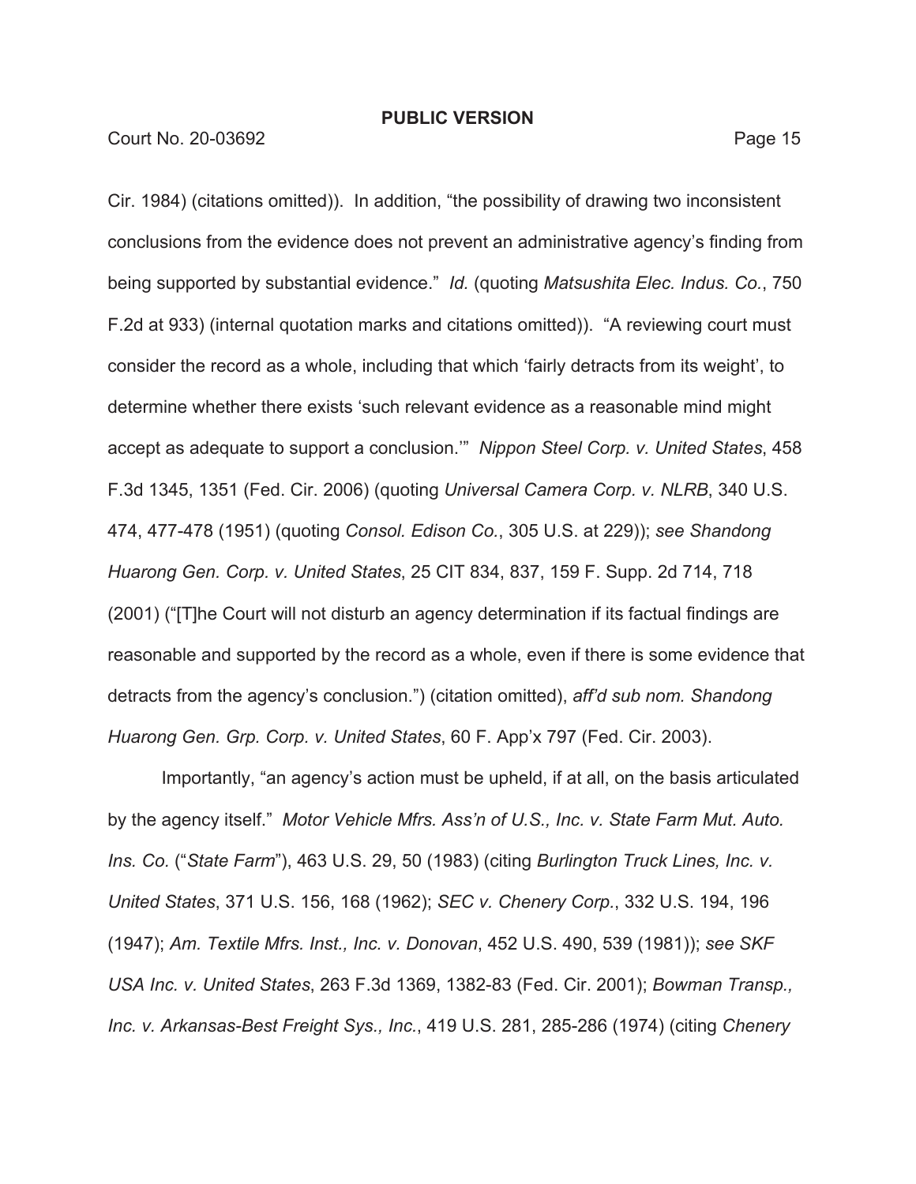Cir. 1984) (citations omitted)). In addition, "the possibility of drawing two inconsistent conclusions from the evidence does not prevent an administrative agency's finding from being supported by substantial evidence." *Id.* (quoting *Matsushita Elec. Indus. Co.*, 750 F.2d at 933) (internal quotation marks and citations omitted)). "A reviewing court must consider the record as a whole, including that which 'fairly detracts from its weight', to determine whether there exists 'such relevant evidence as a reasonable mind might accept as adequate to support a conclusion.'" *Nippon Steel Corp. v. United States*, 458 F.3d 1345, 1351 (Fed. Cir. 2006) (quoting *Universal Camera Corp. v. NLRB*, 340 U.S. 474, 477-478 (1951) (quoting *Consol. Edison Co.*, 305 U.S. at 229)); *see Shandong Huarong Gen. Corp. v. United States*, 25 CIT 834, 837, 159 F. Supp. 2d 714, 718 (2001) ("[T]he Court will not disturb an agency determination if its factual findings are reasonable and supported by the record as a whole, even if there is some evidence that detracts from the agency's conclusion.") (citation omitted), *aff'd sub nom. Shandong Huarong Gen. Grp. Corp. v. United States*, 60 F. App'x 797 (Fed. Cir. 2003).

Importantly, "an agency's action must be upheld, if at all, on the basis articulated by the agency itself." *Motor Vehicle Mfrs. Ass'n of U.S., Inc. v. State Farm Mut. Auto. Ins. Co.* ("*State Farm*"), 463 U.S. 29, 50 (1983) (citing *Burlington Truck Lines, Inc. v. United States*, 371 U.S. 156, 168 (1962); *SEC v. Chenery Corp.*, 332 U.S. 194, 196 (1947); *Am. Textile Mfrs. Inst., Inc. v. Donovan*, 452 U.S. 490, 539 (1981)); *see SKF USA Inc. v. United States*, 263 F.3d 1369, 1382-83 (Fed. Cir. 2001); *Bowman Transp., Inc. v. Arkansas-Best Freight Sys., Inc.*, 419 U.S. 281, 285-286 (1974) (citing *Chenery*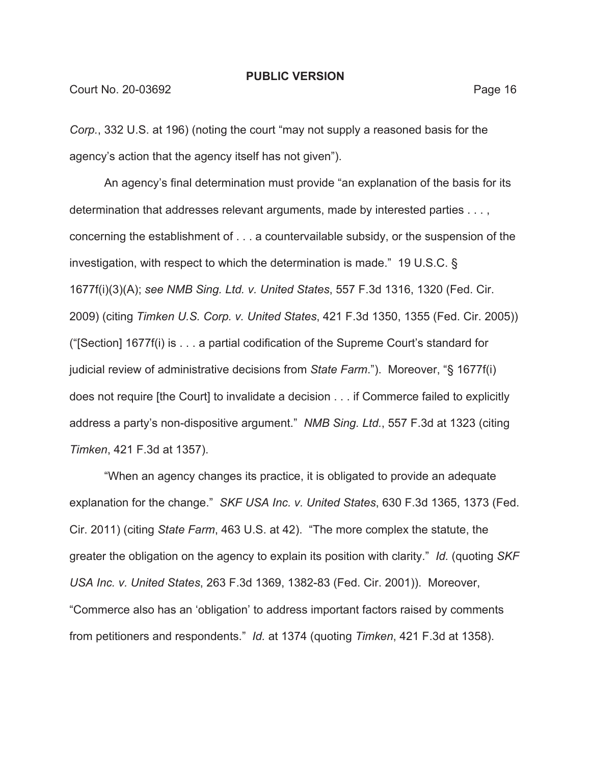*Corp.*, 332 U.S. at 196) (noting the court "may not supply a reasoned basis for the agency's action that the agency itself has not given").

An agency's final determination must provide "an explanation of the basis for its determination that addresses relevant arguments, made by interested parties . . . , concerning the establishment of . . . a countervailable subsidy, or the suspension of the investigation, with respect to which the determination is made." 19 U.S.C. § 1677f(i)(3)(A); *see NMB Sing. Ltd. v. United States*, 557 F.3d 1316, 1320 (Fed. Cir. 2009) (citing *Timken U.S. Corp. v. United States*, 421 F.3d 1350, 1355 (Fed. Cir. 2005)) ("[Section] 1677f(i) is . . . a partial codification of the Supreme Court's standard for judicial review of administrative decisions from *State Farm*."). Moreover, "§ 1677f(i) does not require [the Court] to invalidate a decision . . . if Commerce failed to explicitly address a party's non-dispositive argument." *NMB Sing. Ltd.*, 557 F.3d at 1323 (citing *Timken*, 421 F.3d at 1357).

"When an agency changes its practice, it is obligated to provide an adequate explanation for the change." *SKF USA Inc. v. United States*, 630 F.3d 1365, 1373 (Fed. Cir. 2011) (citing *State Farm*, 463 U.S. at 42). "The more complex the statute, the greater the obligation on the agency to explain its position with clarity." *Id.* (quoting *SKF USA Inc. v. United States*, 263 F.3d 1369, 1382-83 (Fed. Cir. 2001)). Moreover, "Commerce also has an 'obligation' to address important factors raised by comments from petitioners and respondents." *Id.* at 1374 (quoting *Timken*, 421 F.3d at 1358).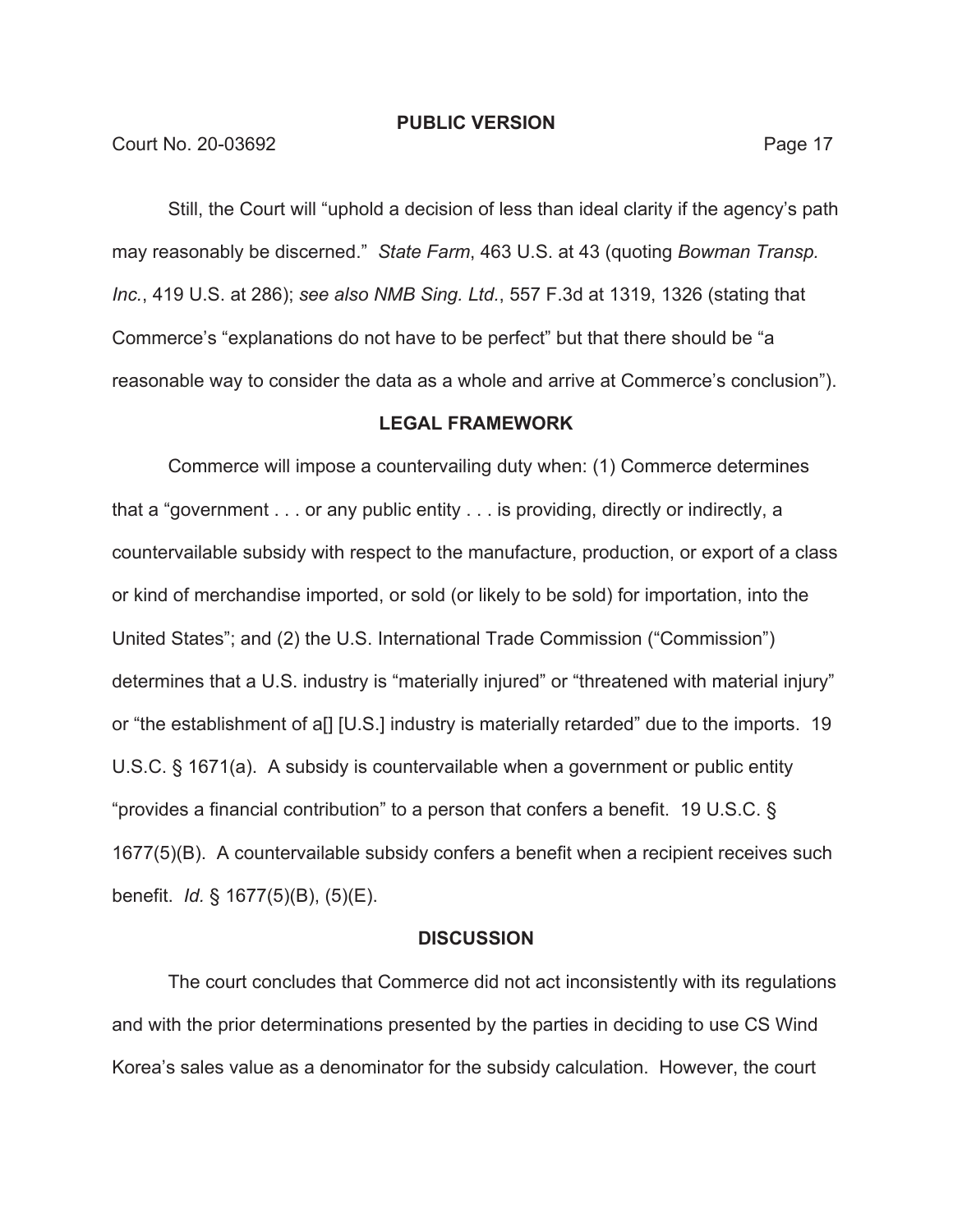Still, the Court will "uphold a decision of less than ideal clarity if the agency's path may reasonably be discerned." *State Farm*, 463 U.S. at 43 (quoting *Bowman Transp. Inc.*, 419 U.S. at 286); *see also NMB Sing. Ltd.*, 557 F.3d at 1319, 1326 (stating that Commerce's "explanations do not have to be perfect" but that there should be "a reasonable way to consider the data as a whole and arrive at Commerce's conclusion").

**LEGAL FRAMEWORK**

Commerce will impose a countervailing duty when: (1) Commerce determines that a "government . . . or any public entity . . . is providing, directly or indirectly, a countervailable subsidy with respect to the manufacture, production, or export of a class or kind of merchandise imported, or sold (or likely to be sold) for importation, into the United States"; and (2) the U.S. International Trade Commission ("Commission") determines that a U.S. industry is "materially injured" or "threatened with material injury" or "the establishment of a[] [U.S.] industry is materially retarded" due to the imports. 19 U.S.C. § 1671(a). A subsidy is countervailable when a government or public entity "provides a financial contribution" to a person that confers a benefit. 19 U.S.C. § 1677(5)(B). A countervailable subsidy confers a benefit when a recipient receives such benefit. *Id.* § 1677(5)(B), (5)(E).

**DISCUSSION**

The court concludes that Commerce did not act inconsistently with its regulations and with the prior determinations presented by the parties in deciding to use CS Wind Korea's sales value as a denominator for the subsidy calculation. However, the court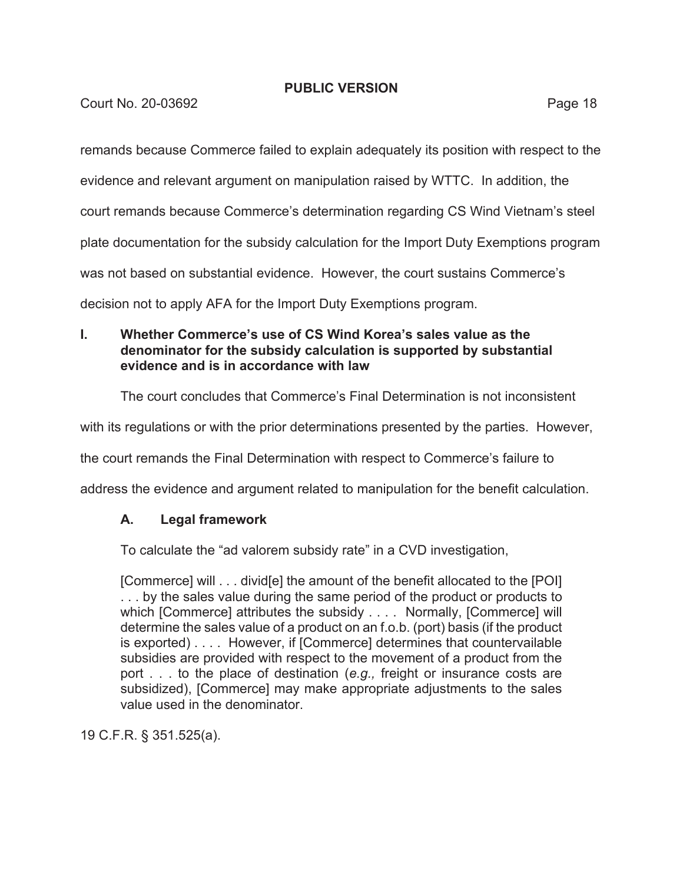remands because Commerce failed to explain adequately its position with respect to the evidence and relevant argument on manipulation raised by WTTC. In addition, the court remands because Commerce's determination regarding CS Wind Vietnam's steel plate documentation for the subsidy calculation for the Import Duty Exemptions program was not based on substantial evidence. However, the court sustains Commerce's decision not to apply AFA for the Import Duty Exemptions program.

## I. Whether Commerce's use of CS Wind Korea's sales value as the denominator for the subsidy calculation is supported by substantial evidence and is in accordance with law

The court concludes that Commerce's Final Determination is not inconsistent with its regulations or with the prior determinations presented by the parties. However, the court remands the Final Determination with respect to Commerce's failure to address the evidence and argument related to manipulation for the benefit calculation.

### A. Legal framework

To calculate the "ad valorem subsidy rate" in a CVD investigation,

> [Commerce] will . . . divid[e] the amount of the benefit allocated to the [POI] . . . by the sales value during the same period of the product or products to which [Commerce] attributes the subsidy . . . . Normally, [Commerce] will determine the sales value of a product on an f.o.b. (port) basis (if the product is exported) . . . . However, if [Commerce] determines that countervailable subsidies are provided with respect to the movement of a product from the port . . . to the place of destination (*e.g.,* freight or insurance costs are subsidized), [Commerce] may make appropriate adjustments to the sales value used in the denominator.

19 C.F.R. § 351.525(a).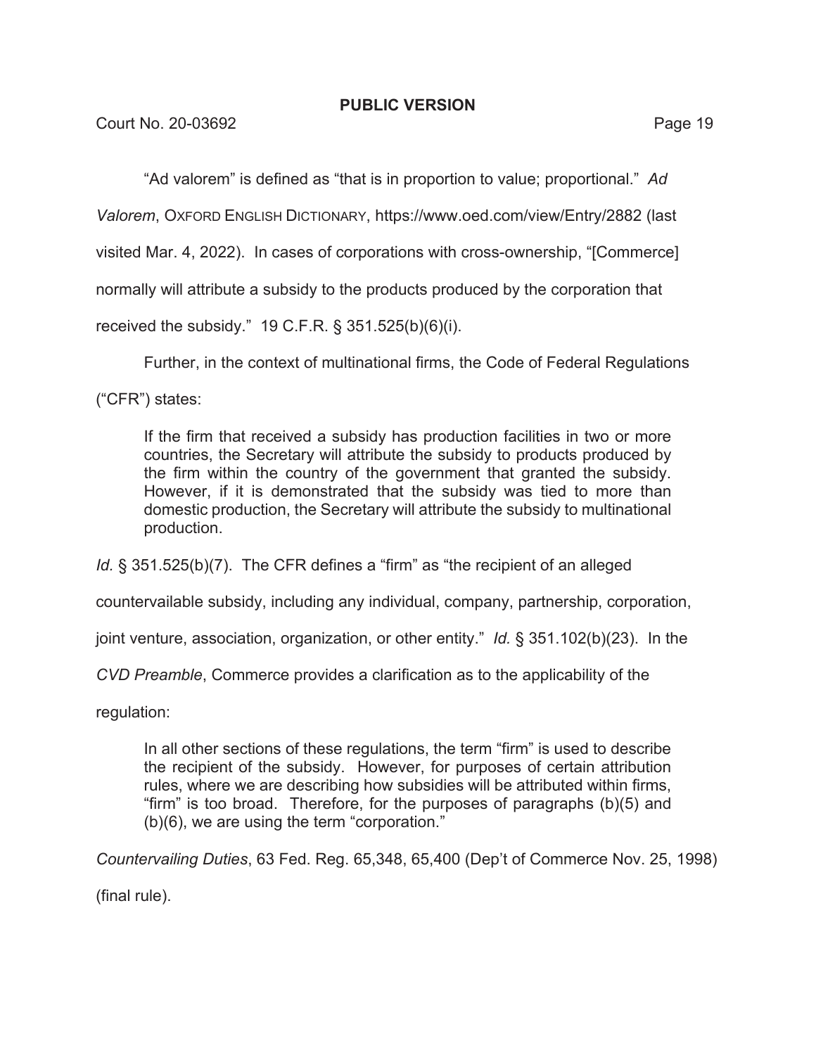"Ad valorem" is defined as "that is in proportion to value; proportional." *Ad Valorem*, OXFORD ENGLISH DICTIONARY, https://www.oed.com/view/Entry/2882 (last visited Mar. 4, 2022). In cases of corporations with cross-ownership, "[Commerce] normally will attribute a subsidy to the products produced by the corporation that received the subsidy." 19 C.F.R. § 351.525(b)(6)(i).

Further, in the context of multinational firms, the Code of Federal Regulations ("CFR") states:

> If the firm that received a subsidy has production facilities in two or more countries, the Secretary will attribute the subsidy to products produced by the firm within the country of the government that granted the subsidy. However, if it is demonstrated that the subsidy was tied to more than domestic production, the Secretary will attribute the subsidy to multinational production.

*Id.* § 351.525(b)(7). The CFR defines a "firm" as "the recipient of an alleged countervailable subsidy, including any individual, company, partnership, corporation, joint venture, association, organization, or other entity." *Id.* § 351.102(b)(23). In the *CVD Preamble*, Commerce provides a clarification as to the applicability of the regulation:

> In all other sections of these regulations, the term "firm" is used to describe the recipient of the subsidy. However, for purposes of certain attribution rules, where we are describing how subsidies will be attributed within firms, "firm" is too broad. Therefore, for the purposes of paragraphs (b)(5) and (b)(6), we are using the term "corporation."

*Countervailing Duties*, 63 Fed. Reg. 65,348, 65,400 (Dep't of Commerce Nov. 25, 1998) (final rule).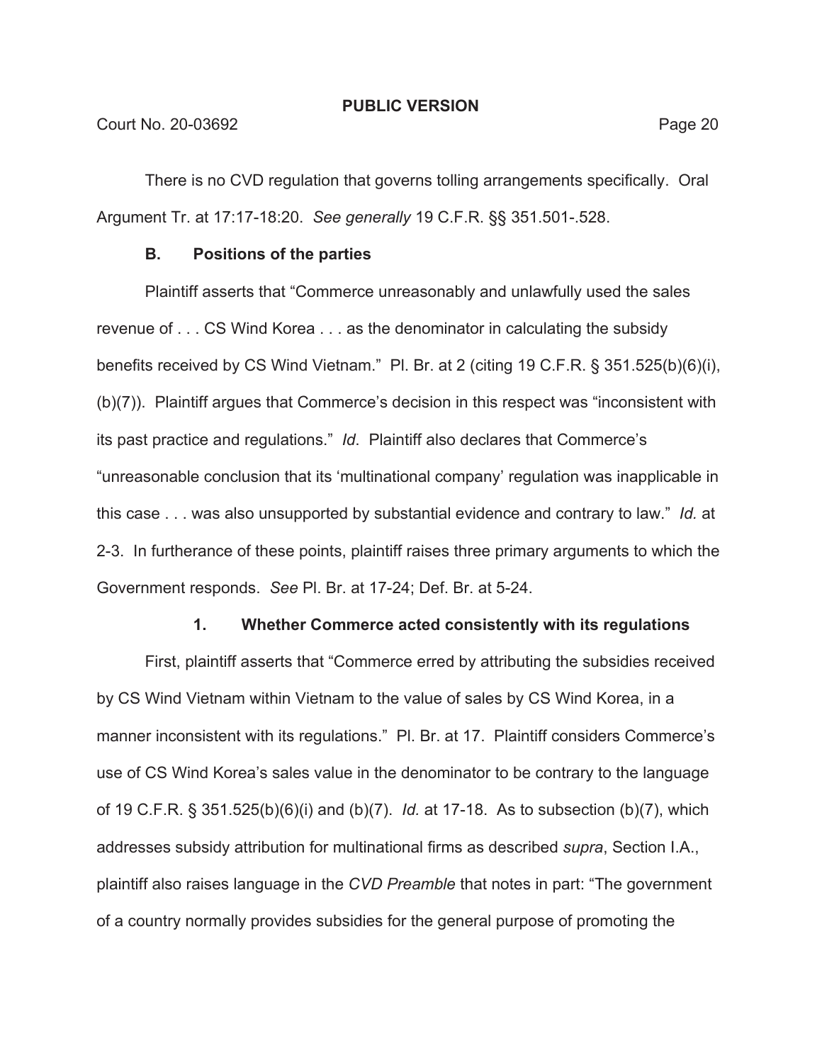There is no CVD regulation that governs tolling arrangements specifically. Oral Argument Tr. at 17:17-18:20. *See generally* 19 C.F.R. §§ 351.501-.528.

### B. Positions of the parties

Plaintiff asserts that "Commerce unreasonably and unlawfully used the sales revenue of . . . CS Wind Korea . . . as the denominator in calculating the subsidy benefits received by CS Wind Vietnam." Pl. Br. at 2 (citing 19 C.F.R. § 351.525(b)(6)(i), (b)(7)). Plaintiff argues that Commerce's decision in this respect was "inconsistent with its past practice and regulations." *Id*. Plaintiff also declares that Commerce's "unreasonable conclusion that its 'multinational company' regulation was inapplicable in this case . . . was also unsupported by substantial evidence and contrary to law." *Id.* at 2-3. In furtherance of these points, plaintiff raises three primary arguments to which the Government responds. *See* Pl. Br. at 17-24; Def. Br. at 5-24.

#### 1. Whether Commerce acted consistently with its regulations

First, plaintiff asserts that "Commerce erred by attributing the subsidies received by CS Wind Vietnam within Vietnam to the value of sales by CS Wind Korea, in a manner inconsistent with its regulations." Pl. Br. at 17. Plaintiff considers Commerce's use of CS Wind Korea's sales value in the denominator to be contrary to the language of 19 C.F.R. § 351.525(b)(6)(i) and (b)(7). *Id.* at 17-18. As to subsection (b)(7), which addresses subsidy attribution for multinational firms as described *supra*, Section I.A., plaintiff also raises language in the *CVD Preamble* that notes in part: "The government of a country normally provides subsidies for the general purpose of promoting the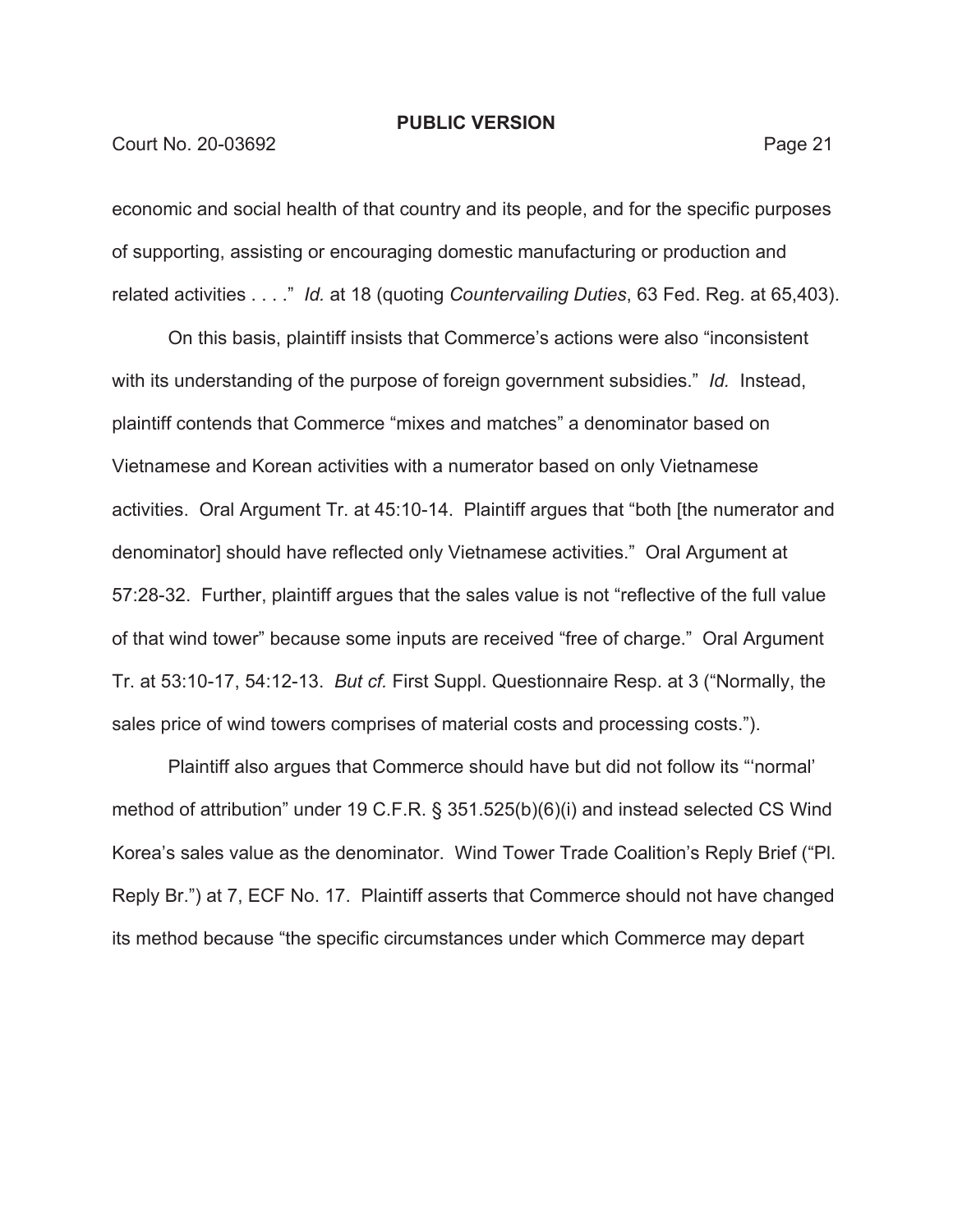economic and social health of that country and its people, and for the specific purposes of supporting, assisting or encouraging domestic manufacturing or production and related activities . . . ." *Id.* at 18 (quoting *Countervailing Duties*, 63 Fed. Reg. at 65,403).

On this basis, plaintiff insists that Commerce's actions were also "inconsistent with its understanding of the purpose of foreign government subsidies." *Id.* Instead, plaintiff contends that Commerce "mixes and matches" a denominator based on Vietnamese and Korean activities with a numerator based on only Vietnamese activities. Oral Argument Tr. at 45:10-14. Plaintiff argues that "both [the numerator and denominator] should have reflected only Vietnamese activities." Oral Argument at 57:28-32. Further, plaintiff argues that the sales value is not "reflective of the full value of that wind tower" because some inputs are received "free of charge." Oral Argument Tr. at 53:10-17, 54:12-13. *But cf.* First Suppl. Questionnaire Resp. at 3 ("Normally, the sales price of wind towers comprises of material costs and processing costs.").

Plaintiff also argues that Commerce should have but did not follow its "'normal' method of attribution" under 19 C.F.R. § 351.525(b)(6)(i) and instead selected CS Wind Korea's sales value as the denominator. Wind Tower Trade Coalition's Reply Brief ("Pl. Reply Br.") at 7, ECF No. 17. Plaintiff asserts that Commerce should not have changed its method because "the specific circumstances under which Commerce may depart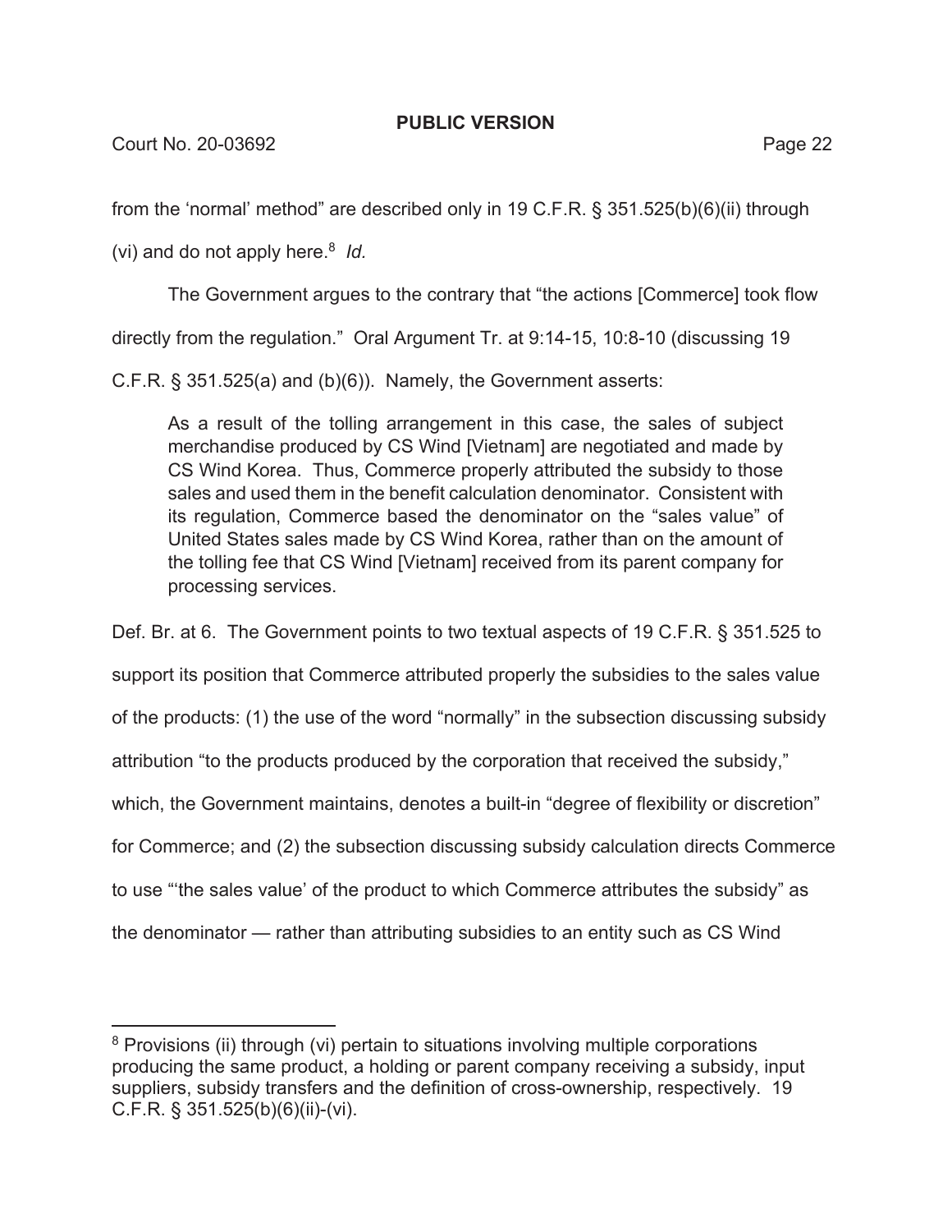from the 'normal' method" are described only in 19 C.F.R. § 351.525(b)(6)(ii) through (vi) and do not apply here.[8] *Id.*

The Government argues to the contrary that "the actions [Commerce] took flow directly from the regulation." Oral Argument Tr. at 9:14-15, 10:8-10 (discussing 19 C.F.R. § 351.525(a) and (b)(6)). Namely, the Government asserts:

> As a result of the tolling arrangement in this case, the sales of subject merchandise produced by CS Wind [Vietnam] are negotiated and made by CS Wind Korea. Thus, Commerce properly attributed the subsidy to those sales and used them in the benefit calculation denominator. Consistent with its regulation, Commerce based the denominator on the "sales value" of United States sales made by CS Wind Korea, rather than on the amount of the tolling fee that CS Wind [Vietnam] received from its parent company for processing services.

Def. Br. at 6. The Government points to two textual aspects of 19 C.F.R. § 351.525 to support its position that Commerce attributed properly the subsidies to the sales value of the products: (1) the use of the word "normally" in the subsection discussing subsidy attribution "to the products produced by the corporation that received the subsidy," which, the Government maintains, denotes a built-in "degree of flexibility or discretion" for Commerce; and (2) the subsection discussing subsidy calculation directs Commerce to use "'the sales value' of the product to which Commerce attributes the subsidy" as the denominator — rather than attributing subsidies to an entity such as CS Wind

[8] Provisions (ii) through (vi) pertain to situations involving multiple corporations producing the same product, a holding or parent company receiving a subsidy, input suppliers, subsidy transfers and the definition of cross-ownership, respectively. 19 C.F.R. § 351.525(b)(6)(ii)-(vi).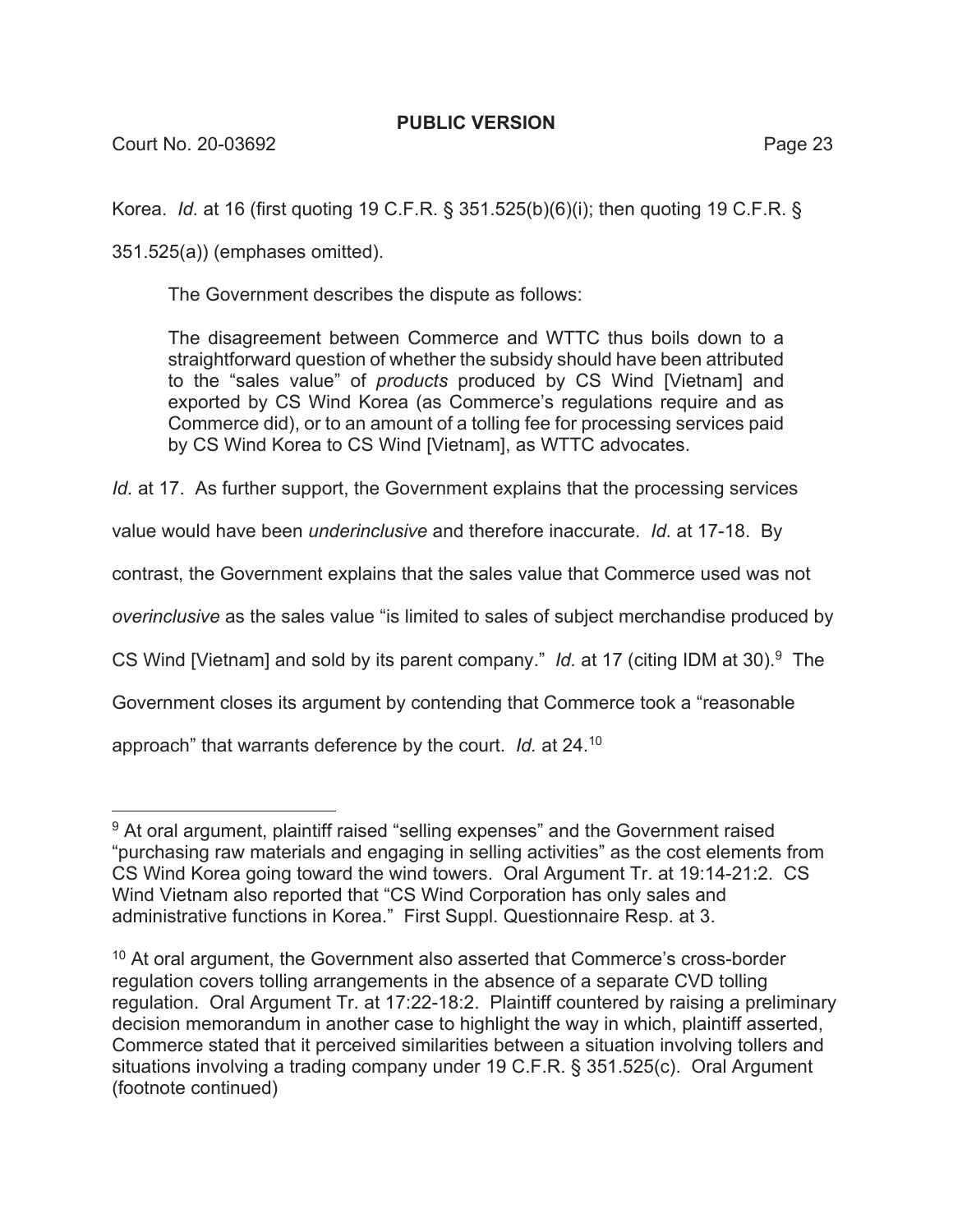Korea. *Id.* at 16 (first quoting 19 C.F.R. § 351.525(b)(6)(i); then quoting 19 C.F.R. § 351.525(a)) (emphases omitted).

The Government describes the dispute as follows:

> The disagreement between Commerce and WTTC thus boils down to a straightforward question of whether the subsidy should have been attributed to the "sales value" of *products* produced by CS Wind [Vietnam] and exported by CS Wind Korea (as Commerce's regulations require and as Commerce did), or to an amount of a tolling fee for processing services paid by CS Wind Korea to CS Wind [Vietnam], as WTTC advocates.

*Id.* at 17. As further support, the Government explains that the processing services value would have been *underinclusive* and therefore inaccurate. *Id.* at 17-18. By contrast, the Government explains that the sales value that Commerce used was not *overinclusive* as the sales value "is limited to sales of subject merchandise produced by CS Wind [Vietnam] and sold by its parent company." *Id.* at 17 (citing IDM at 30).[9] The Government closes its argument by contending that Commerce took a "reasonable approach" that warrants deference by the court. *Id.* at 24.[10]

---

[9] At oral argument, plaintiff raised "selling expenses" and the Government raised "purchasing raw materials and engaging in selling activities" as the cost elements from CS Wind Korea going toward the wind towers. Oral Argument Tr. at 19:14-21:2. CS Wind Vietnam also reported that "CS Wind Corporation has only sales and administrative functions in Korea." First Suppl. Questionnaire Resp. at 3.

[10] At oral argument, the Government also asserted that Commerce's cross-border regulation covers tolling arrangements in the absence of a separate CVD tolling regulation. Oral Argument Tr. at 17:22-18:2. Plaintiff countered by raising a preliminary decision memorandum in another case to highlight the way in which, plaintiff asserted, Commerce stated that it perceived similarities between a situation involving tollers and situations involving a trading company under 19 C.F.R. § 351.525(c). Oral Argument (footnote continued)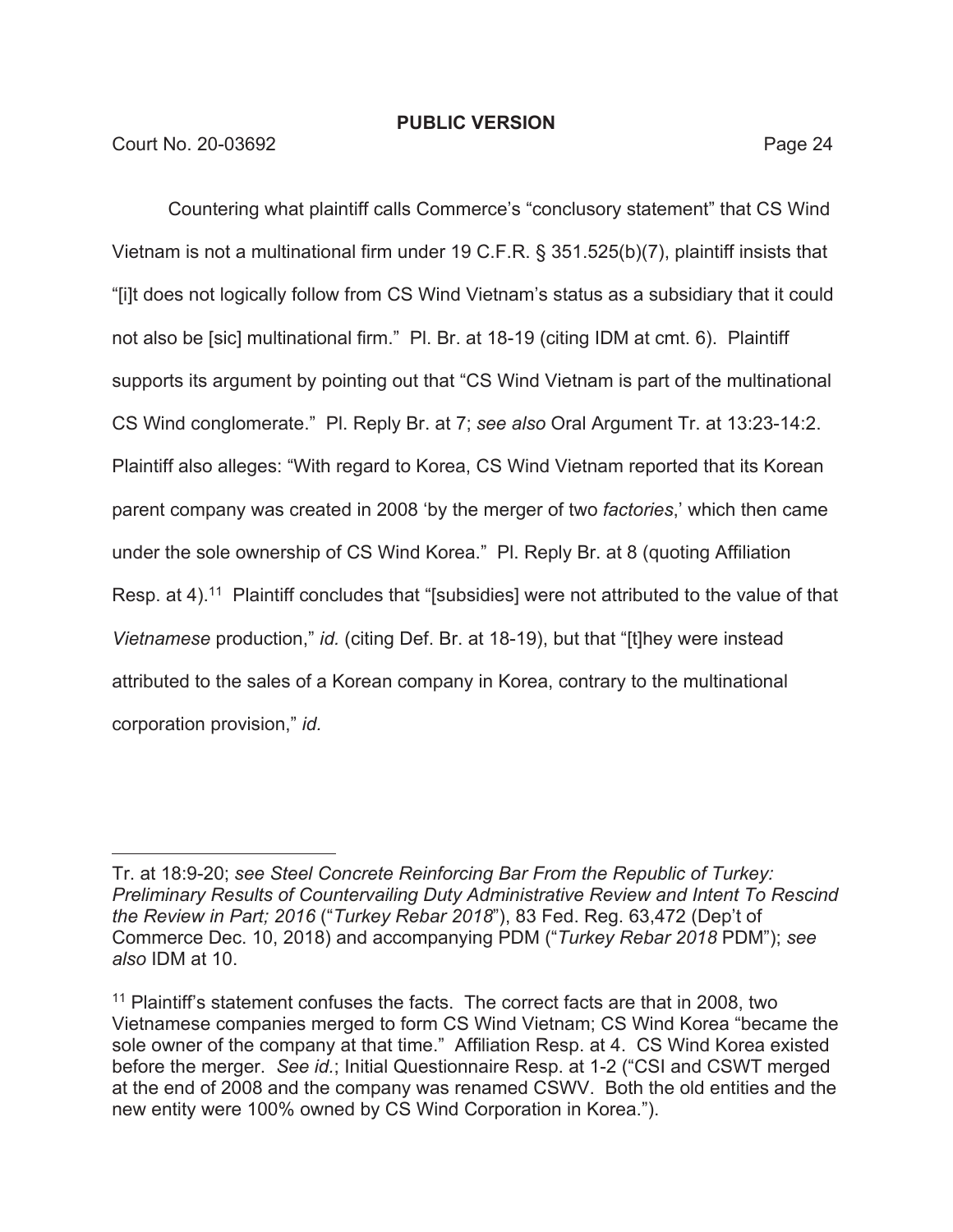**PUBLIC VERSION**

Countering what plaintiff calls Commerce's "conclusory statement" that CS Wind Vietnam is not a multinational firm under 19 C.F.R. § 351.525(b)(7), plaintiff insists that "[i]t does not logically follow from CS Wind Vietnam's status as a subsidiary that it could not also be [sic] multinational firm." Pl. Br. at 18-19 (citing IDM at cmt. 6). Plaintiff supports its argument by pointing out that "CS Wind Vietnam is part of the multinational CS Wind conglomerate." Pl. Reply Br. at 7; *see also* Oral Argument Tr. at 13:23-14:2. Plaintiff also alleges: "With regard to Korea, CS Wind Vietnam reported that its Korean parent company was created in 2008 'by the merger of two *factories*,' which then came under the sole ownership of CS Wind Korea." Pl. Reply Br. at 8 (quoting Affiliation Resp. at 4).[11] Plaintiff concludes that "[subsidies] were not attributed to the value of that *Vietnamese* production," *id.* (citing Def. Br. at 18-19), but that "[t]hey were instead attributed to the sales of a Korean company in Korea, contrary to the multinational corporation provision," *id.*

---

Tr. at 18:9-20; *see Steel Concrete Reinforcing Bar From the Republic of Turkey: Preliminary Results of Countervailing Duty Administrative Review and Intent To Rescind the Review in Part; 2016* ("*Turkey Rebar 2018*"), 83 Fed. Reg. 63,472 (Dep't of Commerce Dec. 10, 2018) and accompanying PDM ("*Turkey Rebar 2018* PDM"); *see also* IDM at 10.

[11] Plaintiff's statement confuses the facts. The correct facts are that in 2008, two Vietnamese companies merged to form CS Wind Vietnam; CS Wind Korea "became the sole owner of the company at that time." Affiliation Resp. at 4. CS Wind Korea existed before the merger. *See id.*; Initial Questionnaire Resp. at 1-2 ("CSI and CSWT merged at the end of 2008 and the company was renamed CSWV. Both the old entities and the new entity were 100% owned by CS Wind Corporation in Korea.").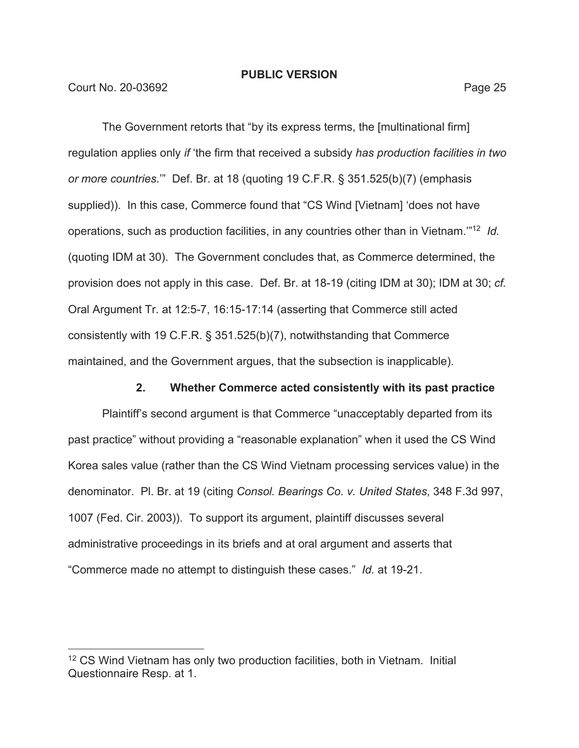The Government retorts that "by its express terms, the [multinational firm] regulation applies only *if* 'the firm that received a subsidy *has production facilities in two or more countries*.'" Def. Br. at 18 (quoting 19 C.F.R. § 351.525(b)(7) (emphasis supplied)). In this case, Commerce found that "CS Wind [Vietnam] 'does not have operations, such as production facilities, in any countries other than in Vietnam.'"[12] *Id.* (quoting IDM at 30). The Government concludes that, as Commerce determined, the provision does not apply in this case. Def. Br. at 18-19 (citing IDM at 30); IDM at 30; *cf.* Oral Argument Tr. at 12:5-7, 16:15-17:14 (asserting that Commerce still acted consistently with 19 C.F.R. § 351.525(b)(7), notwithstanding that Commerce maintained, and the Government argues, that the subsection is inapplicable).

### 2. Whether Commerce acted consistently with its past practice

Plaintiff's second argument is that Commerce "unacceptably departed from its past practice" without providing a "reasonable explanation" when it used the CS Wind Korea sales value (rather than the CS Wind Vietnam processing services value) in the denominator. Pl. Br. at 19 (citing *Consol. Bearings Co. v. United States*, 348 F.3d 997, 1007 (Fed. Cir. 2003)). To support its argument, plaintiff discusses several administrative proceedings in its briefs and at oral argument and asserts that "Commerce made no attempt to distinguish these cases." *Id.* at 19-21.

---

[12] CS Wind Vietnam has only two production facilities, both in Vietnam. Initial Questionnaire Resp. at 1.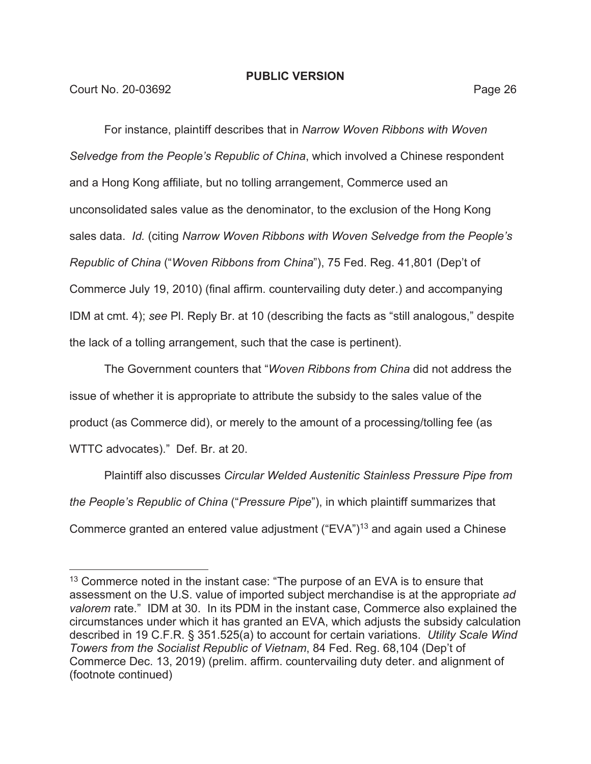For instance, plaintiff describes that in *Narrow Woven Ribbons with Woven Selvedge from the People's Republic of China*, which involved a Chinese respondent and a Hong Kong affiliate, but no tolling arrangement, Commerce used an unconsolidated sales value as the denominator, to the exclusion of the Hong Kong sales data. *Id.* (citing *Narrow Woven Ribbons with Woven Selvedge from the People's Republic of China* ("*Woven Ribbons from China*"), 75 Fed. Reg. 41,801 (Dep't of Commerce July 19, 2010) (final affirm. countervailing duty deter.) and accompanying IDM at cmt. 4); *see* Pl. Reply Br. at 10 (describing the facts as "still analogous," despite the lack of a tolling arrangement, such that the case is pertinent).

The Government counters that "*Woven Ribbons from China* did not address the issue of whether it is appropriate to attribute the subsidy to the sales value of the product (as Commerce did), or merely to the amount of a processing/tolling fee (as WTTC advocates)." Def. Br. at 20.

Plaintiff also discusses *Circular Welded Austenitic Stainless Pressure Pipe from the People's Republic of China* ("*Pressure Pipe*"), in which plaintiff summarizes that Commerce granted an entered value adjustment ("EVA")[13] and again used a Chinese

---

[13] Commerce noted in the instant case: "The purpose of an EVA is to ensure that assessment on the U.S. value of imported subject merchandise is at the appropriate *ad valorem* rate." IDM at 30. In its PDM in the instant case, Commerce also explained the circumstances under which it has granted an EVA, which adjusts the subsidy calculation described in 19 C.F.R. § 351.525(a) to account for certain variations. *Utility Scale Wind Towers from the Socialist Republic of Vietnam*, 84 Fed. Reg. 68,104 (Dep't of Commerce Dec. 13, 2019) (prelim. affirm. countervailing duty deter. and alignment of (footnote continued)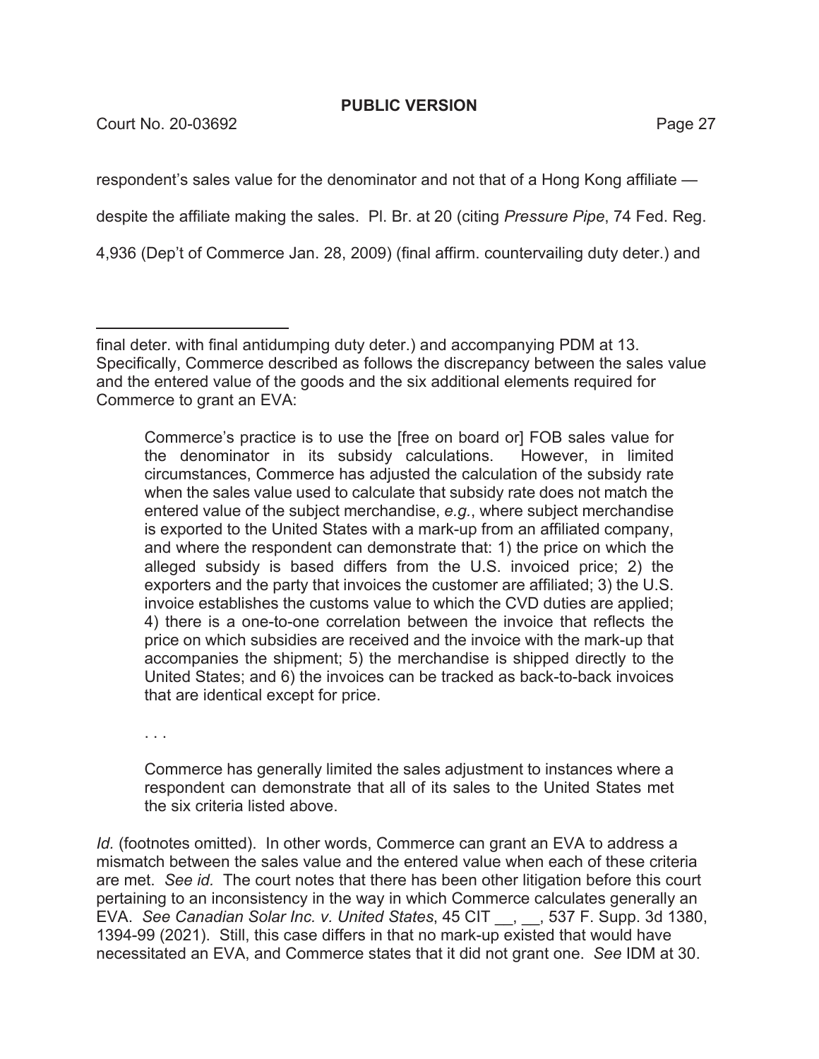respondent's sales value for the denominator and not that of a Hong Kong affiliate — despite the affiliate making the sales. Pl. Br. at 20 (citing *Pressure Pipe*, 74 Fed. Reg. 4,936 (Dep't of Commerce Jan. 28, 2009) (final affirm. countervailing duty deter.) and

---

final deter. with final antidumping duty deter.) and accompanying PDM at 13. Specifically, Commerce described as follows the discrepancy between the sales value and the entered value of the goods and the six additional elements required for Commerce to grant an EVA:

> Commerce's practice is to use the [free on board or] FOB sales value for the denominator in its subsidy calculations. However, in limited circumstances, Commerce has adjusted the calculation of the subsidy rate when the sales value used to calculate that subsidy rate does not match the entered value of the subject merchandise, *e.g.*, where subject merchandise is exported to the United States with a mark-up from an affiliated company, and where the respondent can demonstrate that: 1) the price on which the alleged subsidy is based differs from the U.S. invoiced price; 2) the exporters and the party that invoices the customer are affiliated; 3) the U.S. invoice establishes the customs value to which the CVD duties are applied; 4) there is a one-to-one correlation between the invoice that reflects the price on which subsidies are received and the invoice with the mark-up that accompanies the shipment; 5) the merchandise is shipped directly to the United States; and 6) the invoices can be tracked as back-to-back invoices that are identical except for price.
>
> . . .
>
> Commerce has generally limited the sales adjustment to instances where a respondent can demonstrate that all of its sales to the United States met the six criteria listed above.

*Id.* (footnotes omitted). In other words, Commerce can grant an EVA to address a mismatch between the sales value and the entered value when each of these criteria are met. *See id.* The court notes that there has been other litigation before this court pertaining to an inconsistency in the way in which Commerce calculates generally an EVA. *See Canadian Solar Inc. v. United States*, 45 CIT \_\_, \_\_, 537 F. Supp. 3d 1380, 1394-99 (2021). Still, this case differs in that no mark-up existed that would have necessitated an EVA, and Commerce states that it did not grant one. *See* IDM at 30.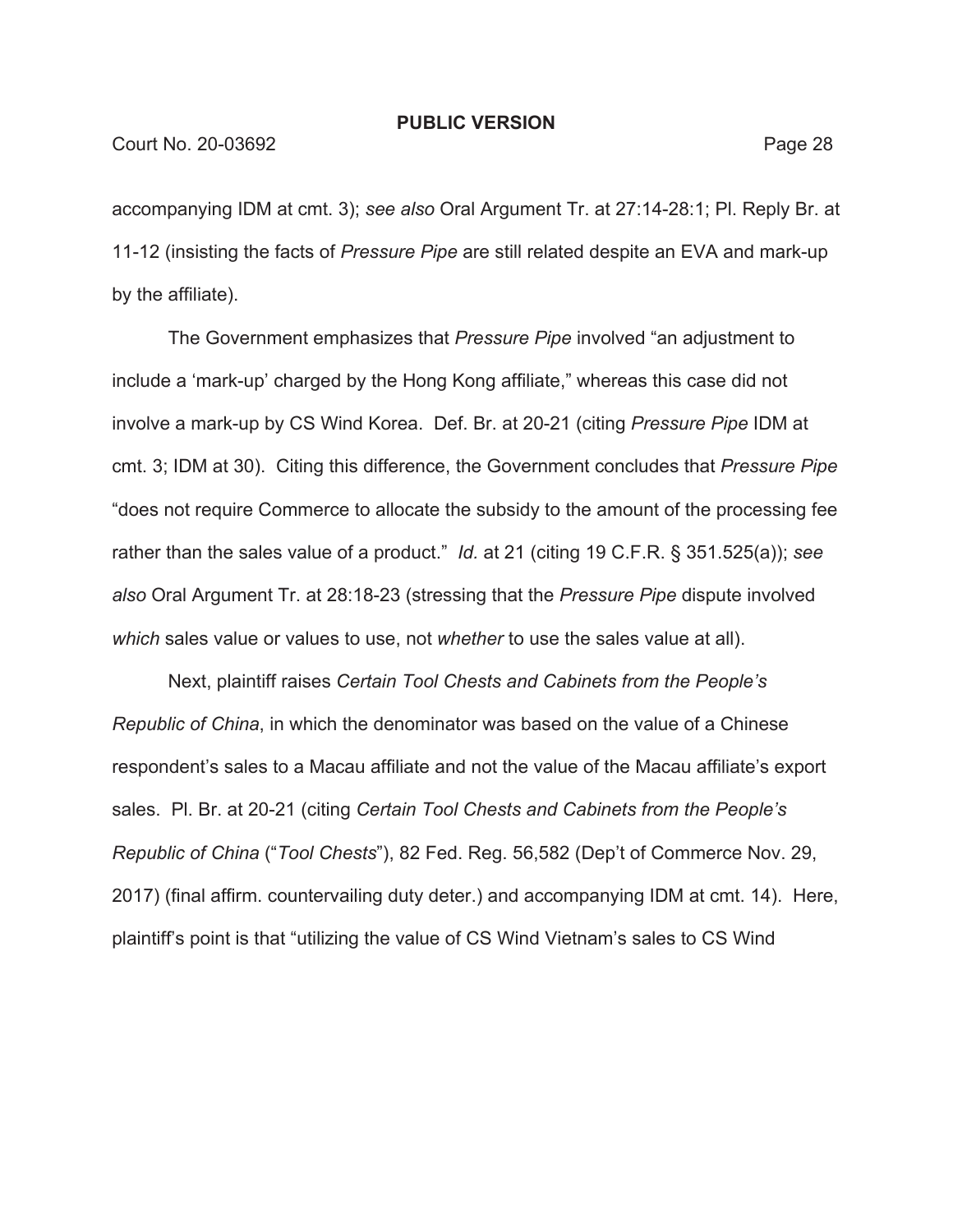accompanying IDM at cmt. 3); *see also* Oral Argument Tr. at 27:14-28:1; Pl. Reply Br. at 11-12 (insisting the facts of *Pressure Pipe* are still related despite an EVA and mark-up by the affiliate).

The Government emphasizes that *Pressure Pipe* involved "an adjustment to include a 'mark-up' charged by the Hong Kong affiliate," whereas this case did not involve a mark-up by CS Wind Korea. Def. Br. at 20-21 (citing *Pressure Pipe* IDM at cmt. 3; IDM at 30). Citing this difference, the Government concludes that *Pressure Pipe* "does not require Commerce to allocate the subsidy to the amount of the processing fee rather than the sales value of a product." *Id.* at 21 (citing 19 C.F.R. § 351.525(a)); *see also* Oral Argument Tr. at 28:18-23 (stressing that the *Pressure Pipe* dispute involved *which* sales value or values to use, not *whether* to use the sales value at all).

Next, plaintiff raises *Certain Tool Chests and Cabinets from the People's Republic of China*, in which the denominator was based on the value of a Chinese respondent's sales to a Macau affiliate and not the value of the Macau affiliate's export sales. Pl. Br. at 20-21 (citing *Certain Tool Chests and Cabinets from the People's Republic of China* ("*Tool Chests*"), 82 Fed. Reg. 56,582 (Dep't of Commerce Nov. 29, 2017) (final affirm. countervailing duty deter.) and accompanying IDM at cmt. 14). Here, plaintiff's point is that "utilizing the value of CS Wind Vietnam's sales to CS Wind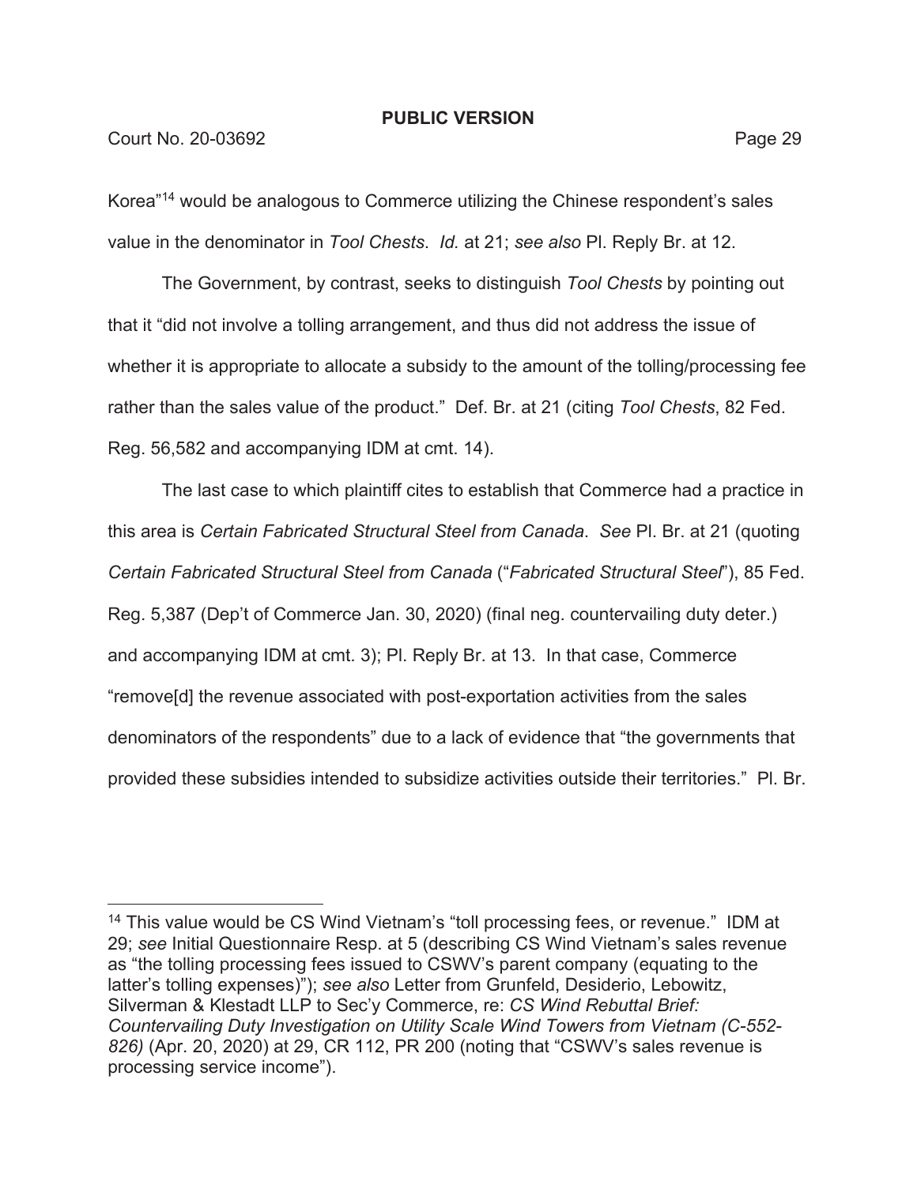Korea"[14] would be analogous to Commerce utilizing the Chinese respondent's sales value in the denominator in *Tool Chests*. *Id.* at 21; *see also* Pl. Reply Br. at 12.

The Government, by contrast, seeks to distinguish *Tool Chests* by pointing out that it "did not involve a tolling arrangement, and thus did not address the issue of whether it is appropriate to allocate a subsidy to the amount of the tolling/processing fee rather than the sales value of the product." Def. Br. at 21 (citing *Tool Chests*, 82 Fed. Reg. 56,582 and accompanying IDM at cmt. 14).

The last case to which plaintiff cites to establish that Commerce had a practice in this area is *Certain Fabricated Structural Steel from Canada*. *See* Pl. Br. at 21 (quoting *Certain Fabricated Structural Steel from Canada* ("*Fabricated Structural Steel*"), 85 Fed. Reg. 5,387 (Dep't of Commerce Jan. 30, 2020) (final neg. countervailing duty deter.) and accompanying IDM at cmt. 3); Pl. Reply Br. at 13. In that case, Commerce "remove[d] the revenue associated with post-exportation activities from the sales denominators of the respondents" due to a lack of evidence that "the governments that provided these subsidies intended to subsidize activities outside their territories." Pl. Br.

---

[14] This value would be CS Wind Vietnam's "toll processing fees, or revenue." IDM at 29; *see* Initial Questionnaire Resp. at 5 (describing CS Wind Vietnam's sales revenue as "the tolling processing fees issued to CSWV's parent company (equating to the latter's tolling expenses)"); *see also* Letter from Grunfeld, Desiderio, Lebowitz, Silverman & Klestadt LLP to Sec'y Commerce, re: *CS Wind Rebuttal Brief: Countervailing Duty Investigation on Utility Scale Wind Towers from Vietnam (C-552-826)* (Apr. 20, 2020) at 29, CR 112, PR 200 (noting that "CSWV's sales revenue is processing service income").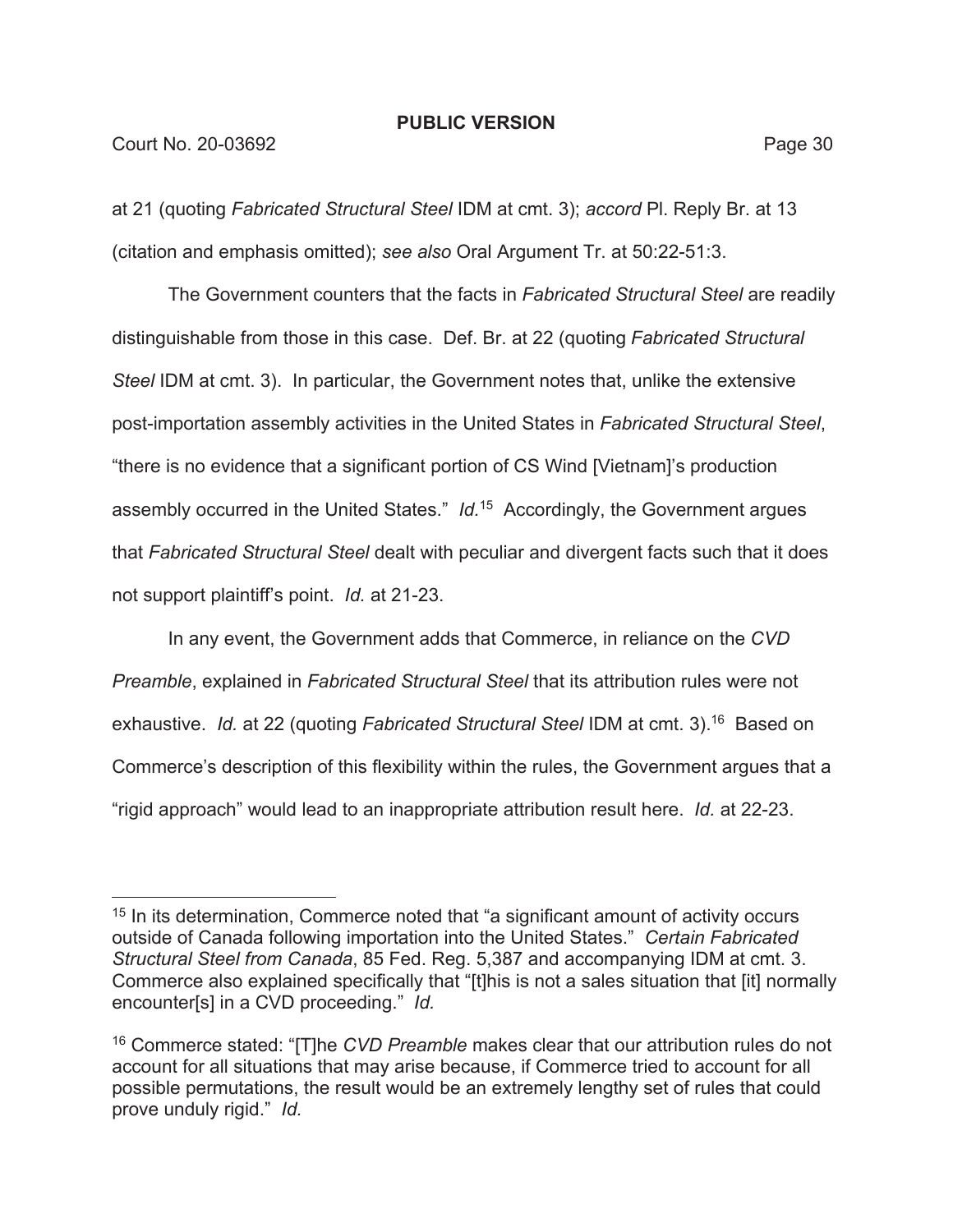at 21 (quoting *Fabricated Structural Steel* IDM at cmt. 3); *accord* Pl. Reply Br. at 13 (citation and emphasis omitted); *see also* Oral Argument Tr. at 50:22-51:3.

The Government counters that the facts in *Fabricated Structural Steel* are readily distinguishable from those in this case. Def. Br. at 22 (quoting *Fabricated Structural Steel* IDM at cmt. 3). In particular, the Government notes that, unlike the extensive post-importation assembly activities in the United States in *Fabricated Structural Steel*, "there is no evidence that a significant portion of CS Wind [Vietnam]'s production assembly occurred in the United States." *Id.*[15] Accordingly, the Government argues that *Fabricated Structural Steel* dealt with peculiar and divergent facts such that it does not support plaintiff's point. *Id.* at 21-23.

In any event, the Government adds that Commerce, in reliance on the *CVD Preamble*, explained in *Fabricated Structural Steel* that its attribution rules were not exhaustive. *Id.* at 22 (quoting *Fabricated Structural Steel* IDM at cmt. 3).[16] Based on Commerce's description of this flexibility within the rules, the Government argues that a "rigid approach" would lead to an inappropriate attribution result here. *Id.* at 22-23.

---

[15] In its determination, Commerce noted that "a significant amount of activity occurs outside of Canada following importation into the United States." *Certain Fabricated Structural Steel from Canada*, 85 Fed. Reg. 5,387 and accompanying IDM at cmt. 3. Commerce also explained specifically that "[t]his is not a sales situation that [it] normally encounter[s] in a CVD proceeding." *Id.*

[16] Commerce stated: "[T]he *CVD Preamble* makes clear that our attribution rules do not account for all situations that may arise because, if Commerce tried to account for all possible permutations, the result would be an extremely lengthy set of rules that could prove unduly rigid." *Id.*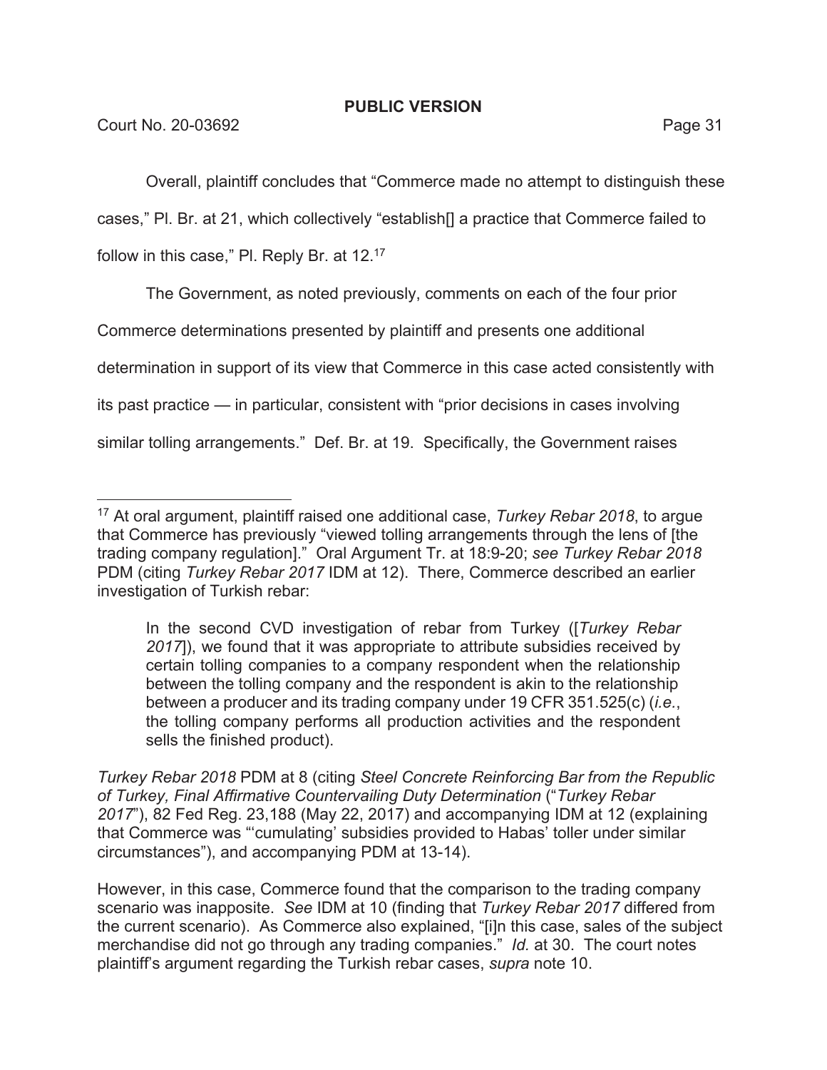**PUBLIC VERSION**

Overall, plaintiff concludes that "Commerce made no attempt to distinguish these cases," Pl. Br. at 21, which collectively "establish[] a practice that Commerce failed to follow in this case," Pl. Reply Br. at 12.[17]

The Government, as noted previously, comments on each of the four prior Commerce determinations presented by plaintiff and presents one additional determination in support of its view that Commerce in this case acted consistently with its past practice — in particular, consistent with "prior decisions in cases involving similar tolling arrangements." Def. Br. at 19. Specifically, the Government raises

---

[17] At oral argument, plaintiff raised one additional case, *Turkey Rebar 2018*, to argue that Commerce has previously "viewed tolling arrangements through the lens of [the trading company regulation]." Oral Argument Tr. at 18:9-20; *see Turkey Rebar 2018* PDM (citing *Turkey Rebar 2017* IDM at 12). There, Commerce described an earlier investigation of Turkish rebar:

> In the second CVD investigation of rebar from Turkey ([*Turkey Rebar 2017*]), we found that it was appropriate to attribute subsidies received by certain tolling companies to a company respondent when the relationship between the tolling company and the respondent is akin to the relationship between a producer and its trading company under 19 CFR 351.525(c) (*i.e.*, the tolling company performs all production activities and the respondent sells the finished product).

*Turkey Rebar 2018* PDM at 8 (citing *Steel Concrete Reinforcing Bar from the Republic of Turkey, Final Affirmative Countervailing Duty Determination* ("*Turkey Rebar 2017*"), 82 Fed Reg. 23,188 (May 22, 2017) and accompanying IDM at 12 (explaining that Commerce was "'cumulating' subsidies provided to Habas' toller under similar circumstances"), and accompanying PDM at 13-14).

However, in this case, Commerce found that the comparison to the trading company scenario was inapposite. *See* IDM at 10 (finding that *Turkey Rebar 2017* differed from the current scenario). As Commerce also explained, "[i]n this case, sales of the subject merchandise did not go through any trading companies." *Id.* at 30. The court notes plaintiff's argument regarding the Turkish rebar cases, *supra* note 10.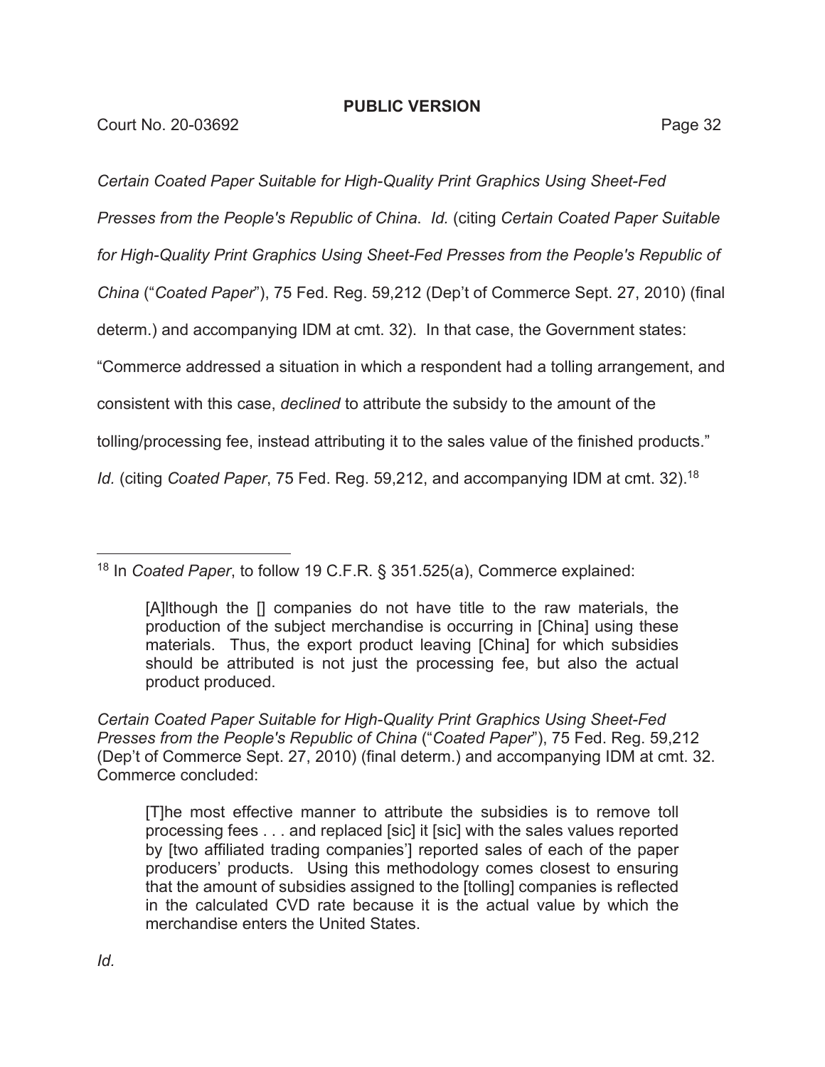*Certain Coated Paper Suitable for High-Quality Print Graphics Using Sheet-Fed Presses from the People's Republic of China*. *Id.* (citing *Certain Coated Paper Suitable for High-Quality Print Graphics Using Sheet-Fed Presses from the People's Republic of China* ("*Coated Paper*"), 75 Fed. Reg. 59,212 (Dep't of Commerce Sept. 27, 2010) (final determ.) and accompanying IDM at cmt. 32). In that case, the Government states: "Commerce addressed a situation in which a respondent had a tolling arrangement, and consistent with this case, *declined* to attribute the subsidy to the amount of the tolling/processing fee, instead attributing it to the sales value of the finished products." *Id.* (citing *Coated Paper*, 75 Fed. Reg. 59,212, and accompanying IDM at cmt. 32).[18]

---

[18] In *Coated Paper*, to follow 19 C.F.R. § 351.525(a), Commerce explained:

> [A]lthough the [] companies do not have title to the raw materials, the production of the subject merchandise is occurring in [China] using these materials. Thus, the export product leaving [China] for which subsidies should be attributed is not just the processing fee, but also the actual product produced.

*Certain Coated Paper Suitable for High-Quality Print Graphics Using Sheet-Fed Presses from the People's Republic of China* ("*Coated Paper*"), 75 Fed. Reg. 59,212 (Dep't of Commerce Sept. 27, 2010) (final determ.) and accompanying IDM at cmt. 32. Commerce concluded:

> [T]he most effective manner to attribute the subsidies is to remove toll processing fees . . . and replaced [sic] it [sic] with the sales values reported by [two affiliated trading companies'] reported sales of each of the paper producers' products. Using this methodology comes closest to ensuring that the amount of subsidies assigned to the [tolling] companies is reflected in the calculated CVD rate because it is the actual value by which the merchandise enters the United States.

*Id.*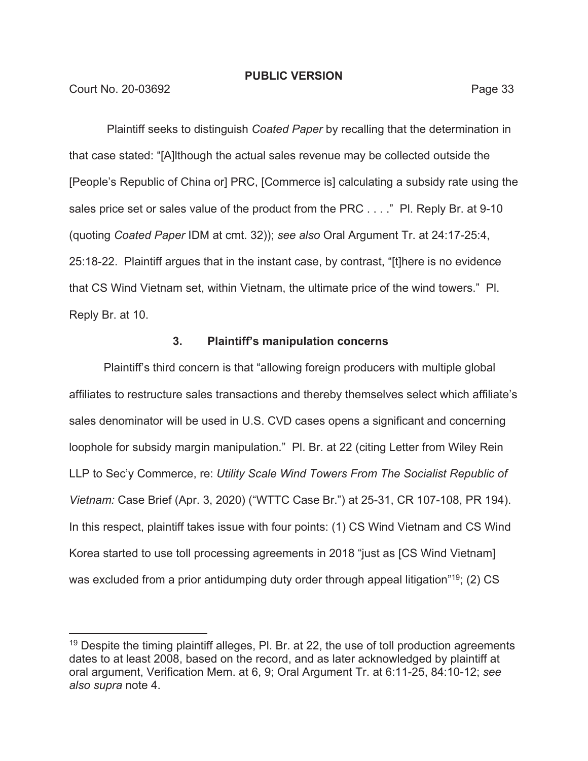Plaintiff seeks to distinguish *Coated Paper* by recalling that the determination in that case stated: "[A]lthough the actual sales revenue may be collected outside the [People's Republic of China or] PRC, [Commerce is] calculating a subsidy rate using the sales price set or sales value of the product from the PRC . . . ." Pl. Reply Br. at 9-10 (quoting *Coated Paper* IDM at cmt. 32)); *see also* Oral Argument Tr. at 24:17-25:4, 25:18-22. Plaintiff argues that in the instant case, by contrast, "[t]here is no evidence that CS Wind Vietnam set, within Vietnam, the ultimate price of the wind towers." Pl. Reply Br. at 10.

### 3. Plaintiff's manipulation concerns

Plaintiff's third concern is that "allowing foreign producers with multiple global affiliates to restructure sales transactions and thereby themselves select which affiliate's sales denominator will be used in U.S. CVD cases opens a significant and concerning loophole for subsidy margin manipulation." Pl. Br. at 22 (citing Letter from Wiley Rein LLP to Sec'y Commerce, re: *Utility Scale Wind Towers From The Socialist Republic of Vietnam:* Case Brief (Apr. 3, 2020) ("WTTC Case Br.") at 25-31, CR 107-108, PR 194). In this respect, plaintiff takes issue with four points: (1) CS Wind Vietnam and CS Wind Korea started to use toll processing agreements in 2018 "just as [CS Wind Vietnam] was excluded from a prior antidumping duty order through appeal litigation"[19]; (2) CS

[19] Despite the timing plaintiff alleges, Pl. Br. at 22, the use of toll production agreements dates to at least 2008, based on the record, and as later acknowledged by plaintiff at oral argument, Verification Mem. at 6, 9; Oral Argument Tr. at 6:11-25, 84:10-12; *see also supra* note 4.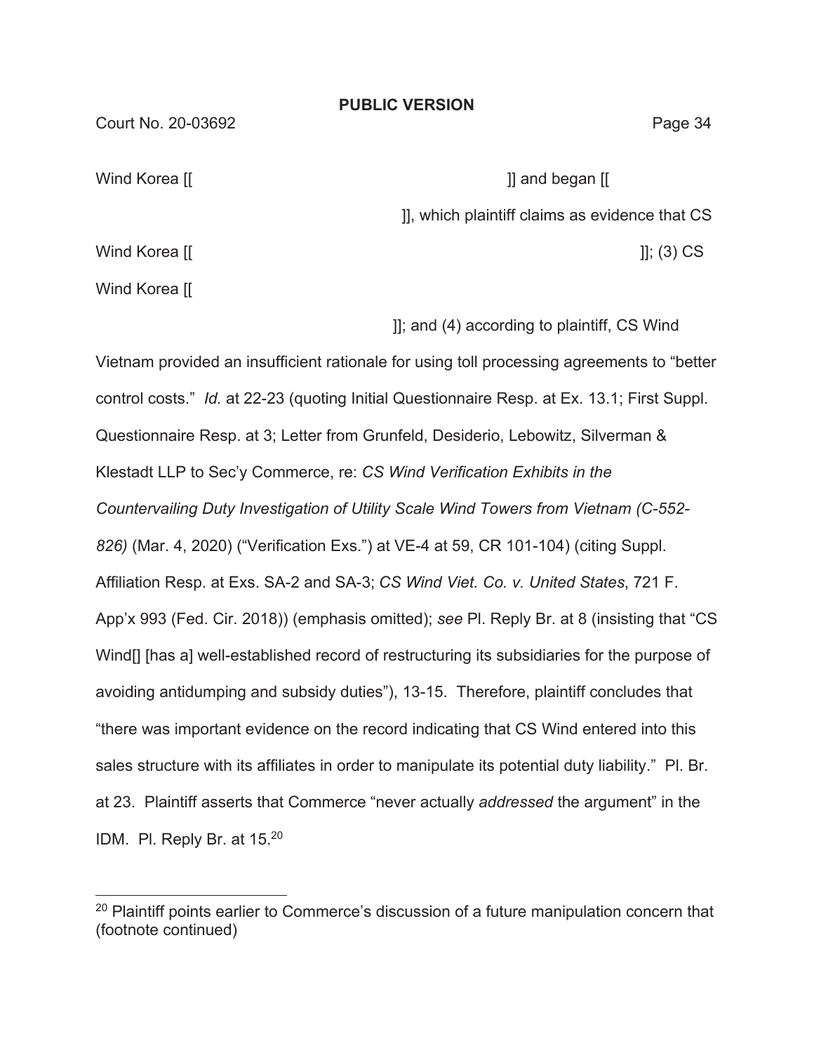Wind Korea [[ ]] and began [[ ]], which plaintiff claims as evidence that CS Wind Korea [[ ]]; (3) CS Wind Korea [[ ]]; and (4) according to plaintiff, CS Wind Vietnam provided an insufficient rationale for using toll processing agreements to "better control costs." *Id.* at 22-23 (quoting Initial Questionnaire Resp. at Ex. 13.1; First Suppl. Questionnaire Resp. at 3; Letter from Grunfeld, Desiderio, Lebowitz, Silverman & Klestadt LLP to Sec'y Commerce, re: *CS Wind Verification Exhibits in the Countervailing Duty Investigation of Utility Scale Wind Towers from Vietnam (C-552-826)* (Mar. 4, 2020) ("Verification Exs.") at VE-4 at 59, CR 101-104) (citing Suppl. Affiliation Resp. at Exs. SA-2 and SA-3; *CS Wind Viet. Co. v. United States*, 721 F. App'x 993 (Fed. Cir. 2018)) (emphasis omitted); *see* Pl. Reply Br. at 8 (insisting that "CS Wind[] [has a] well-established record of restructuring its subsidiaries for the purpose of avoiding antidumping and subsidy duties"), 13-15. Therefore, plaintiff concludes that "there was important evidence on the record indicating that CS Wind entered into this sales structure with its affiliates in order to manipulate its potential duty liability." Pl. Br. at 23. Plaintiff asserts that Commerce "never actually *addressed* the argument" in the IDM. Pl. Reply Br. at 15.[20]

---

[20] Plaintiff points earlier to Commerce's discussion of a future manipulation concern that (footnote continued)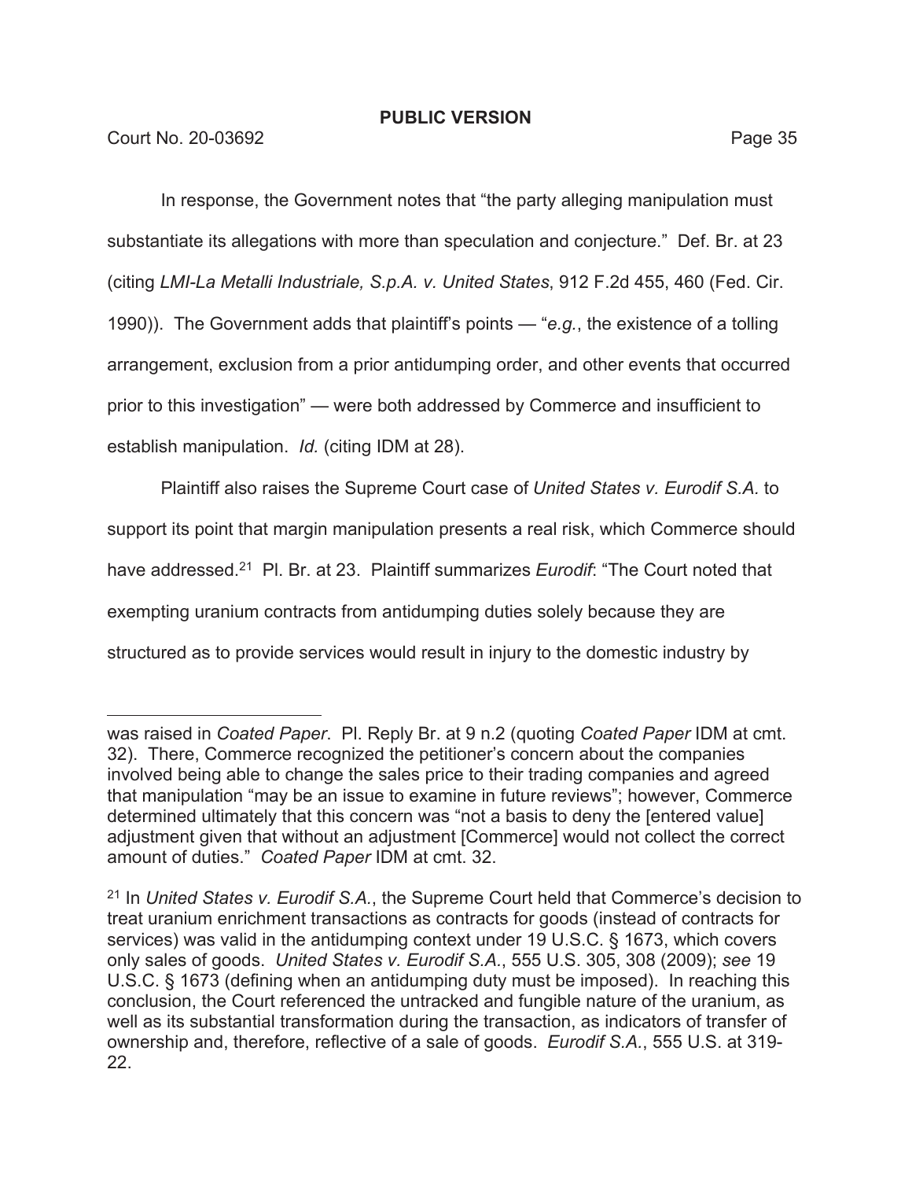**PUBLIC VERSION**

In response, the Government notes that "the party alleging manipulation must substantiate its allegations with more than speculation and conjecture." Def. Br. at 23 (citing *LMI-La Metalli Industriale, S.p.A. v. United States*, 912 F.2d 455, 460 (Fed. Cir. 1990)). The Government adds that plaintiff's points — "*e.g.*, the existence of a tolling arrangement, exclusion from a prior antidumping order, and other events that occurred prior to this investigation" — were both addressed by Commerce and insufficient to establish manipulation. *Id.* (citing IDM at 28).

Plaintiff also raises the Supreme Court case of *United States v. Eurodif S.A.* to support its point that margin manipulation presents a real risk, which Commerce should have addressed.[21] Pl. Br. at 23. Plaintiff summarizes *Eurodif*: "The Court noted that exempting uranium contracts from antidumping duties solely because they are structured as to provide services would result in injury to the domestic industry by

---

was raised in *Coated Paper*. Pl. Reply Br. at 9 n.2 (quoting *Coated Paper* IDM at cmt. 32). There, Commerce recognized the petitioner's concern about the companies involved being able to change the sales price to their trading companies and agreed that manipulation "may be an issue to examine in future reviews"; however, Commerce determined ultimately that this concern was "not a basis to deny the [entered value] adjustment given that without an adjustment [Commerce] would not collect the correct amount of duties." *Coated Paper* IDM at cmt. 32.

[21] In *United States v. Eurodif S.A.*, the Supreme Court held that Commerce's decision to treat uranium enrichment transactions as contracts for goods (instead of contracts for services) was valid in the antidumping context under 19 U.S.C. § 1673, which covers only sales of goods. *United States v. Eurodif S.A.*, 555 U.S. 305, 308 (2009); *see* 19 U.S.C. § 1673 (defining when an antidumping duty must be imposed). In reaching this conclusion, the Court referenced the untracked and fungible nature of the uranium, as well as its substantial transformation during the transaction, as indicators of transfer of ownership and, therefore, reflective of a sale of goods. *Eurodif S.A.*, 555 U.S. at 319-22.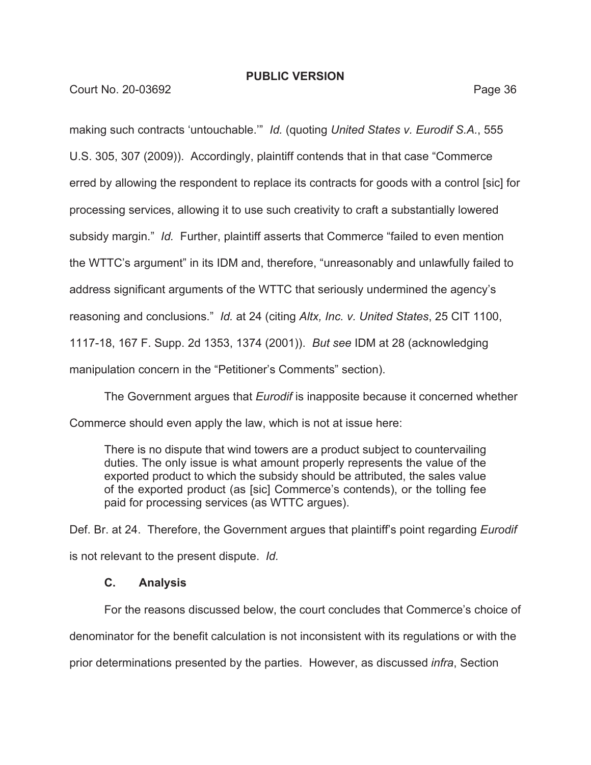making such contracts 'untouchable.'" *Id.* (quoting *United States v. Eurodif S.A.*, 555 U.S. 305, 307 (2009)). Accordingly, plaintiff contends that in that case "Commerce erred by allowing the respondent to replace its contracts for goods with a control [sic] for processing services, allowing it to use such creativity to craft a substantially lowered subsidy margin." *Id.* Further, plaintiff asserts that Commerce "failed to even mention the WTTC's argument" in its IDM and, therefore, "unreasonably and unlawfully failed to address significant arguments of the WTTC that seriously undermined the agency's reasoning and conclusions." *Id.* at 24 (citing *Altx, Inc. v. United States*, 25 CIT 1100, 1117-18, 167 F. Supp. 2d 1353, 1374 (2001)). *But see* IDM at 28 (acknowledging manipulation concern in the "Petitioner's Comments" section).

The Government argues that *Eurodif* is inapposite because it concerned whether Commerce should even apply the law, which is not at issue here:

> There is no dispute that wind towers are a product subject to countervailing duties. The only issue is what amount properly represents the value of the exported product to which the subsidy should be attributed, the sales value of the exported product (as [sic] Commerce's contends), or the tolling fee paid for processing services (as WTTC argues).

Def. Br. at 24. Therefore, the Government argues that plaintiff's point regarding *Eurodif* is not relevant to the present dispute. *Id.*

### C. Analysis

For the reasons discussed below, the court concludes that Commerce's choice of denominator for the benefit calculation is not inconsistent with its regulations or with the prior determinations presented by the parties. However, as discussed *infra*, Section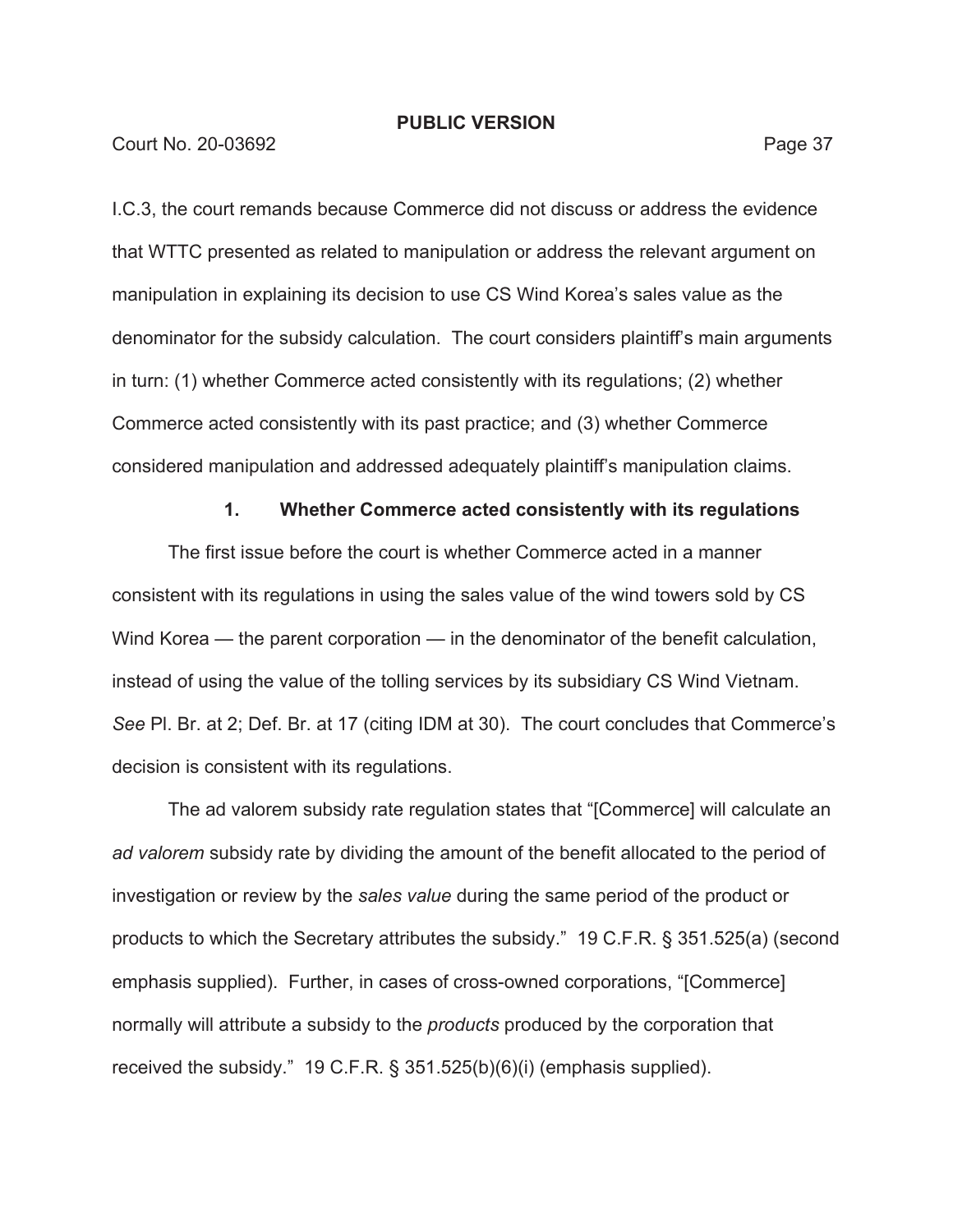I.C.3, the court remands because Commerce did not discuss or address the evidence that WTTC presented as related to manipulation or address the relevant argument on manipulation in explaining its decision to use CS Wind Korea's sales value as the denominator for the subsidy calculation. The court considers plaintiff's main arguments in turn: (1) whether Commerce acted consistently with its regulations; (2) whether Commerce acted consistently with its past practice; and (3) whether Commerce considered manipulation and addressed adequately plaintiff's manipulation claims.

**1. Whether Commerce acted consistently with its regulations**

The first issue before the court is whether Commerce acted in a manner consistent with its regulations in using the sales value of the wind towers sold by CS Wind Korea — the parent corporation — in the denominator of the benefit calculation, instead of using the value of the tolling services by its subsidiary CS Wind Vietnam. *See* Pl. Br. at 2; Def. Br. at 17 (citing IDM at 30). The court concludes that Commerce's decision is consistent with its regulations.

The ad valorem subsidy rate regulation states that "[Commerce] will calculate an *ad valorem* subsidy rate by dividing the amount of the benefit allocated to the period of investigation or review by the *sales value* during the same period of the product or products to which the Secretary attributes the subsidy." 19 C.F.R. § 351.525(a) (second emphasis supplied). Further, in cases of cross-owned corporations, "[Commerce] normally will attribute a subsidy to the *products* produced by the corporation that received the subsidy." 19 C.F.R. § 351.525(b)(6)(i) (emphasis supplied).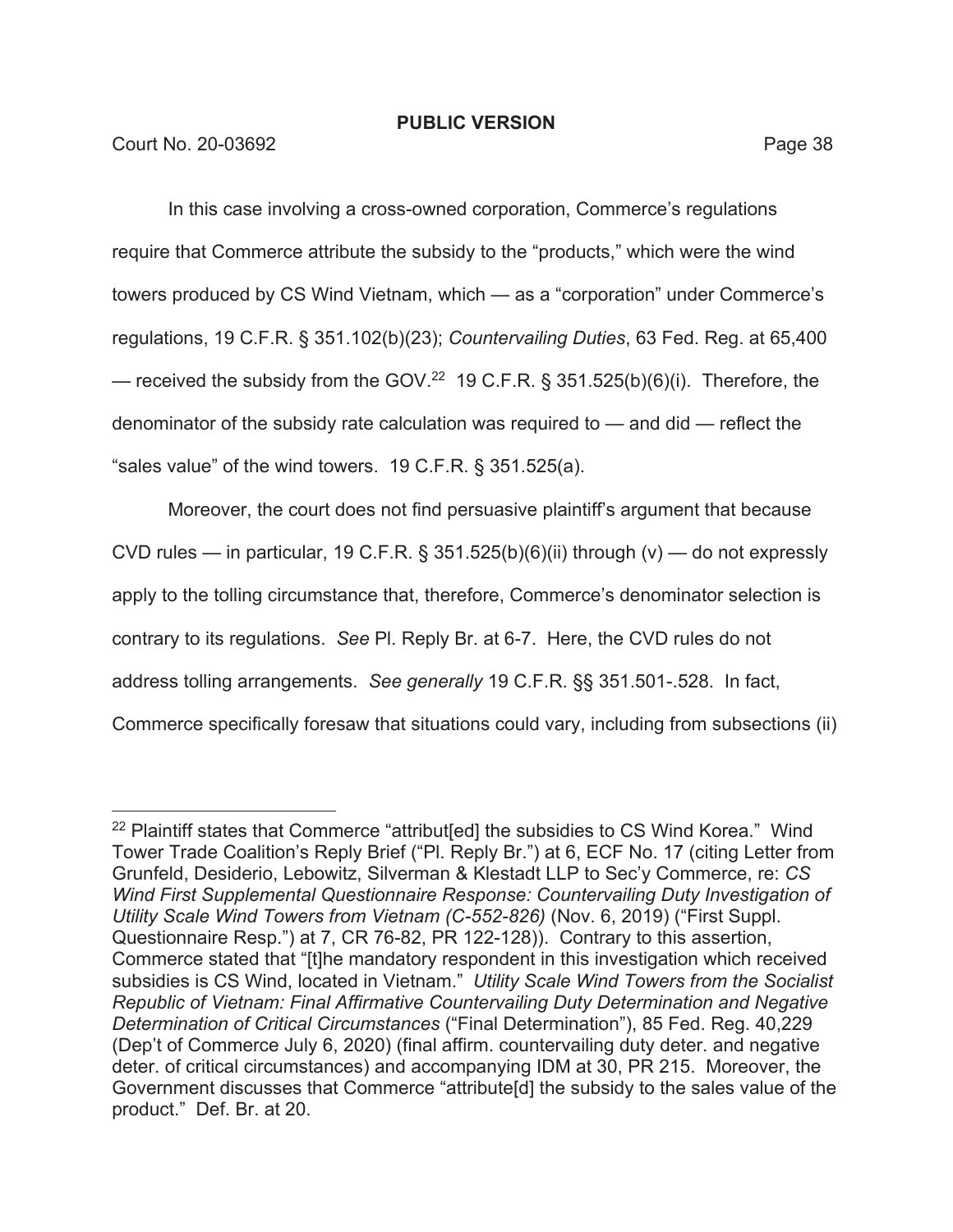In this case involving a cross-owned corporation, Commerce's regulations require that Commerce attribute the subsidy to the "products," which were the wind towers produced by CS Wind Vietnam, which — as a "corporation" under Commerce's regulations, 19 C.F.R. § 351.102(b)(23); *Countervailing Duties*, 63 Fed. Reg. at 65,400 — received the subsidy from the GOV.[22] 19 C.F.R. § 351.525(b)(6)(i). Therefore, the denominator of the subsidy rate calculation was required to — and did — reflect the "sales value" of the wind towers. 19 C.F.R. § 351.525(a).

Moreover, the court does not find persuasive plaintiff's argument that because CVD rules — in particular, 19 C.F.R. § 351.525(b)(6)(ii) through (v) — do not expressly apply to the tolling circumstance that, therefore, Commerce's denominator selection is contrary to its regulations. *See* Pl. Reply Br. at 6-7. Here, the CVD rules do not address tolling arrangements. *See generally* 19 C.F.R. §§ 351.501-.528. In fact, Commerce specifically foresaw that situations could vary, including from subsections (ii)

[22] Plaintiff states that Commerce "attribut[ed] the subsidies to CS Wind Korea." Wind Tower Trade Coalition's Reply Brief ("Pl. Reply Br.") at 6, ECF No. 17 (citing Letter from Grunfeld, Desiderio, Lebowitz, Silverman & Klestadt LLP to Sec'y Commerce, re: *CS Wind First Supplemental Questionnaire Response: Countervailing Duty Investigation of Utility Scale Wind Towers from Vietnam (C-552-826)* (Nov. 6, 2019) ("First Suppl. Questionnaire Resp.") at 7, CR 76-82, PR 122-128)). Contrary to this assertion, Commerce stated that "[t]he mandatory respondent in this investigation which received subsidies is CS Wind, located in Vietnam." *Utility Scale Wind Towers from the Socialist Republic of Vietnam: Final Affirmative Countervailing Duty Determination and Negative Determination of Critical Circumstances* ("Final Determination"), 85 Fed. Reg. 40,229 (Dep't of Commerce July 6, 2020) (final affirm. countervailing duty deter. and negative deter. of critical circumstances) and accompanying IDM at 30, PR 215. Moreover, the Government discusses that Commerce "attribute[d] the subsidy to the sales value of the product." Def. Br. at 20.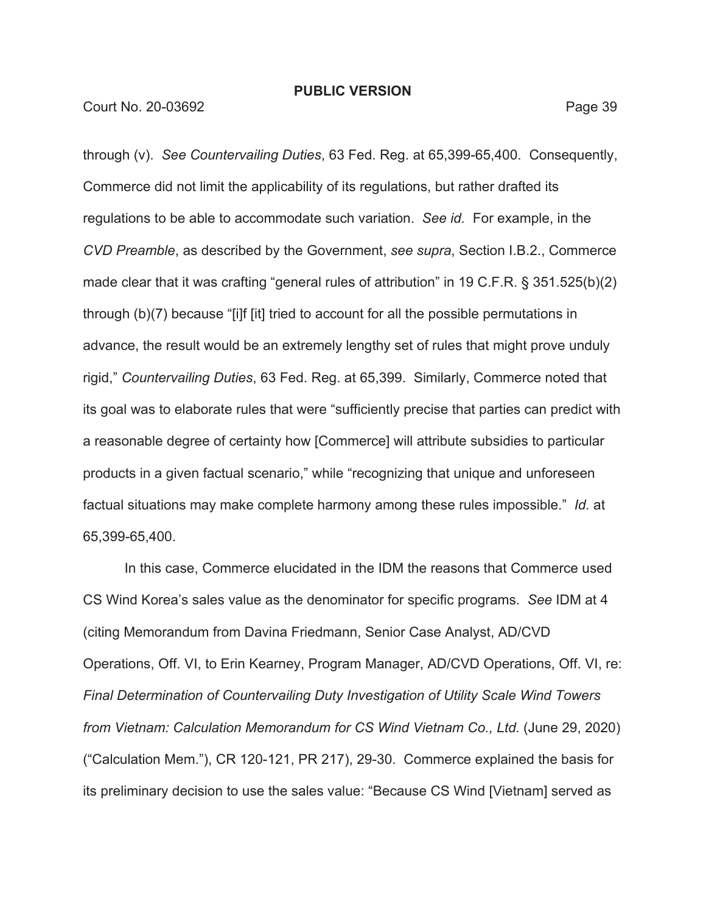through (v). *See Countervailing Duties*, 63 Fed. Reg. at 65,399-65,400. Consequently, Commerce did not limit the applicability of its regulations, but rather drafted its regulations to be able to accommodate such variation. *See id.* For example, in the *CVD Preamble*, as described by the Government, *see supra*, Section I.B.2., Commerce made clear that it was crafting "general rules of attribution" in 19 C.F.R. § 351.525(b)(2) through (b)(7) because "[i]f [it] tried to account for all the possible permutations in advance, the result would be an extremely lengthy set of rules that might prove unduly rigid," *Countervailing Duties*, 63 Fed. Reg. at 65,399. Similarly, Commerce noted that its goal was to elaborate rules that were "sufficiently precise that parties can predict with a reasonable degree of certainty how [Commerce] will attribute subsidies to particular products in a given factual scenario," while "recognizing that unique and unforeseen factual situations may make complete harmony among these rules impossible." *Id.* at 65,399-65,400.

In this case, Commerce elucidated in the IDM the reasons that Commerce used CS Wind Korea's sales value as the denominator for specific programs. *See* IDM at 4 (citing Memorandum from Davina Friedmann, Senior Case Analyst, AD/CVD Operations, Off. VI, to Erin Kearney, Program Manager, AD/CVD Operations, Off. VI, re: *Final Determination of Countervailing Duty Investigation of Utility Scale Wind Towers from Vietnam: Calculation Memorandum for CS Wind Vietnam Co., Ltd.* (June 29, 2020) ("Calculation Mem."), CR 120-121, PR 217), 29-30. Commerce explained the basis for its preliminary decision to use the sales value: "Because CS Wind [Vietnam] served as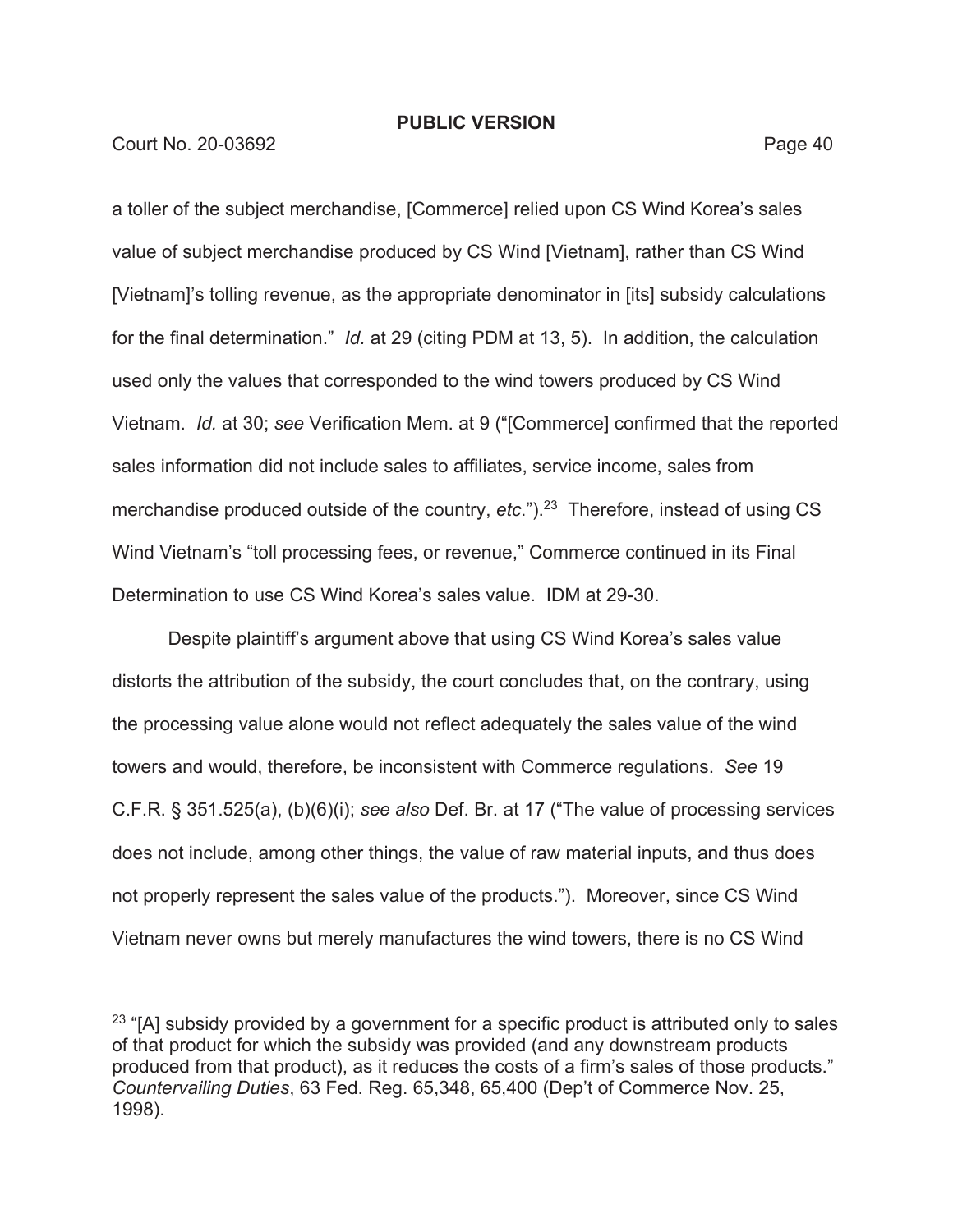a toller of the subject merchandise, [Commerce] relied upon CS Wind Korea's sales value of subject merchandise produced by CS Wind [Vietnam], rather than CS Wind [Vietnam]'s tolling revenue, as the appropriate denominator in [its] subsidy calculations for the final determination." *Id.* at 29 (citing PDM at 13, 5). In addition, the calculation used only the values that corresponded to the wind towers produced by CS Wind Vietnam. *Id.* at 30; *see* Verification Mem. at 9 ("[Commerce] confirmed that the reported sales information did not include sales to affiliates, service income, sales from merchandise produced outside of the country, *etc*.").[23] Therefore, instead of using CS Wind Vietnam's "toll processing fees, or revenue," Commerce continued in its Final Determination to use CS Wind Korea's sales value. IDM at 29-30.

Despite plaintiff's argument above that using CS Wind Korea's sales value distorts the attribution of the subsidy, the court concludes that, on the contrary, using the processing value alone would not reflect adequately the sales value of the wind towers and would, therefore, be inconsistent with Commerce regulations. *See* 19 C.F.R. § 351.525(a), (b)(6)(i); *see also* Def. Br. at 17 ("The value of processing services does not include, among other things, the value of raw material inputs, and thus does not properly represent the sales value of the products."). Moreover, since CS Wind Vietnam never owns but merely manufactures the wind towers, there is no CS Wind

---

[23] "[A] subsidy provided by a government for a specific product is attributed only to sales of that product for which the subsidy was provided (and any downstream products produced from that product), as it reduces the costs of a firm's sales of those products." *Countervailing Duties*, 63 Fed. Reg. 65,348, 65,400 (Dep't of Commerce Nov. 25, 1998).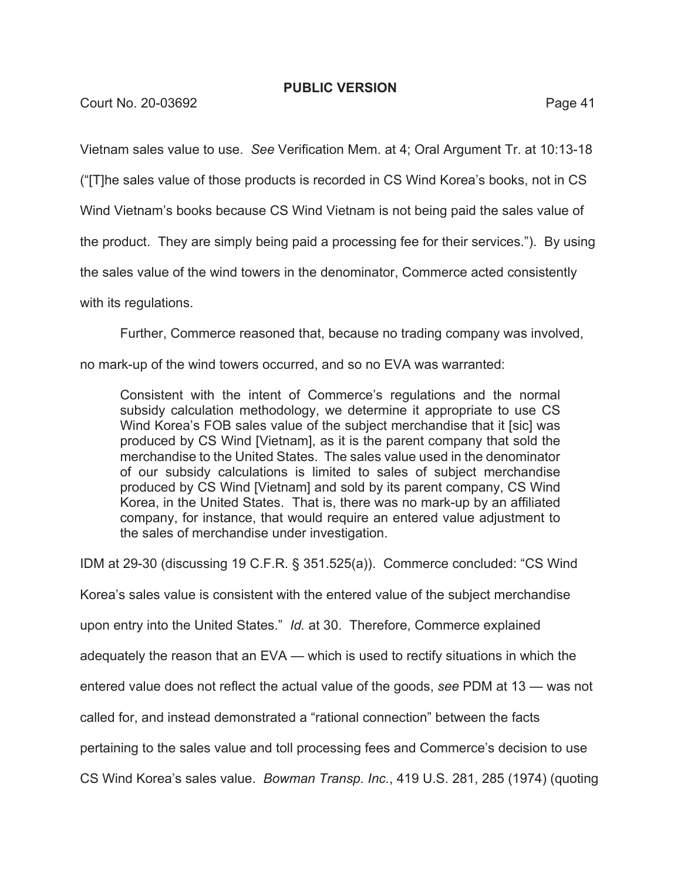Vietnam sales value to use. *See* Verification Mem. at 4; Oral Argument Tr. at 10:13-18 ("[T]he sales value of those products is recorded in CS Wind Korea's books, not in CS Wind Vietnam's books because CS Wind Vietnam is not being paid the sales value of the product. They are simply being paid a processing fee for their services."). By using the sales value of the wind towers in the denominator, Commerce acted consistently with its regulations.

Further, Commerce reasoned that, because no trading company was involved, no mark-up of the wind towers occurred, and so no EVA was warranted:

> Consistent with the intent of Commerce's regulations and the normal subsidy calculation methodology, we determine it appropriate to use CS Wind Korea's FOB sales value of the subject merchandise that it [sic] was produced by CS Wind [Vietnam], as it is the parent company that sold the merchandise to the United States. The sales value used in the denominator of our subsidy calculations is limited to sales of subject merchandise produced by CS Wind [Vietnam] and sold by its parent company, CS Wind Korea, in the United States. That is, there was no mark-up by an affiliated company, for instance, that would require an entered value adjustment to the sales of merchandise under investigation.

IDM at 29-30 (discussing 19 C.F.R. § 351.525(a)). Commerce concluded: "CS Wind Korea's sales value is consistent with the entered value of the subject merchandise upon entry into the United States." *Id.* at 30. Therefore, Commerce explained adequately the reason that an EVA — which is used to rectify situations in which the entered value does not reflect the actual value of the goods, *see* PDM at 13 — was not called for, and instead demonstrated a "rational connection" between the facts pertaining to the sales value and toll processing fees and Commerce's decision to use CS Wind Korea's sales value. *Bowman Transp. Inc.*, 419 U.S. 281, 285 (1974) (quoting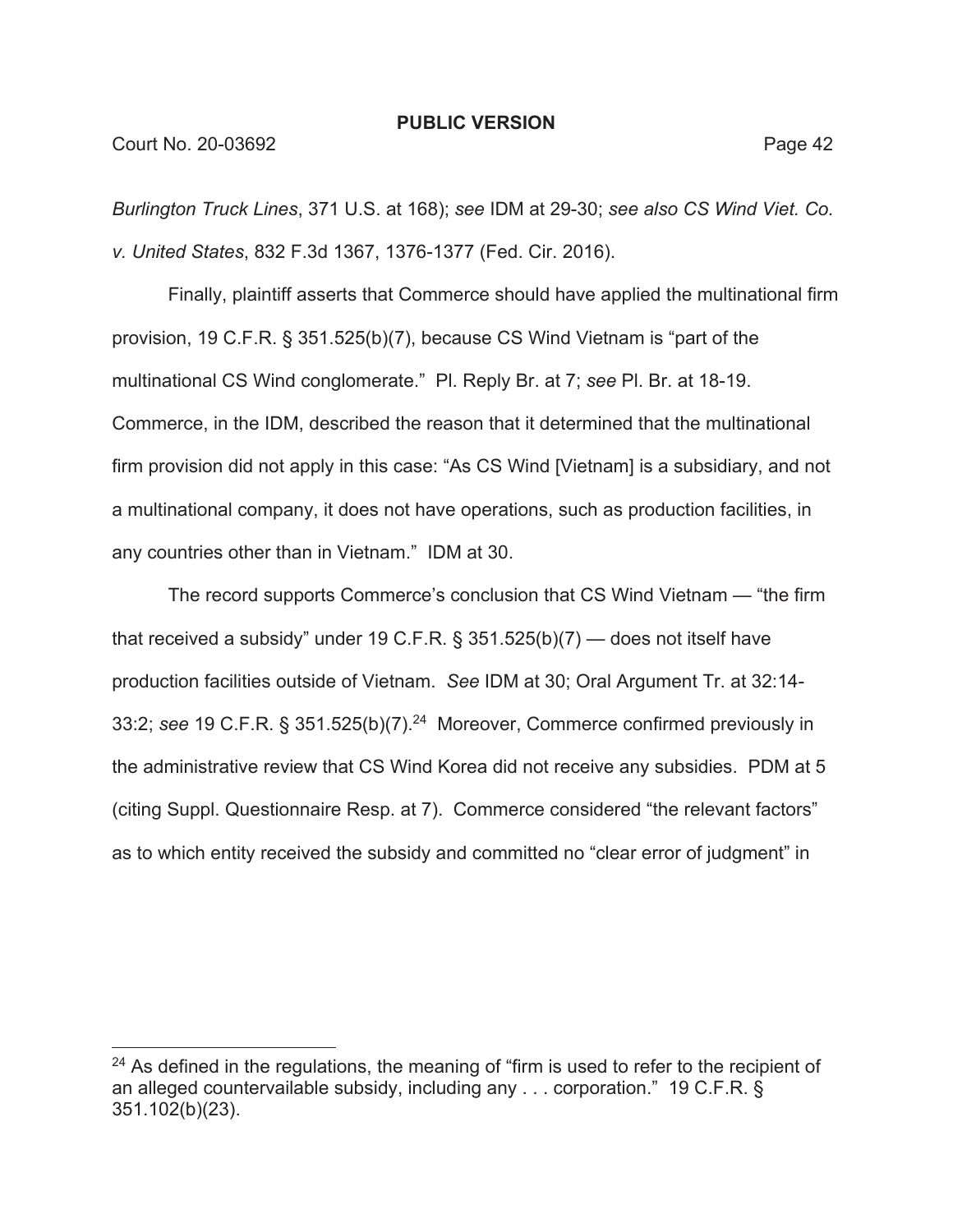*Burlington Truck Lines*, 371 U.S. at 168); *see* IDM at 29-30; *see also CS Wind Viet. Co. v. United States*, 832 F.3d 1367, 1376-1377 (Fed. Cir. 2016).

Finally, plaintiff asserts that Commerce should have applied the multinational firm provision, 19 C.F.R. § 351.525(b)(7), because CS Wind Vietnam is "part of the multinational CS Wind conglomerate." Pl. Reply Br. at 7; *see* Pl. Br. at 18-19. Commerce, in the IDM, described the reason that it determined that the multinational firm provision did not apply in this case: "As CS Wind [Vietnam] is a subsidiary, and not a multinational company, it does not have operations, such as production facilities, in any countries other than in Vietnam." IDM at 30.

The record supports Commerce's conclusion that CS Wind Vietnam — "the firm that received a subsidy" under 19 C.F.R. § 351.525(b)(7) — does not itself have production facilities outside of Vietnam. *See* IDM at 30; Oral Argument Tr. at 32:14-33:2; *see* 19 C.F.R. § 351.525(b)(7).[24] Moreover, Commerce confirmed previously in the administrative review that CS Wind Korea did not receive any subsidies. PDM at 5 (citing Suppl. Questionnaire Resp. at 7). Commerce considered "the relevant factors" as to which entity received the subsidy and committed no "clear error of judgment" in

---

[24] As defined in the regulations, the meaning of "firm is used to refer to the recipient of an alleged countervailable subsidy, including any . . . corporation." 19 C.F.R. § 351.102(b)(23).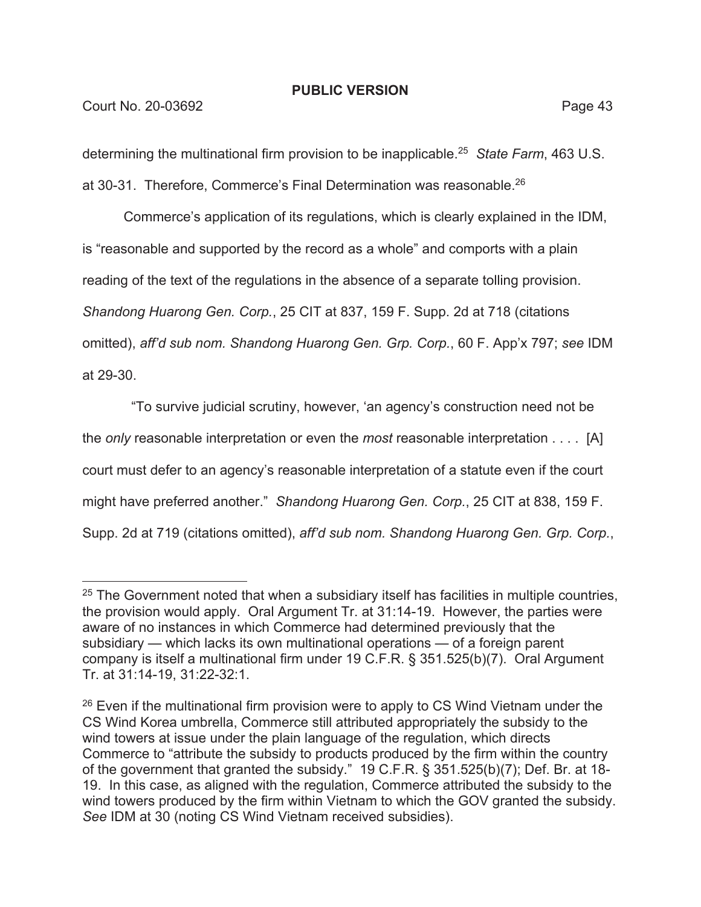determining the multinational firm provision to be inapplicable.[25] *State Farm*, 463 U.S. at 30-31. Therefore, Commerce's Final Determination was reasonable.[26]

Commerce's application of its regulations, which is clearly explained in the IDM, is "reasonable and supported by the record as a whole" and comports with a plain reading of the text of the regulations in the absence of a separate tolling provision. *Shandong Huarong Gen. Corp.*, 25 CIT at 837, 159 F. Supp. 2d at 718 (citations omitted), *aff'd sub nom. Shandong Huarong Gen. Grp. Corp.*, 60 F. App'x 797; *see* IDM at 29-30.

"To survive judicial scrutiny, however, 'an agency's construction need not be the *only* reasonable interpretation or even the *most* reasonable interpretation . . . . [A] court must defer to an agency's reasonable interpretation of a statute even if the court might have preferred another." *Shandong Huarong Gen. Corp.*, 25 CIT at 838, 159 F. Supp. 2d at 719 (citations omitted), *aff'd sub nom. Shandong Huarong Gen. Grp. Corp.*,

---

[25] The Government noted that when a subsidiary itself has facilities in multiple countries, the provision would apply. Oral Argument Tr. at 31:14-19. However, the parties were aware of no instances in which Commerce had determined previously that the subsidiary — which lacks its own multinational operations — of a foreign parent company is itself a multinational firm under 19 C.F.R. § 351.525(b)(7). Oral Argument Tr. at 31:14-19, 31:22-32:1.

[26] Even if the multinational firm provision were to apply to CS Wind Vietnam under the CS Wind Korea umbrella, Commerce still attributed appropriately the subsidy to the wind towers at issue under the plain language of the regulation, which directs Commerce to "attribute the subsidy to products produced by the firm within the country of the government that granted the subsidy." 19 C.F.R. § 351.525(b)(7); Def. Br. at 18-19. In this case, as aligned with the regulation, Commerce attributed the subsidy to the wind towers produced by the firm within Vietnam to which the GOV granted the subsidy. *See* IDM at 30 (noting CS Wind Vietnam received subsidies).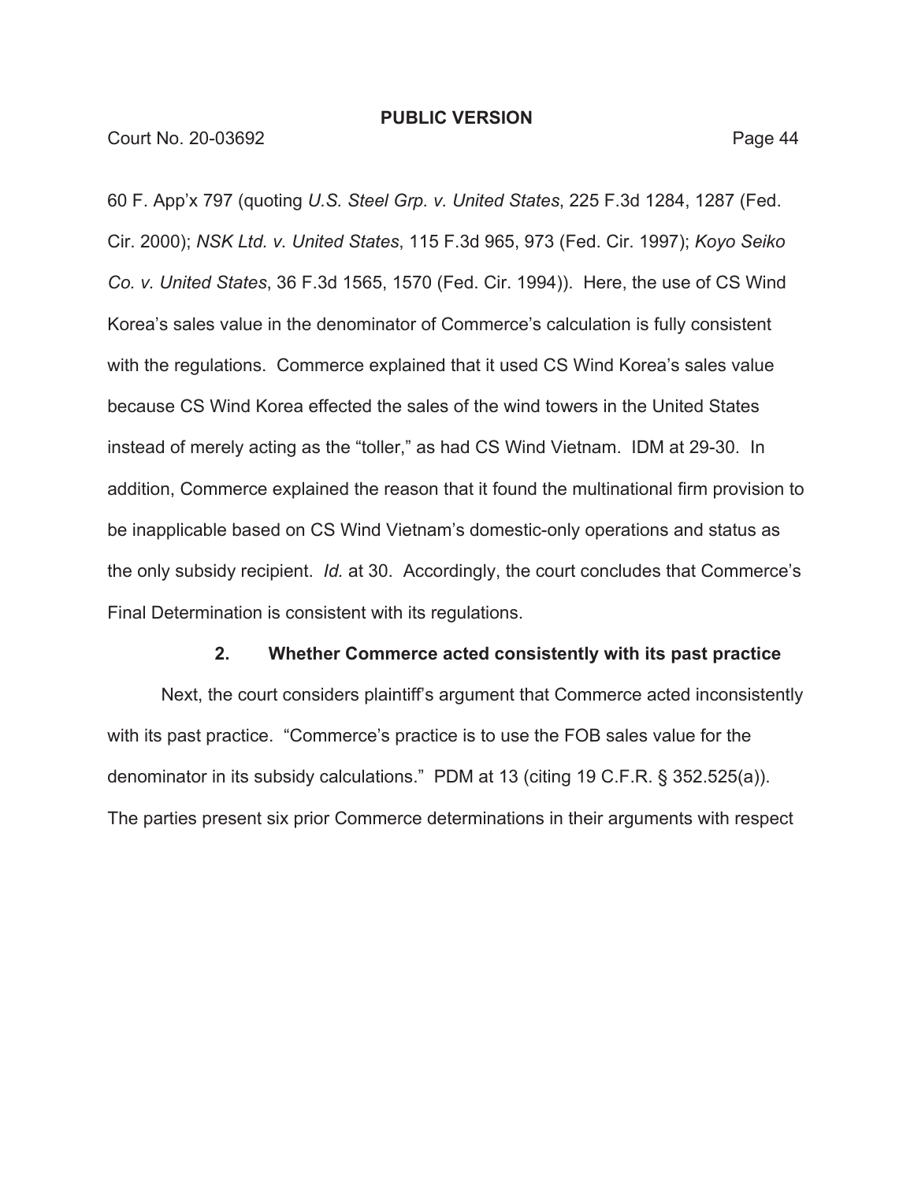60 F. App'x 797 (quoting *U.S. Steel Grp. v. United States*, 225 F.3d 1284, 1287 (Fed. Cir. 2000); *NSK Ltd. v. United States*, 115 F.3d 965, 973 (Fed. Cir. 1997); *Koyo Seiko Co. v. United States*, 36 F.3d 1565, 1570 (Fed. Cir. 1994)). Here, the use of CS Wind Korea's sales value in the denominator of Commerce's calculation is fully consistent with the regulations. Commerce explained that it used CS Wind Korea's sales value because CS Wind Korea effected the sales of the wind towers in the United States instead of merely acting as the "toller," as had CS Wind Vietnam. IDM at 29-30. In addition, Commerce explained the reason that it found the multinational firm provision to be inapplicable based on CS Wind Vietnam's domestic-only operations and status as the only subsidy recipient. *Id.* at 30. Accordingly, the court concludes that Commerce's Final Determination is consistent with its regulations.

### 2. Whether Commerce acted consistently with its past practice

Next, the court considers plaintiff's argument that Commerce acted inconsistently with its past practice. "Commerce's practice is to use the FOB sales value for the denominator in its subsidy calculations." PDM at 13 (citing 19 C.F.R. § 352.525(a)). The parties present six prior Commerce determinations in their arguments with respect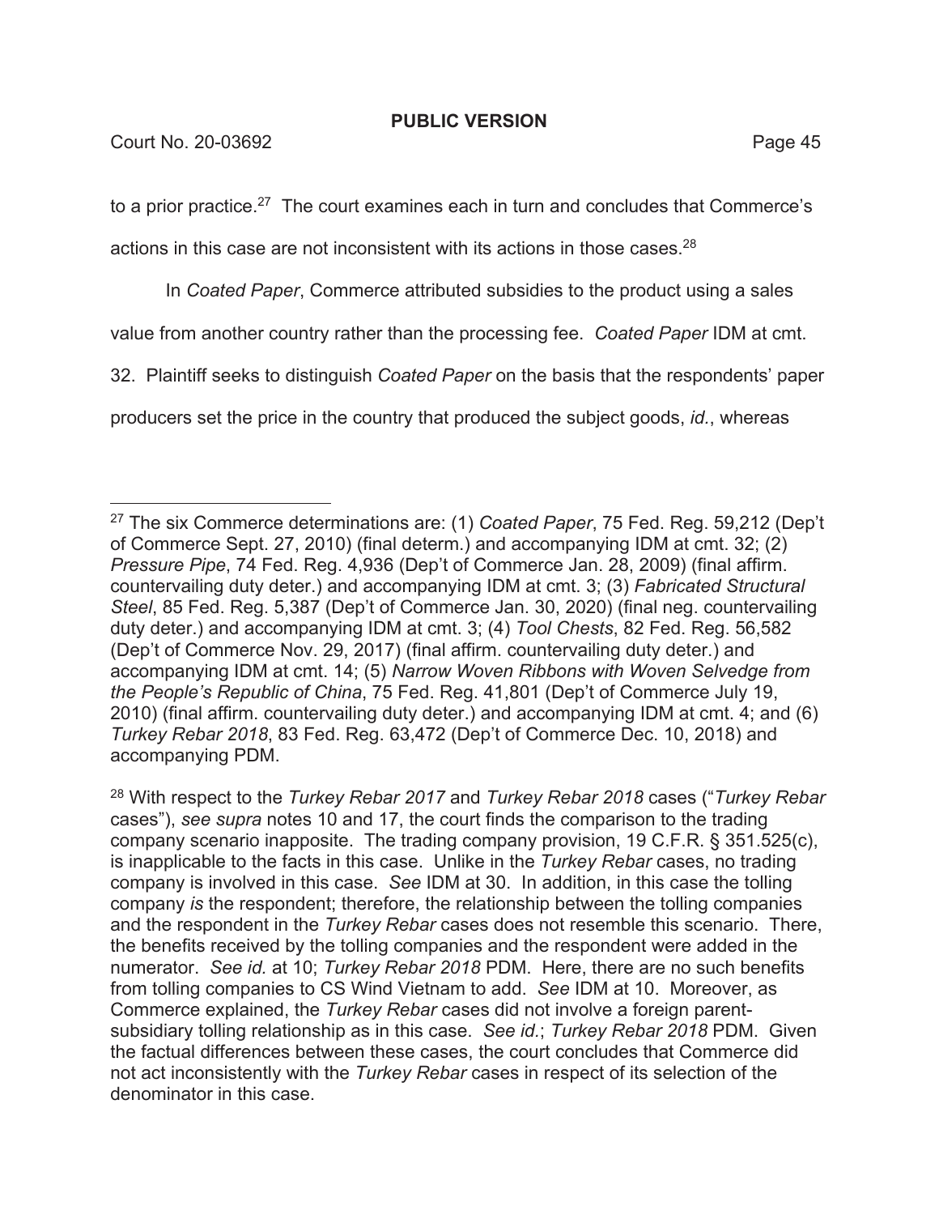to a prior practice.[27] The court examines each in turn and concludes that Commerce's actions in this case are not inconsistent with its actions in those cases.[28]

In *Coated Paper*, Commerce attributed subsidies to the product using a sales value from another country rather than the processing fee. *Coated Paper* IDM at cmt. 32. Plaintiff seeks to distinguish *Coated Paper* on the basis that the respondents' paper producers set the price in the country that produced the subject goods, *id.*, whereas

---

[27] The six Commerce determinations are: (1) *Coated Paper*, 75 Fed. Reg. 59,212 (Dep't of Commerce Sept. 27, 2010) (final determ.) and accompanying IDM at cmt. 32; (2) *Pressure Pipe*, 74 Fed. Reg. 4,936 (Dep't of Commerce Jan. 28, 2009) (final affirm. countervailing duty deter.) and accompanying IDM at cmt. 3; (3) *Fabricated Structural Steel*, 85 Fed. Reg. 5,387 (Dep't of Commerce Jan. 30, 2020) (final neg. countervailing duty deter.) and accompanying IDM at cmt. 3; (4) *Tool Chests*, 82 Fed. Reg. 56,582 (Dep't of Commerce Nov. 29, 2017) (final affirm. countervailing duty deter.) and accompanying IDM at cmt. 14; (5) *Narrow Woven Ribbons with Woven Selvedge from the People's Republic of China*, 75 Fed. Reg. 41,801 (Dep't of Commerce July 19, 2010) (final affirm. countervailing duty deter.) and accompanying IDM at cmt. 4; and (6) *Turkey Rebar 2018*, 83 Fed. Reg. 63,472 (Dep't of Commerce Dec. 10, 2018) and accompanying PDM.

[28] With respect to the *Turkey Rebar 2017* and *Turkey Rebar 2018* cases ("*Turkey Rebar* cases"), *see supra* notes 10 and 17, the court finds the comparison to the trading company scenario inapposite. The trading company provision, 19 C.F.R. § 351.525(c), is inapplicable to the facts in this case. Unlike in the *Turkey Rebar* cases, no trading company is involved in this case. *See* IDM at 30. In addition, in this case the tolling company *is* the respondent; therefore, the relationship between the tolling companies and the respondent in the *Turkey Rebar* cases does not resemble this scenario. There, the benefits received by the tolling companies and the respondent were added in the numerator. *See id.* at 10; *Turkey Rebar 2018* PDM. Here, there are no such benefits from tolling companies to CS Wind Vietnam to add. *See* IDM at 10. Moreover, as Commerce explained, the *Turkey Rebar* cases did not involve a foreign parent-subsidiary tolling relationship as in this case. *See id.*; *Turkey Rebar 2018* PDM. Given the factual differences between these cases, the court concludes that Commerce did not act inconsistently with the *Turkey Rebar* cases in respect of its selection of the denominator in this case.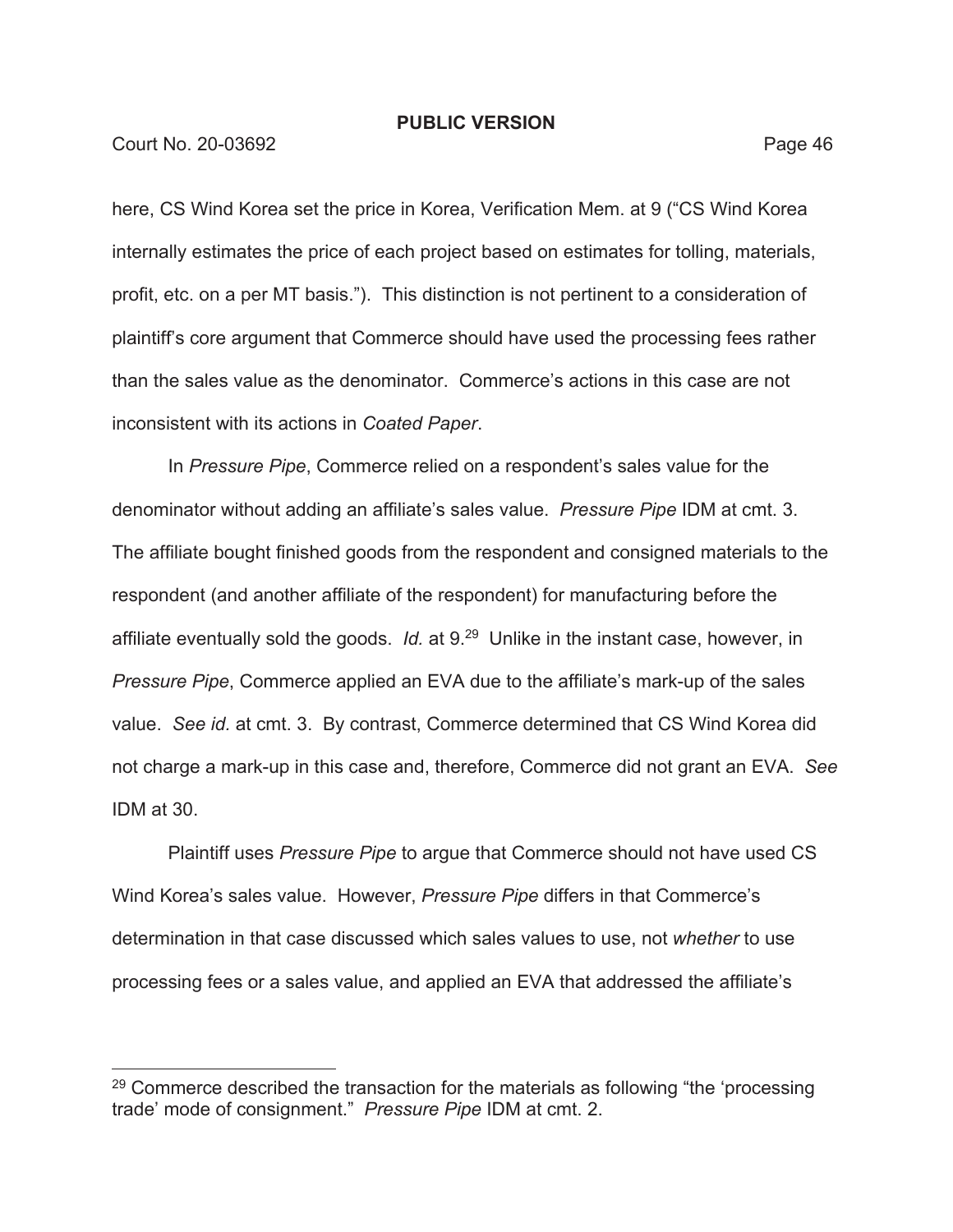here, CS Wind Korea set the price in Korea, Verification Mem. at 9 ("CS Wind Korea internally estimates the price of each project based on estimates for tolling, materials, profit, etc. on a per MT basis."). This distinction is not pertinent to a consideration of plaintiff's core argument that Commerce should have used the processing fees rather than the sales value as the denominator. Commerce's actions in this case are not inconsistent with its actions in *Coated Paper*.

In *Pressure Pipe*, Commerce relied on a respondent's sales value for the denominator without adding an affiliate's sales value. *Pressure Pipe* IDM at cmt. 3. The affiliate bought finished goods from the respondent and consigned materials to the respondent (and another affiliate of the respondent) for manufacturing before the affiliate eventually sold the goods. *Id.* at 9.[29] Unlike in the instant case, however, in *Pressure Pipe*, Commerce applied an EVA due to the affiliate's mark-up of the sales value. *See id.* at cmt. 3. By contrast, Commerce determined that CS Wind Korea did not charge a mark-up in this case and, therefore, Commerce did not grant an EVA. *See* IDM at 30.

Plaintiff uses *Pressure Pipe* to argue that Commerce should not have used CS Wind Korea's sales value. However, *Pressure Pipe* differs in that Commerce's determination in that case discussed which sales values to use, not *whether* to use processing fees or a sales value, and applied an EVA that addressed the affiliate's

---

[29] Commerce described the transaction for the materials as following "the 'processing trade' mode of consignment." *Pressure Pipe* IDM at cmt. 2.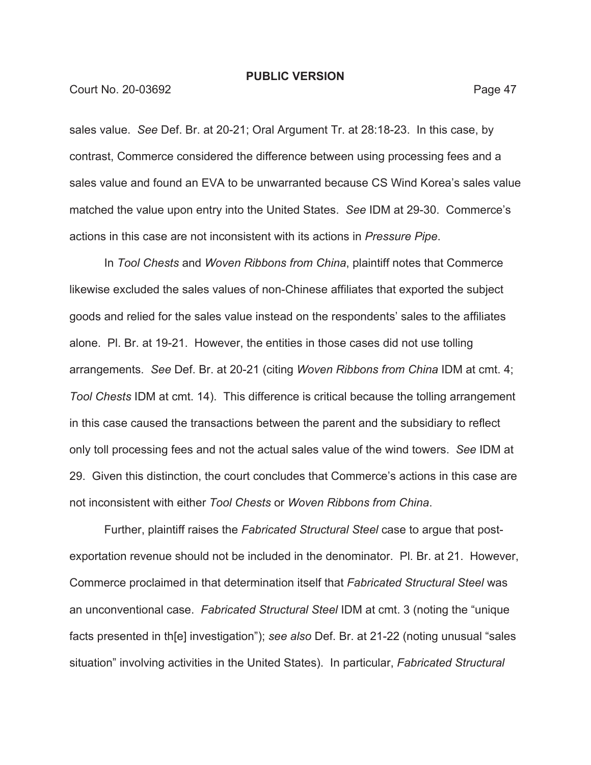sales value. *See* Def. Br. at 20-21; Oral Argument Tr. at 28:18-23. In this case, by contrast, Commerce considered the difference between using processing fees and a sales value and found an EVA to be unwarranted because CS Wind Korea's sales value matched the value upon entry into the United States. *See* IDM at 29-30. Commerce's actions in this case are not inconsistent with its actions in *Pressure Pipe*.

In *Tool Chests* and *Woven Ribbons from China*, plaintiff notes that Commerce likewise excluded the sales values of non-Chinese affiliates that exported the subject goods and relied for the sales value instead on the respondents' sales to the affiliates alone. Pl. Br. at 19-21. However, the entities in those cases did not use tolling arrangements. *See* Def. Br. at 20-21 (citing *Woven Ribbons from China* IDM at cmt. 4; *Tool Chests* IDM at cmt. 14). This difference is critical because the tolling arrangement in this case caused the transactions between the parent and the subsidiary to reflect only toll processing fees and not the actual sales value of the wind towers. *See* IDM at 29. Given this distinction, the court concludes that Commerce's actions in this case are not inconsistent with either *Tool Chests* or *Woven Ribbons from China*.

Further, plaintiff raises the *Fabricated Structural Steel* case to argue that post-exportation revenue should not be included in the denominator. Pl. Br. at 21. However, Commerce proclaimed in that determination itself that *Fabricated Structural Steel* was an unconventional case. *Fabricated Structural Steel* IDM at cmt. 3 (noting the "unique facts presented in th[e] investigation"); *see also* Def. Br. at 21-22 (noting unusual "sales situation" involving activities in the United States). In particular, *Fabricated Structural*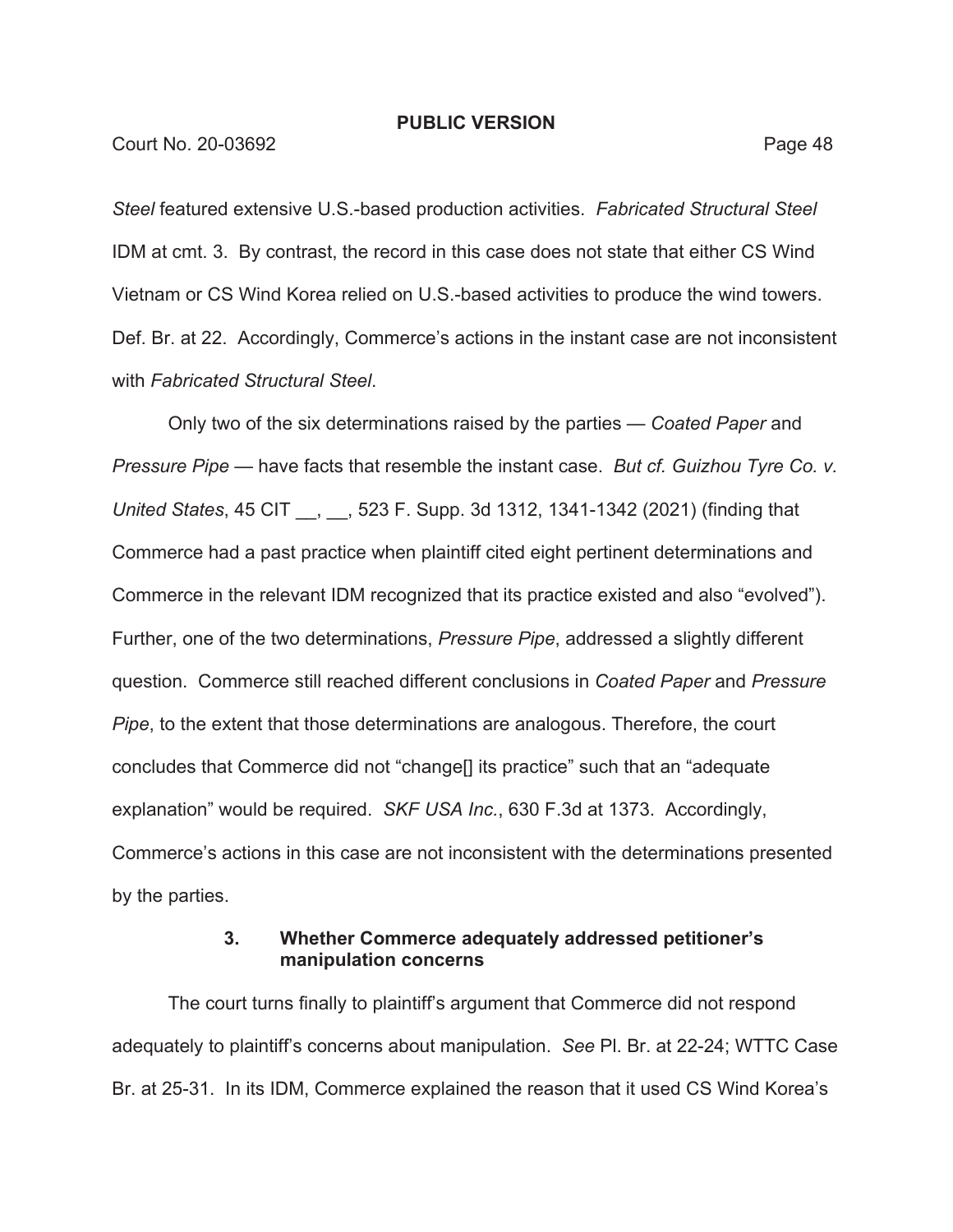*Steel* featured extensive U.S.-based production activities. *Fabricated Structural Steel* IDM at cmt. 3. By contrast, the record in this case does not state that either CS Wind Vietnam or CS Wind Korea relied on U.S.-based activities to produce the wind towers. Def. Br. at 22. Accordingly, Commerce's actions in the instant case are not inconsistent with *Fabricated Structural Steel*.

Only two of the six determinations raised by the parties — *Coated Paper* and *Pressure Pipe* — have facts that resemble the instant case. *But cf. Guizhou Tyre Co. v. United States*, 45 CIT __, __, 523 F. Supp. 3d 1312, 1341-1342 (2021) (finding that Commerce had a past practice when plaintiff cited eight pertinent determinations and Commerce in the relevant IDM recognized that its practice existed and also "evolved"). Further, one of the two determinations, *Pressure Pipe*, addressed a slightly different question. Commerce still reached different conclusions in *Coated Paper* and *Pressure Pipe*, to the extent that those determinations are analogous. Therefore, the court concludes that Commerce did not "change[] its practice" such that an "adequate explanation" would be required. *SKF USA Inc.*, 630 F.3d at 1373. Accordingly, Commerce's actions in this case are not inconsistent with the determinations presented by the parties.

### 3. Whether Commerce adequately addressed petitioner's manipulation concerns

The court turns finally to plaintiff's argument that Commerce did not respond adequately to plaintiff's concerns about manipulation. *See* Pl. Br. at 22-24; WTTC Case Br. at 25-31. In its IDM, Commerce explained the reason that it used CS Wind Korea's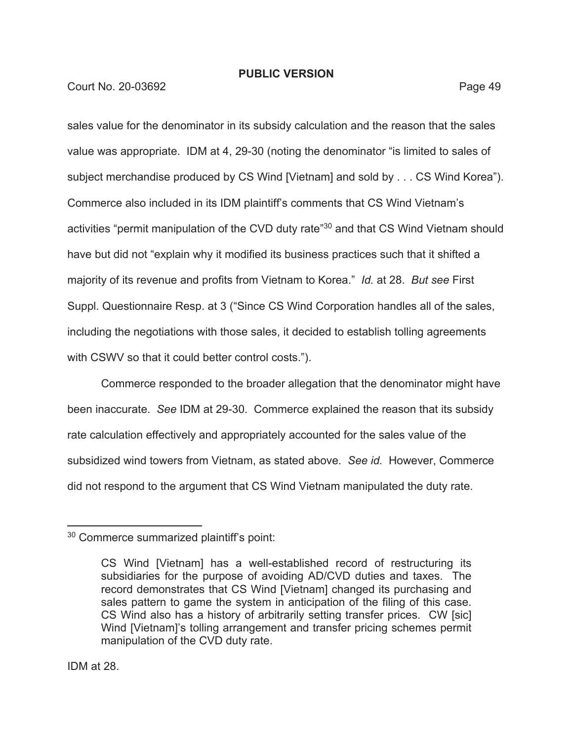sales value for the denominator in its subsidy calculation and the reason that the sales value was appropriate. IDM at 4, 29-30 (noting the denominator "is limited to sales of subject merchandise produced by CS Wind [Vietnam] and sold by . . . CS Wind Korea"). Commerce also included in its IDM plaintiff's comments that CS Wind Vietnam's activities "permit manipulation of the CVD duty rate"[30] and that CS Wind Vietnam should have but did not "explain why it modified its business practices such that it shifted a majority of its revenue and profits from Vietnam to Korea." *Id.* at 28. *But see* First Suppl. Questionnaire Resp. at 3 ("Since CS Wind Corporation handles all of the sales, including the negotiations with those sales, it decided to establish tolling agreements with CSWV so that it could better control costs.").

Commerce responded to the broader allegation that the denominator might have been inaccurate. *See* IDM at 29-30. Commerce explained the reason that its subsidy rate calculation effectively and appropriately accounted for the sales value of the subsidized wind towers from Vietnam, as stated above. *See id.* However, Commerce did not respond to the argument that CS Wind Vietnam manipulated the duty rate.

---

[30] Commerce summarized plaintiff's point:

> CS Wind [Vietnam] has a well-established record of restructuring its subsidiaries for the purpose of avoiding AD/CVD duties and taxes. The record demonstrates that CS Wind [Vietnam] changed its purchasing and sales pattern to game the system in anticipation of the filing of this case. CS Wind also has a history of arbitrarily setting transfer prices. CW [sic] Wind [Vietnam]'s tolling arrangement and transfer pricing schemes permit manipulation of the CVD duty rate.

IDM at 28.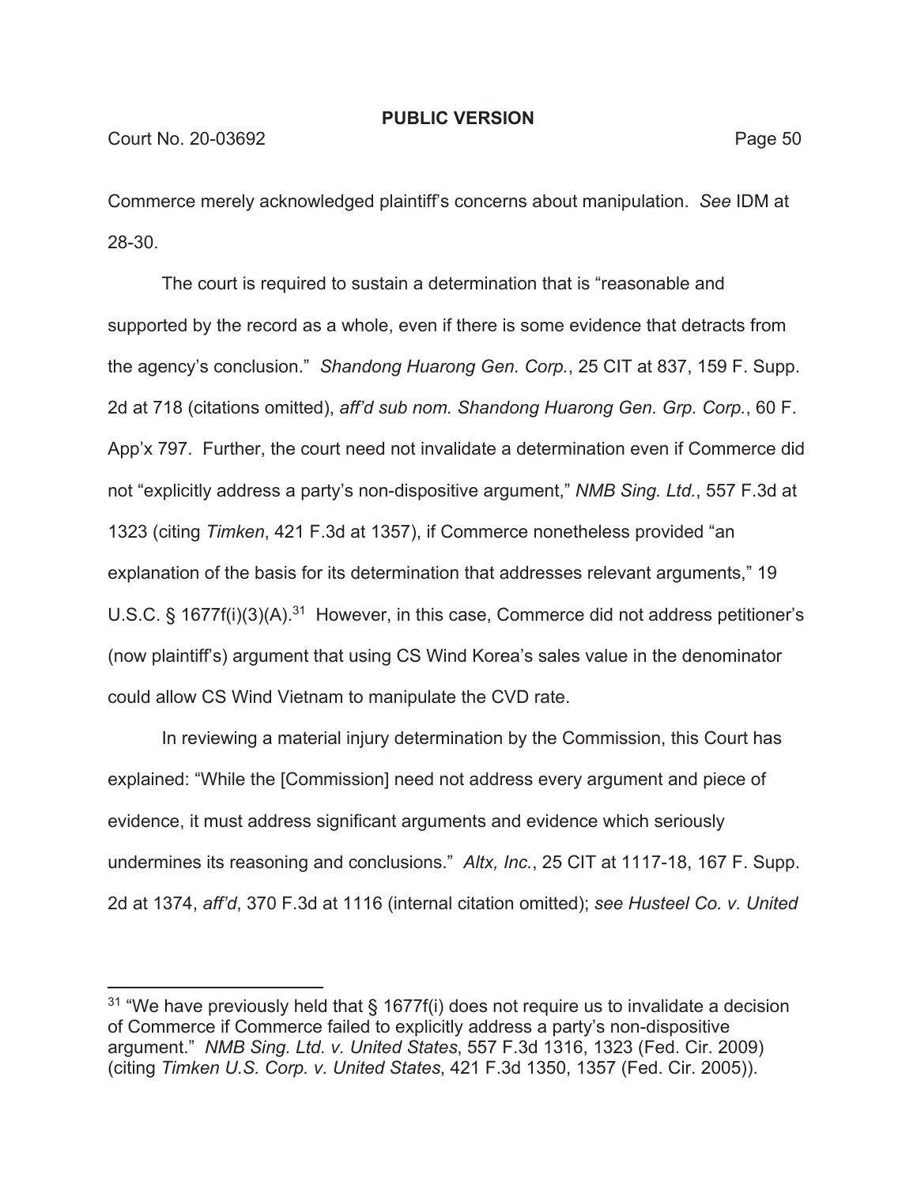Commerce merely acknowledged plaintiff's concerns about manipulation. *See* IDM at 28-30.

The court is required to sustain a determination that is "reasonable and supported by the record as a whole, even if there is some evidence that detracts from the agency's conclusion." *Shandong Huarong Gen. Corp.*, 25 CIT at 837, 159 F. Supp. 2d at 718 (citations omitted), *aff'd sub nom. Shandong Huarong Gen. Grp. Corp.*, 60 F. App'x 797. Further, the court need not invalidate a determination even if Commerce did not "explicitly address a party's non-dispositive argument," *NMB Sing. Ltd.*, 557 F.3d at 1323 (citing *Timken*, 421 F.3d at 1357), if Commerce nonetheless provided "an explanation of the basis for its determination that addresses relevant arguments," 19 U.S.C. § 1677f(i)(3)(A).[31] However, in this case, Commerce did not address petitioner's (now plaintiff's) argument that using CS Wind Korea's sales value in the denominator could allow CS Wind Vietnam to manipulate the CVD rate.

In reviewing a material injury determination by the Commission, this Court has explained: "While the [Commission] need not address every argument and piece of evidence, it must address significant arguments and evidence which seriously undermines its reasoning and conclusions." *Altx, Inc.*, 25 CIT at 1117-18, 167 F. Supp. 2d at 1374, *aff'd*, 370 F.3d at 1116 (internal citation omitted); *see Husteel Co. v. United*

---

[31] "We have previously held that § 1677f(i) does not require us to invalidate a decision of Commerce if Commerce failed to explicitly address a party's non-dispositive argument." *NMB Sing. Ltd. v. United States*, 557 F.3d 1316, 1323 (Fed. Cir. 2009) (citing *Timken U.S. Corp. v. United States*, 421 F.3d 1350, 1357 (Fed. Cir. 2005)).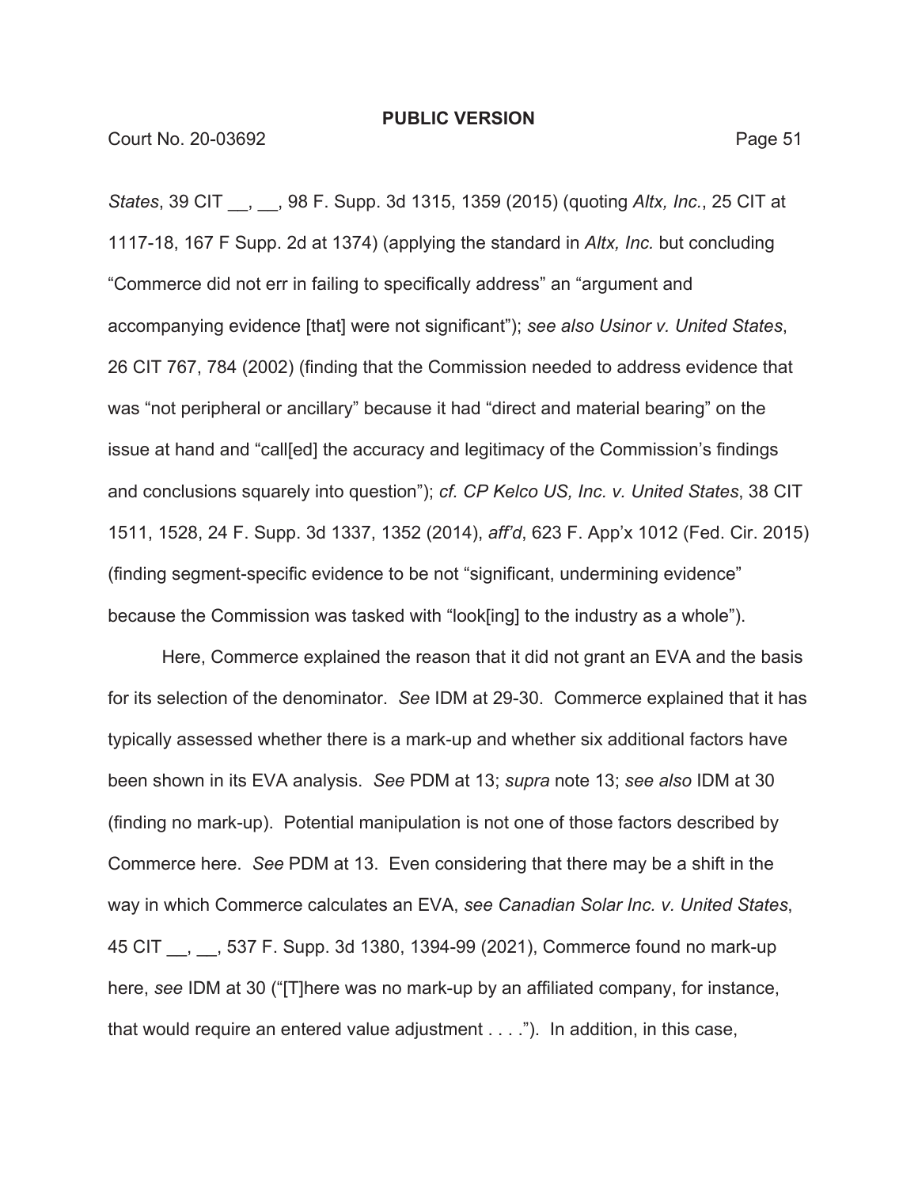*States*, 39 CIT __, __, 98 F. Supp. 3d 1315, 1359 (2015) (quoting *Altx, Inc.*, 25 CIT at 1117-18, 167 F Supp. 2d at 1374) (applying the standard in *Altx, Inc.* but concluding "Commerce did not err in failing to specifically address" an "argument and accompanying evidence [that] were not significant"); *see also Usinor v. United States*, 26 CIT 767, 784 (2002) (finding that the Commission needed to address evidence that was "not peripheral or ancillary" because it had "direct and material bearing" on the issue at hand and "call[ed] the accuracy and legitimacy of the Commission's findings and conclusions squarely into question"); *cf. CP Kelco US, Inc. v. United States*, 38 CIT 1511, 1528, 24 F. Supp. 3d 1337, 1352 (2014), *aff'd*, 623 F. App'x 1012 (Fed. Cir. 2015) (finding segment-specific evidence to be not "significant, undermining evidence" because the Commission was tasked with "look[ing] to the industry as a whole").

Here, Commerce explained the reason that it did not grant an EVA and the basis for its selection of the denominator. *See* IDM at 29-30. Commerce explained that it has typically assessed whether there is a mark-up and whether six additional factors have been shown in its EVA analysis. *See* PDM at 13; *supra* note 13; *see also* IDM at 30 (finding no mark-up). Potential manipulation is not one of those factors described by Commerce here. *See* PDM at 13. Even considering that there may be a shift in the way in which Commerce calculates an EVA, *see Canadian Solar Inc. v. United States*, 45 CIT __, __, 537 F. Supp. 3d 1380, 1394-99 (2021), Commerce found no mark-up here, *see* IDM at 30 ("[T]here was no mark-up by an affiliated company, for instance, that would require an entered value adjustment . . . ."). In addition, in this case,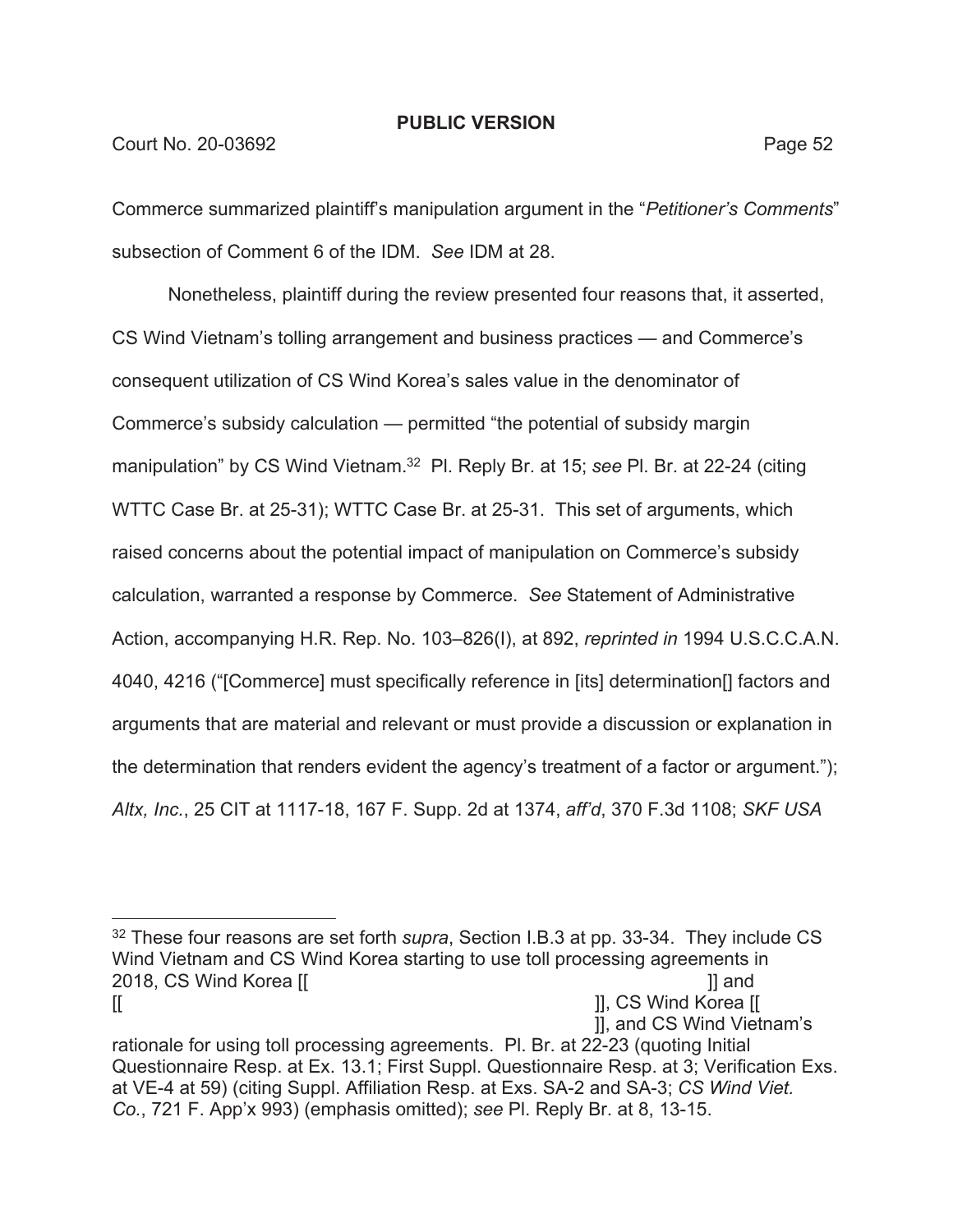Commerce summarized plaintiff's manipulation argument in the "*Petitioner's Comments*" subsection of Comment 6 of the IDM. *See* IDM at 28.

Nonetheless, plaintiff during the review presented four reasons that, it asserted, CS Wind Vietnam's tolling arrangement and business practices — and Commerce's consequent utilization of CS Wind Korea's sales value in the denominator of Commerce's subsidy calculation — permitted "the potential of subsidy margin manipulation" by CS Wind Vietnam.[32] Pl. Reply Br. at 15; *see* Pl. Br. at 22-24 (citing WTTC Case Br. at 25-31); WTTC Case Br. at 25-31. This set of arguments, which raised concerns about the potential impact of manipulation on Commerce's subsidy calculation, warranted a response by Commerce. *See* Statement of Administrative Action, accompanying H.R. Rep. No. 103–826(I), at 892, *reprinted in* 1994 U.S.C.C.A.N. 4040, 4216 ("[Commerce] must specifically reference in [its] determination[] factors and arguments that are material and relevant or must provide a discussion or explanation in the determination that renders evident the agency's treatment of a factor or argument."); *Altx, Inc.*, 25 CIT at 1117-18, 167 F. Supp. 2d at 1374, *aff'd*, 370 F.3d 1108; *SKF USA*

---

[32] These four reasons are set forth *supra*, Section I.B.3 at pp. 33-34. They include CS Wind Vietnam and CS Wind Korea starting to use toll processing agreements in 2018, CS Wind Korea [[ ]] and [[ ]], CS Wind Korea [[ ]], and CS Wind Vietnam's rationale for using toll processing agreements. Pl. Br. at 22-23 (quoting Initial Questionnaire Resp. at Ex. 13.1; First Suppl. Questionnaire Resp. at 3; Verification Exs. at VE-4 at 59) (citing Suppl. Affiliation Resp. at Exs. SA-2 and SA-3; *CS Wind Viet. Co.*, 721 F. App'x 993) (emphasis omitted); *see* Pl. Reply Br. at 8, 13-15.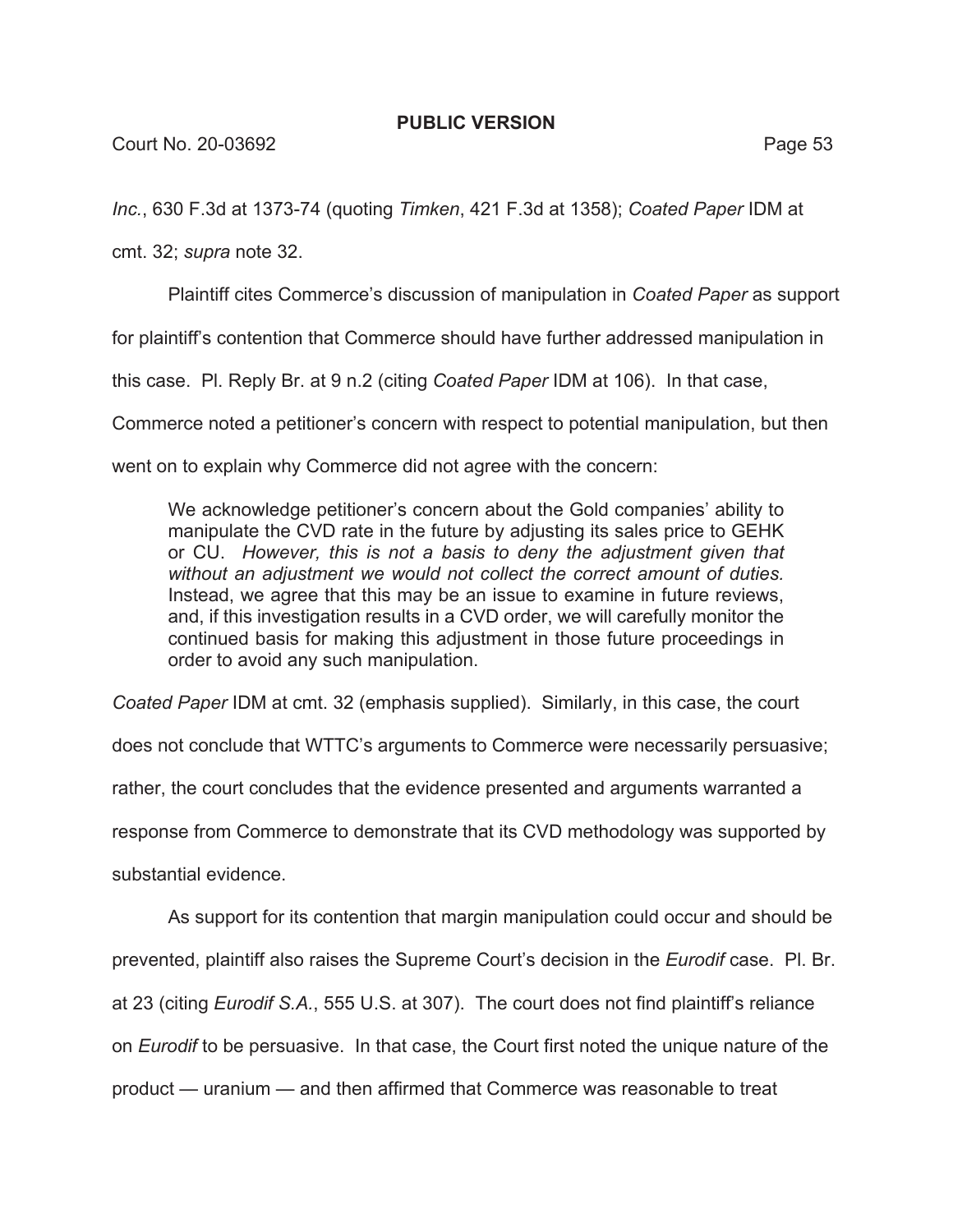*Inc.*, 630 F.3d at 1373-74 (quoting *Timken*, 421 F.3d at 1358); *Coated Paper* IDM at cmt. 32; *supra* note 32.

Plaintiff cites Commerce's discussion of manipulation in *Coated Paper* as support for plaintiff's contention that Commerce should have further addressed manipulation in this case. Pl. Reply Br. at 9 n.2 (citing *Coated Paper* IDM at 106). In that case, Commerce noted a petitioner's concern with respect to potential manipulation, but then went on to explain why Commerce did not agree with the concern:

> We acknowledge petitioner's concern about the Gold companies' ability to manipulate the CVD rate in the future by adjusting its sales price to GEHK or CU. *However, this is not a basis to deny the adjustment given that without an adjustment we would not collect the correct amount of duties.* Instead, we agree that this may be an issue to examine in future reviews, and, if this investigation results in a CVD order, we will carefully monitor the continued basis for making this adjustment in those future proceedings in order to avoid any such manipulation.

*Coated Paper* IDM at cmt. 32 (emphasis supplied). Similarly, in this case, the court does not conclude that WTTC's arguments to Commerce were necessarily persuasive; rather, the court concludes that the evidence presented and arguments warranted a response from Commerce to demonstrate that its CVD methodology was supported by substantial evidence.

As support for its contention that margin manipulation could occur and should be prevented, plaintiff also raises the Supreme Court's decision in the *Eurodif* case. Pl. Br. at 23 (citing *Eurodif S.A.*, 555 U.S. at 307). The court does not find plaintiff's reliance on *Eurodif* to be persuasive. In that case, the Court first noted the unique nature of the product — uranium — and then affirmed that Commerce was reasonable to treat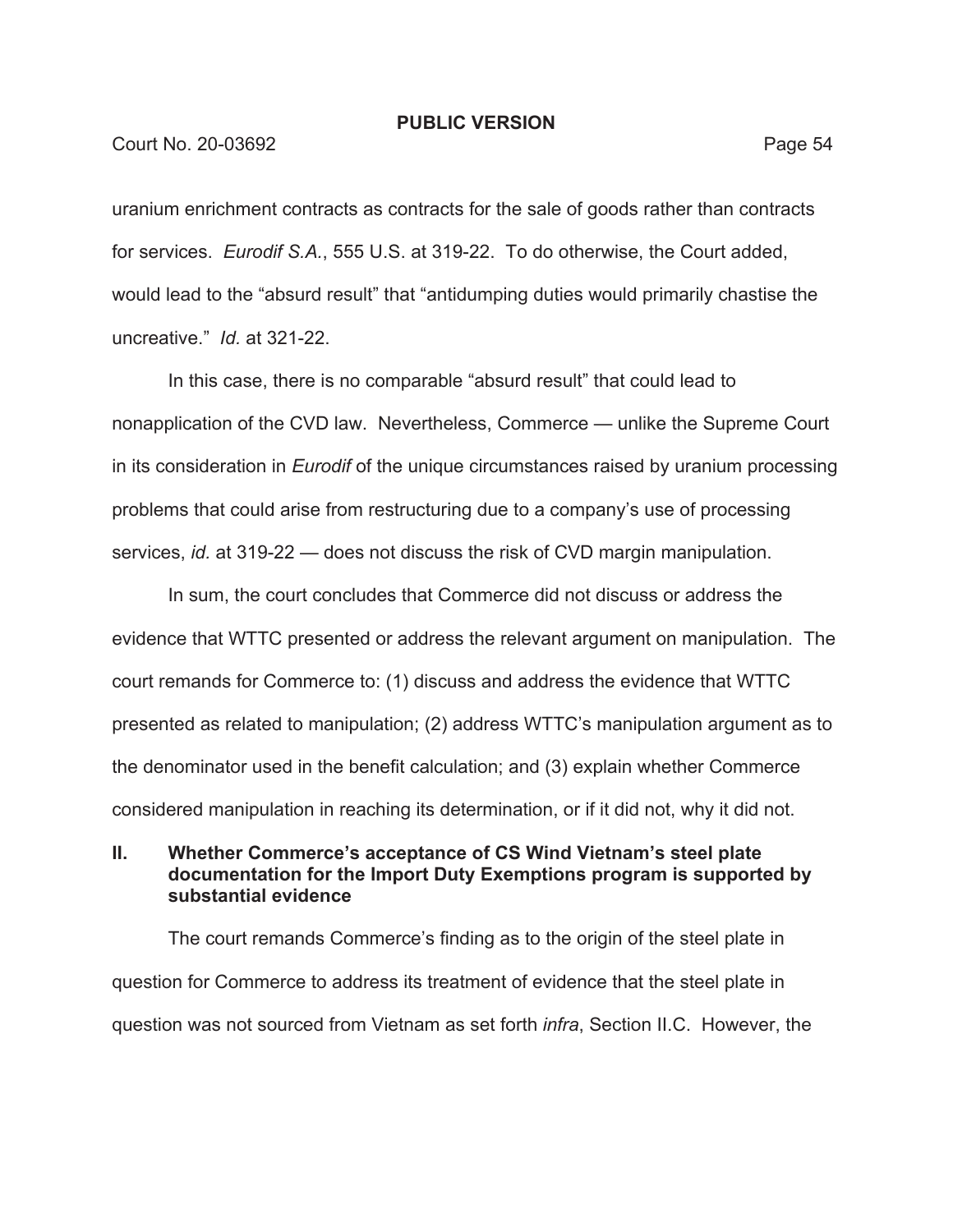uranium enrichment contracts as contracts for the sale of goods rather than contracts for services. *Eurodif S.A.*, 555 U.S. at 319-22. To do otherwise, the Court added, would lead to the "absurd result" that "antidumping duties would primarily chastise the uncreative." *Id.* at 321-22.

In this case, there is no comparable "absurd result" that could lead to nonapplication of the CVD law. Nevertheless, Commerce — unlike the Supreme Court in its consideration in *Eurodif* of the unique circumstances raised by uranium processing problems that could arise from restructuring due to a company's use of processing services, *id.* at 319-22 — does not discuss the risk of CVD margin manipulation.

In sum, the court concludes that Commerce did not discuss or address the evidence that WTTC presented or address the relevant argument on manipulation. The court remands for Commerce to: (1) discuss and address the evidence that WTTC presented as related to manipulation; (2) address WTTC's manipulation argument as to the denominator used in the benefit calculation; and (3) explain whether Commerce considered manipulation in reaching its determination, or if it did not, why it did not.

## II. Whether Commerce's acceptance of CS Wind Vietnam's steel plate documentation for the Import Duty Exemptions program is supported by substantial evidence

The court remands Commerce's finding as to the origin of the steel plate in question for Commerce to address its treatment of evidence that the steel plate in question was not sourced from Vietnam as set forth *infra*, Section II.C. However, the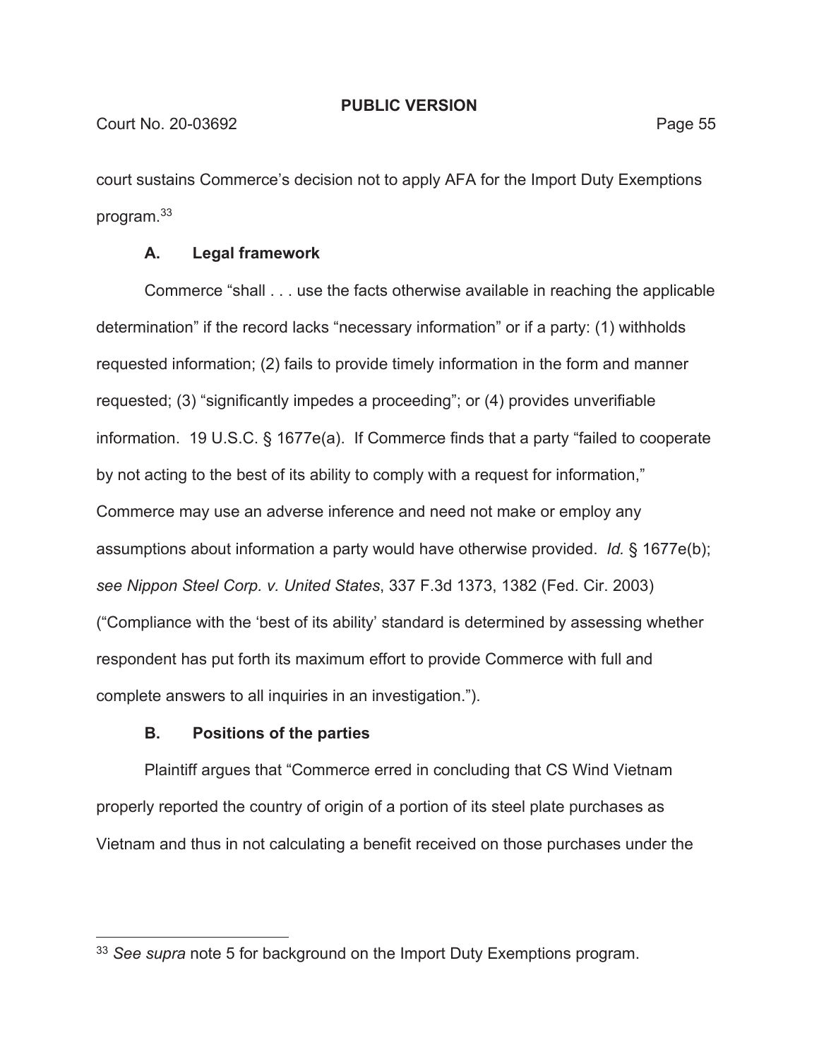court sustains Commerce's decision not to apply AFA for the Import Duty Exemptions program.[33]

### A. Legal framework

Commerce "shall . . . use the facts otherwise available in reaching the applicable determination" if the record lacks "necessary information" or if a party: (1) withholds requested information; (2) fails to provide timely information in the form and manner requested; (3) "significantly impedes a proceeding"; or (4) provides unverifiable information. 19 U.S.C. § 1677e(a). If Commerce finds that a party "failed to cooperate by not acting to the best of its ability to comply with a request for information," Commerce may use an adverse inference and need not make or employ any assumptions about information a party would have otherwise provided. *Id.* § 1677e(b); *see Nippon Steel Corp. v. United States*, 337 F.3d 1373, 1382 (Fed. Cir. 2003) ("Compliance with the 'best of its ability' standard is determined by assessing whether respondent has put forth its maximum effort to provide Commerce with full and complete answers to all inquiries in an investigation.").

### B. Positions of the parties

Plaintiff argues that "Commerce erred in concluding that CS Wind Vietnam properly reported the country of origin of a portion of its steel plate purchases as Vietnam and thus in not calculating a benefit received on those purchases under the

---

[33] *See supra* note 5 for background on the Import Duty Exemptions program.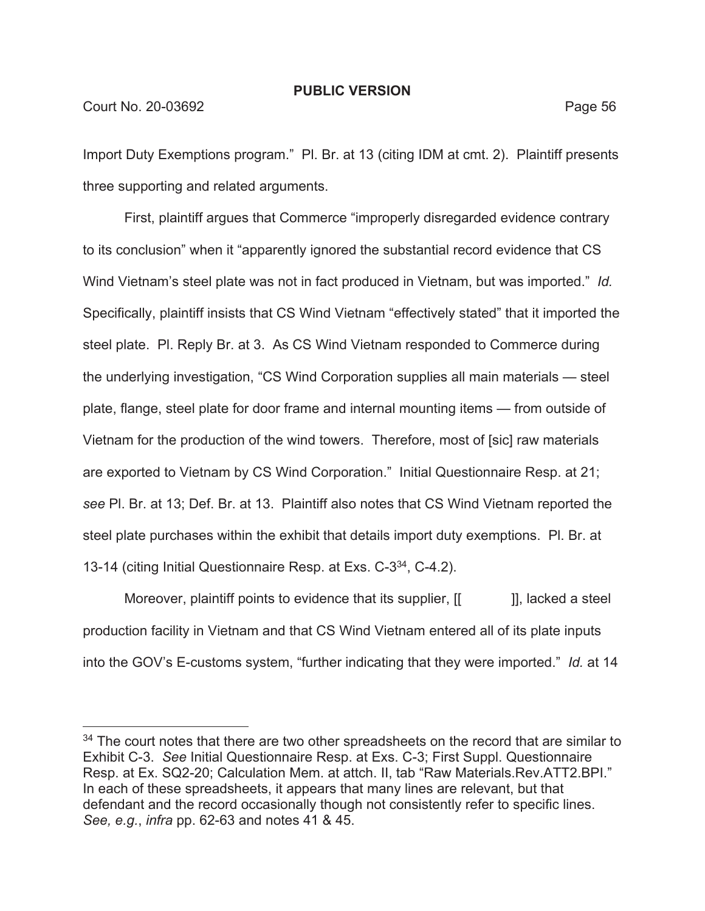Import Duty Exemptions program." Pl. Br. at 13 (citing IDM at cmt. 2). Plaintiff presents three supporting and related arguments.

First, plaintiff argues that Commerce "improperly disregarded evidence contrary to its conclusion" when it "apparently ignored the substantial record evidence that CS Wind Vietnam's steel plate was not in fact produced in Vietnam, but was imported." *Id.* Specifically, plaintiff insists that CS Wind Vietnam "effectively stated" that it imported the steel plate. Pl. Reply Br. at 3. As CS Wind Vietnam responded to Commerce during the underlying investigation, "CS Wind Corporation supplies all main materials — steel plate, flange, steel plate for door frame and internal mounting items — from outside of Vietnam for the production of the wind towers. Therefore, most of [sic] raw materials are exported to Vietnam by CS Wind Corporation." Initial Questionnaire Resp. at 21; *see* Pl. Br. at 13; Def. Br. at 13. Plaintiff also notes that CS Wind Vietnam reported the steel plate purchases within the exhibit that details import duty exemptions. Pl. Br. at 13-14 (citing Initial Questionnaire Resp. at Exs. C-3[34], C-4.2).

Moreover, plaintiff points to evidence that its supplier, [[ ]], lacked a steel production facility in Vietnam and that CS Wind Vietnam entered all of its plate inputs into the GOV's E-customs system, "further indicating that they were imported." *Id.* at 14

---

[34] The court notes that there are two other spreadsheets on the record that are similar to Exhibit C-3. *See* Initial Questionnaire Resp. at Exs. C-3; First Suppl. Questionnaire Resp. at Ex. SQ2-20; Calculation Mem. at attch. II, tab "Raw Materials.Rev.ATT2.BPI." In each of these spreadsheets, it appears that many lines are relevant, but that defendant and the record occasionally though not consistently refer to specific lines. *See, e.g.*, *infra* pp. 62-63 and notes 41 & 45.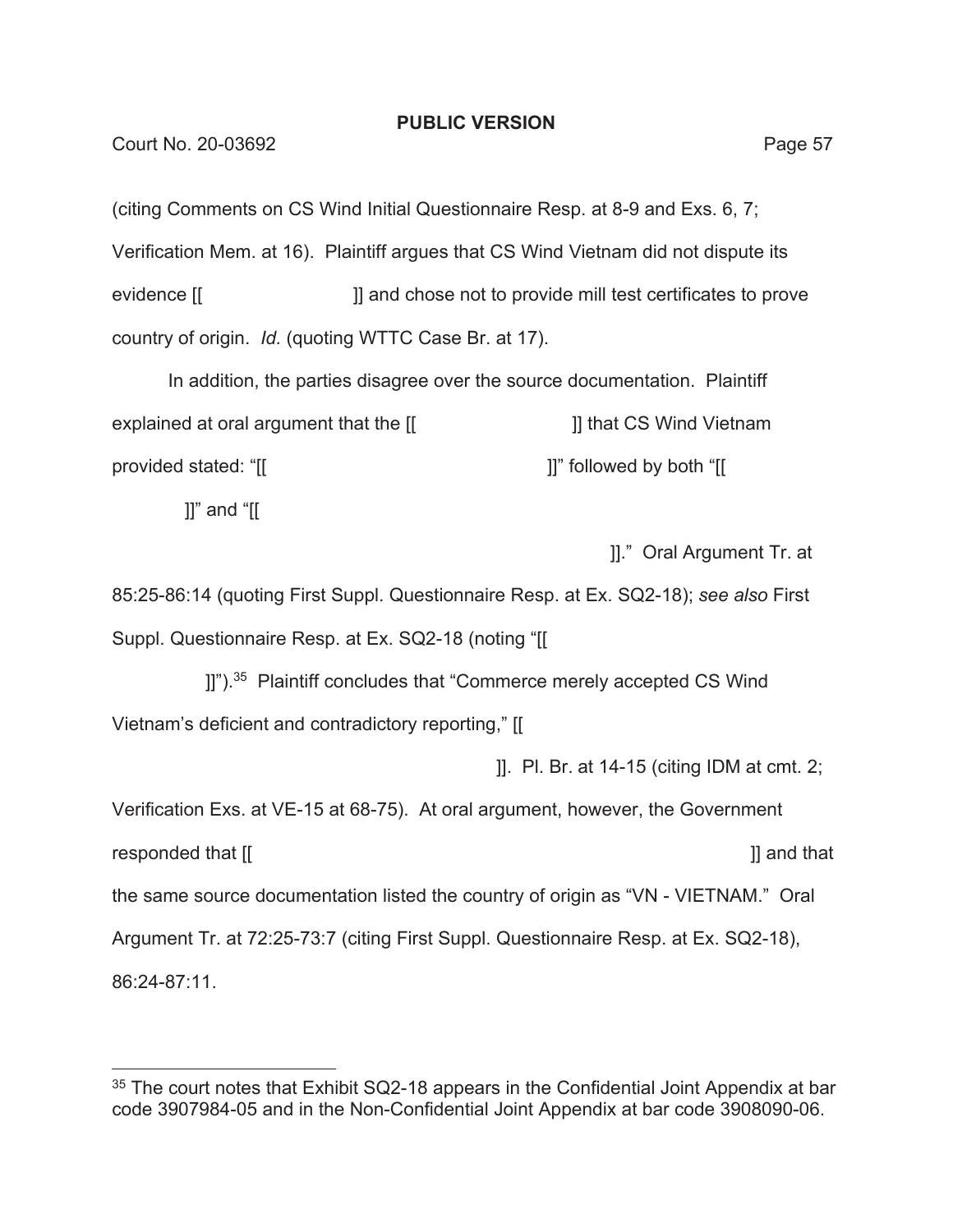(citing Comments on CS Wind Initial Questionnaire Resp. at 8-9 and Exs. 6, 7; Verification Mem. at 16). Plaintiff argues that CS Wind Vietnam did not dispute its evidence [[ ]] and chose not to provide mill test certificates to prove country of origin. *Id.* (quoting WTTC Case Br. at 17).

In addition, the parties disagree over the source documentation. Plaintiff explained at oral argument that the [[ ]] that CS Wind Vietnam provided stated: "[[ ]]" followed by both "[[ ]]" and "[[ ]]." Oral Argument Tr. at 85:25-86:14 (quoting First Suppl. Questionnaire Resp. at Ex. SQ2-18); *see also* First Suppl. Questionnaire Resp. at Ex. SQ2-18 (noting "[[ ]]").[35] Plaintiff concludes that "Commerce merely accepted CS Wind Vietnam's deficient and contradictory reporting," [[ ]]. Pl. Br. at 14-15 (citing IDM at cmt. 2; Verification Exs. at VE-15 at 68-75). At oral argument, however, the Government responded that [[ ]] and that the same source documentation listed the country of origin as "VN - VIETNAM." Oral Argument Tr. at 72:25-73:7 (citing First Suppl. Questionnaire Resp. at Ex. SQ2-18), 86:24-87:11.

---

[35] The court notes that Exhibit SQ2-18 appears in the Confidential Joint Appendix at bar code 3907984-05 and in the Non-Confidential Joint Appendix at bar code 3908090-06.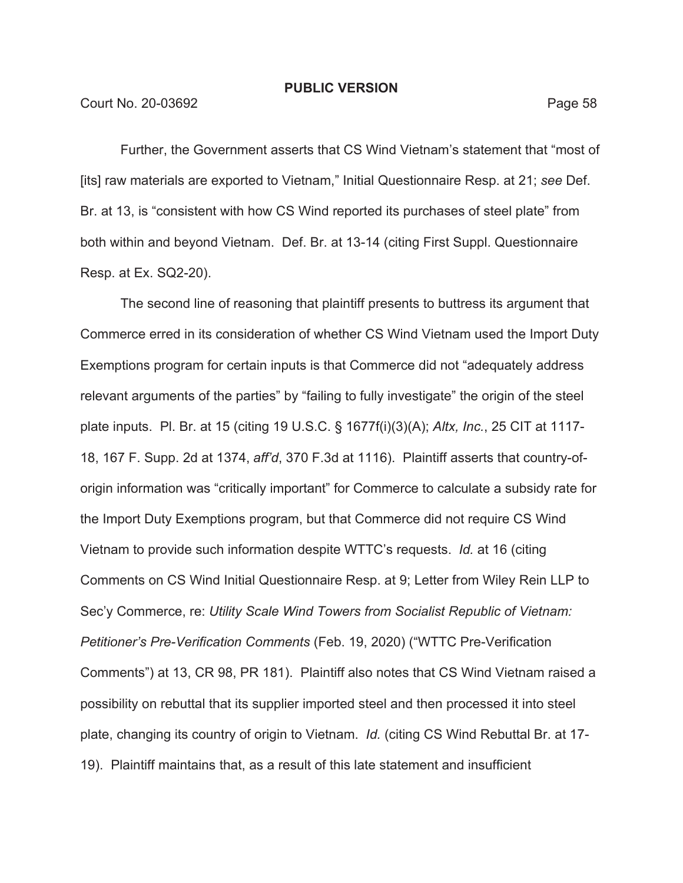Further, the Government asserts that CS Wind Vietnam's statement that "most of [its] raw materials are exported to Vietnam," Initial Questionnaire Resp. at 21; *see* Def. Br. at 13, is "consistent with how CS Wind reported its purchases of steel plate" from both within and beyond Vietnam. Def. Br. at 13-14 (citing First Suppl. Questionnaire Resp. at Ex. SQ2-20).

The second line of reasoning that plaintiff presents to buttress its argument that Commerce erred in its consideration of whether CS Wind Vietnam used the Import Duty Exemptions program for certain inputs is that Commerce did not "adequately address relevant arguments of the parties" by "failing to fully investigate" the origin of the steel plate inputs. Pl. Br. at 15 (citing 19 U.S.C. § 1677f(i)(3)(A); *Altx, Inc.*, 25 CIT at 1117-18, 167 F. Supp. 2d at 1374, *aff'd*, 370 F.3d at 1116). Plaintiff asserts that country-of-origin information was "critically important" for Commerce to calculate a subsidy rate for the Import Duty Exemptions program, but that Commerce did not require CS Wind Vietnam to provide such information despite WTTC's requests. *Id.* at 16 (citing Comments on CS Wind Initial Questionnaire Resp. at 9; Letter from Wiley Rein LLP to Sec'y Commerce, re: *Utility Scale Wind Towers from Socialist Republic of Vietnam: Petitioner's Pre-Verification Comments* (Feb. 19, 2020) ("WTTC Pre-Verification Comments") at 13, CR 98, PR 181). Plaintiff also notes that CS Wind Vietnam raised a possibility on rebuttal that its supplier imported steel and then processed it into steel plate, changing its country of origin to Vietnam. *Id.* (citing CS Wind Rebuttal Br. at 17-19). Plaintiff maintains that, as a result of this late statement and insufficient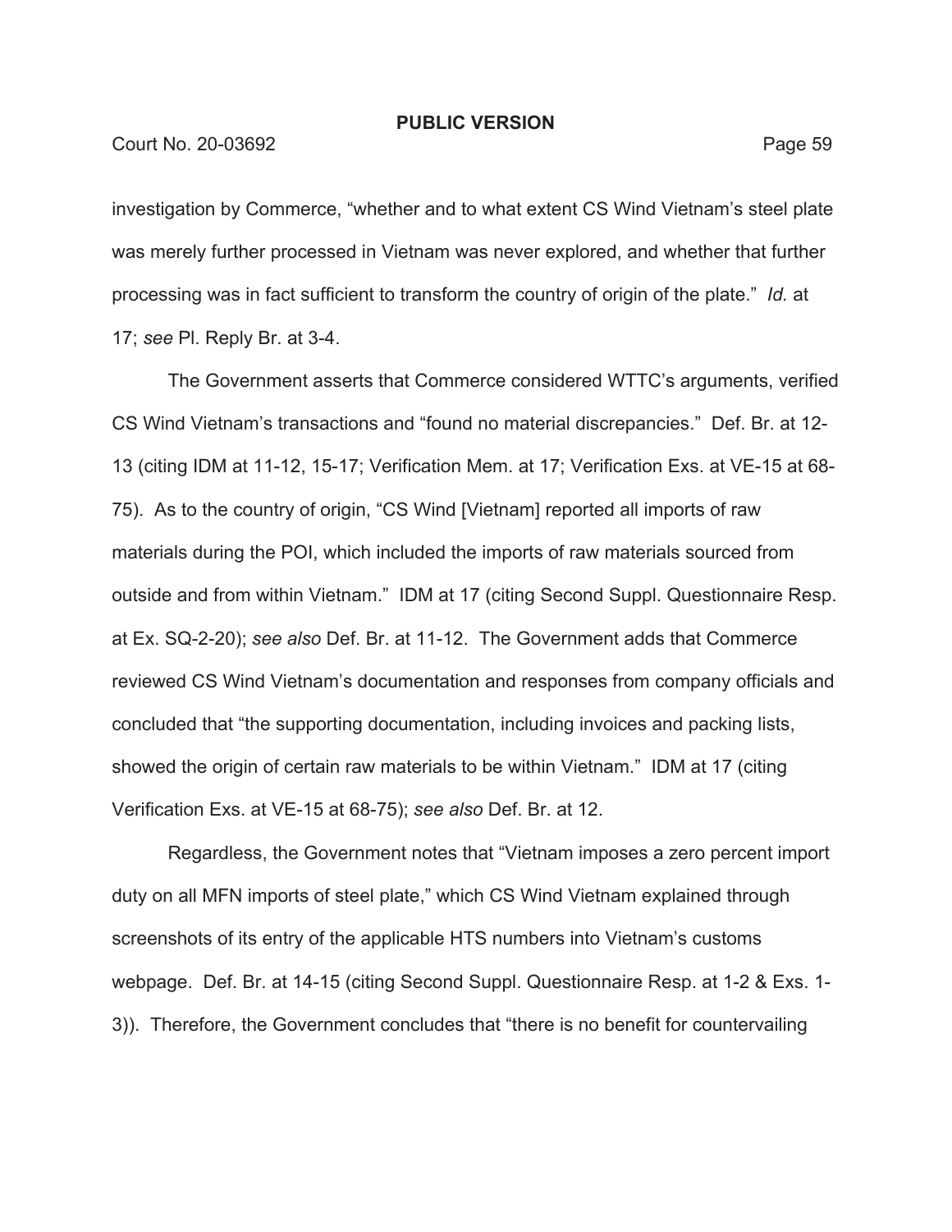investigation by Commerce, "whether and to what extent CS Wind Vietnam's steel plate was merely further processed in Vietnam was never explored, and whether that further processing was in fact sufficient to transform the country of origin of the plate." *Id.* at 17; *see* Pl. Reply Br. at 3-4.

The Government asserts that Commerce considered WTTC's arguments, verified CS Wind Vietnam's transactions and "found no material discrepancies." Def. Br. at 12-13 (citing IDM at 11-12, 15-17; Verification Mem. at 17; Verification Exs. at VE-15 at 68-75). As to the country of origin, "CS Wind [Vietnam] reported all imports of raw materials during the POI, which included the imports of raw materials sourced from outside and from within Vietnam." IDM at 17 (citing Second Suppl. Questionnaire Resp. at Ex. SQ-2-20); *see also* Def. Br. at 11-12. The Government adds that Commerce reviewed CS Wind Vietnam's documentation and responses from company officials and concluded that "the supporting documentation, including invoices and packing lists, showed the origin of certain raw materials to be within Vietnam." IDM at 17 (citing Verification Exs. at VE-15 at 68-75); *see also* Def. Br. at 12.

Regardless, the Government notes that "Vietnam imposes a zero percent import duty on all MFN imports of steel plate," which CS Wind Vietnam explained through screenshots of its entry of the applicable HTS numbers into Vietnam's customs webpage. Def. Br. at 14-15 (citing Second Suppl. Questionnaire Resp. at 1-2 & Exs. 1-3)). Therefore, the Government concludes that "there is no benefit for countervailing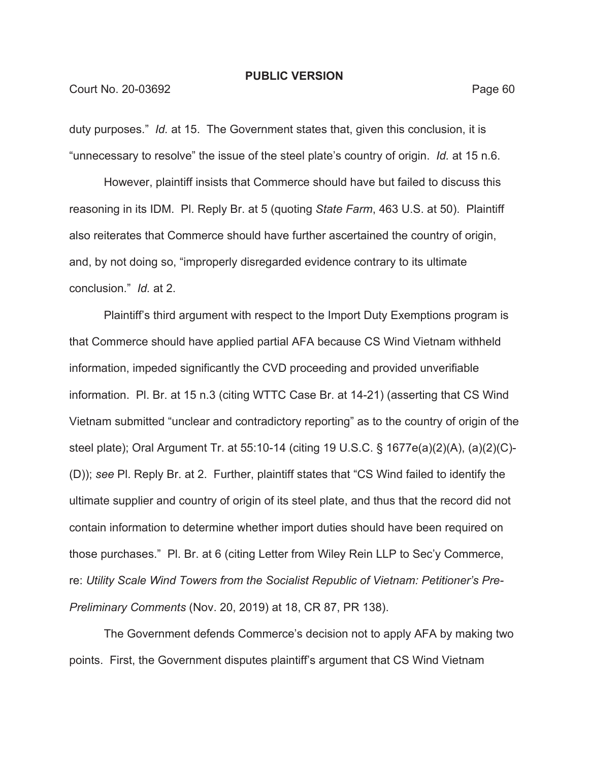duty purposes." *Id.* at 15. The Government states that, given this conclusion, it is "unnecessary to resolve" the issue of the steel plate's country of origin. *Id.* at 15 n.6.

However, plaintiff insists that Commerce should have but failed to discuss this reasoning in its IDM. Pl. Reply Br. at 5 (quoting *State Farm*, 463 U.S. at 50). Plaintiff also reiterates that Commerce should have further ascertained the country of origin, and, by not doing so, "improperly disregarded evidence contrary to its ultimate conclusion." *Id.* at 2.

Plaintiff's third argument with respect to the Import Duty Exemptions program is that Commerce should have applied partial AFA because CS Wind Vietnam withheld information, impeded significantly the CVD proceeding and provided unverifiable information. Pl. Br. at 15 n.3 (citing WTTC Case Br. at 14-21) (asserting that CS Wind Vietnam submitted "unclear and contradictory reporting" as to the country of origin of the steel plate); Oral Argument Tr. at 55:10-14 (citing 19 U.S.C. § 1677e(a)(2)(A), (a)(2)(C)-(D)); *see* Pl. Reply Br. at 2. Further, plaintiff states that "CS Wind failed to identify the ultimate supplier and country of origin of its steel plate, and thus that the record did not contain information to determine whether import duties should have been required on those purchases." Pl. Br. at 6 (citing Letter from Wiley Rein LLP to Sec'y Commerce, re: *Utility Scale Wind Towers from the Socialist Republic of Vietnam: Petitioner's Pre-Preliminary Comments* (Nov. 20, 2019) at 18, CR 87, PR 138).

The Government defends Commerce's decision not to apply AFA by making two points. First, the Government disputes plaintiff's argument that CS Wind Vietnam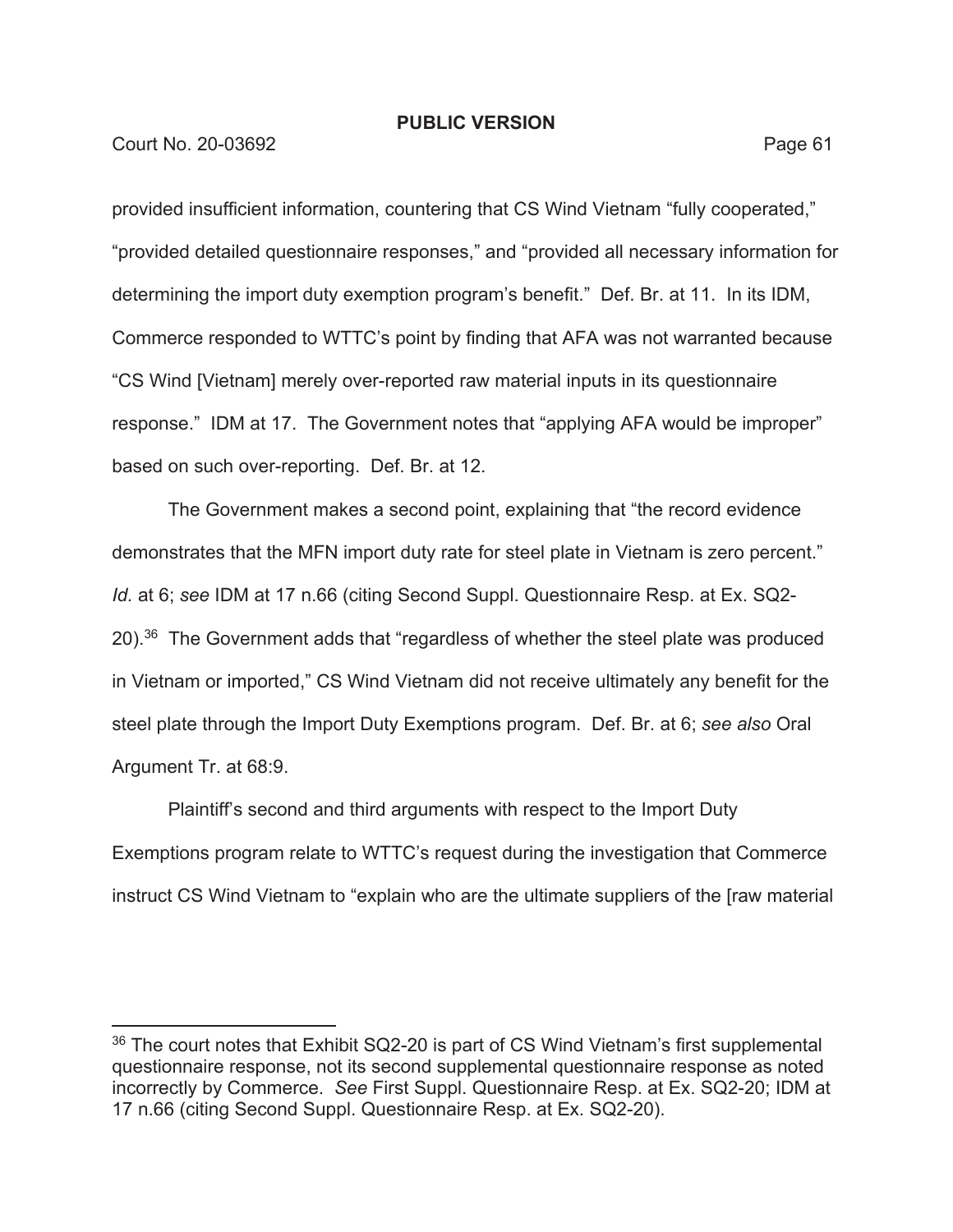provided insufficient information, countering that CS Wind Vietnam "fully cooperated," "provided detailed questionnaire responses," and "provided all necessary information for determining the import duty exemption program's benefit." Def. Br. at 11. In its IDM, Commerce responded to WTTC's point by finding that AFA was not warranted because "CS Wind [Vietnam] merely over-reported raw material inputs in its questionnaire response." IDM at 17. The Government notes that "applying AFA would be improper" based on such over-reporting. Def. Br. at 12.

The Government makes a second point, explaining that "the record evidence demonstrates that the MFN import duty rate for steel plate in Vietnam is zero percent." *Id.* at 6; *see* IDM at 17 n.66 (citing Second Suppl. Questionnaire Resp. at Ex. SQ2-20).[36] The Government adds that "regardless of whether the steel plate was produced in Vietnam or imported," CS Wind Vietnam did not receive ultimately any benefit for the steel plate through the Import Duty Exemptions program. Def. Br. at 6; *see also* Oral Argument Tr. at 68:9.

Plaintiff's second and third arguments with respect to the Import Duty Exemptions program relate to WTTC's request during the investigation that Commerce instruct CS Wind Vietnam to "explain who are the ultimate suppliers of the [raw material

---

[36] The court notes that Exhibit SQ2-20 is part of CS Wind Vietnam's first supplemental questionnaire response, not its second supplemental questionnaire response as noted incorrectly by Commerce. *See* First Suppl. Questionnaire Resp. at Ex. SQ2-20; IDM at 17 n.66 (citing Second Suppl. Questionnaire Resp. at Ex. SQ2-20).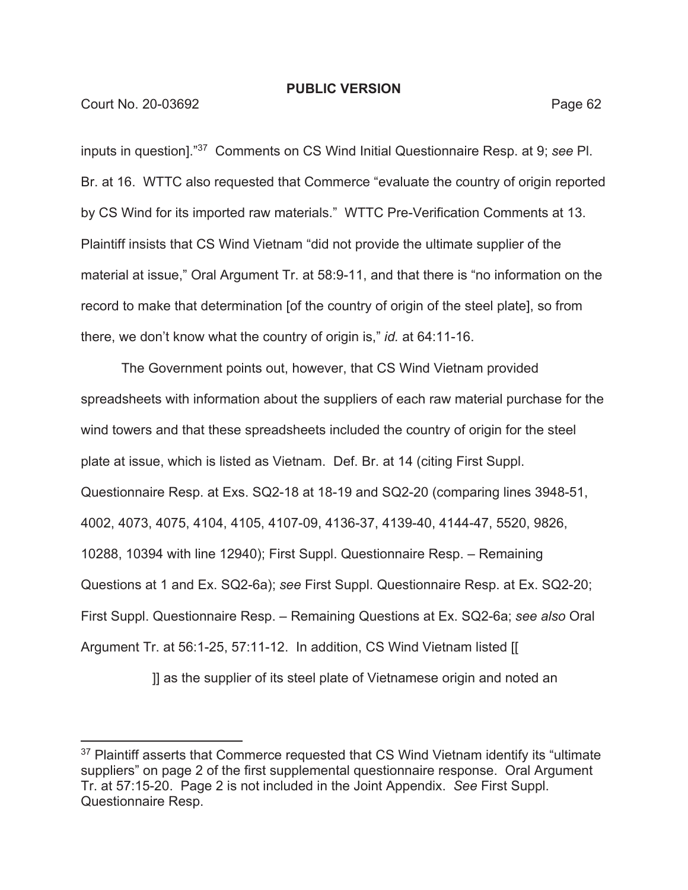**PUBLIC VERSION**

inputs in question]."[37] Comments on CS Wind Initial Questionnaire Resp. at 9; *see* Pl. Br. at 16. WTTC also requested that Commerce "evaluate the country of origin reported by CS Wind for its imported raw materials." WTTC Pre-Verification Comments at 13. Plaintiff insists that CS Wind Vietnam "did not provide the ultimate supplier of the material at issue," Oral Argument Tr. at 58:9-11, and that there is "no information on the record to make that determination [of the country of origin of the steel plate], so from there, we don't know what the country of origin is," *id.* at 64:11-16.

The Government points out, however, that CS Wind Vietnam provided spreadsheets with information about the suppliers of each raw material purchase for the wind towers and that these spreadsheets included the country of origin for the steel plate at issue, which is listed as Vietnam. Def. Br. at 14 (citing First Suppl. Questionnaire Resp. at Exs. SQ2-18 at 18-19 and SQ2-20 (comparing lines 3948-51, 4002, 4073, 4075, 4104, 4105, 4107-09, 4136-37, 4139-40, 4144-47, 5520, 9826, 10288, 10394 with line 12940); First Suppl. Questionnaire Resp. – Remaining Questions at 1 and Ex. SQ2-6a); *see* First Suppl. Questionnaire Resp. at Ex. SQ2-20; First Suppl. Questionnaire Resp. – Remaining Questions at Ex. SQ2-6a; *see also* Oral Argument Tr. at 56:1-25, 57:11-12. In addition, CS Wind Vietnam listed [[ ]] as the supplier of its steel plate of Vietnamese origin and noted an

---

[37] Plaintiff asserts that Commerce requested that CS Wind Vietnam identify its "ultimate suppliers" on page 2 of the first supplemental questionnaire response. Oral Argument Tr. at 57:15-20. Page 2 is not included in the Joint Appendix. *See* First Suppl. Questionnaire Resp.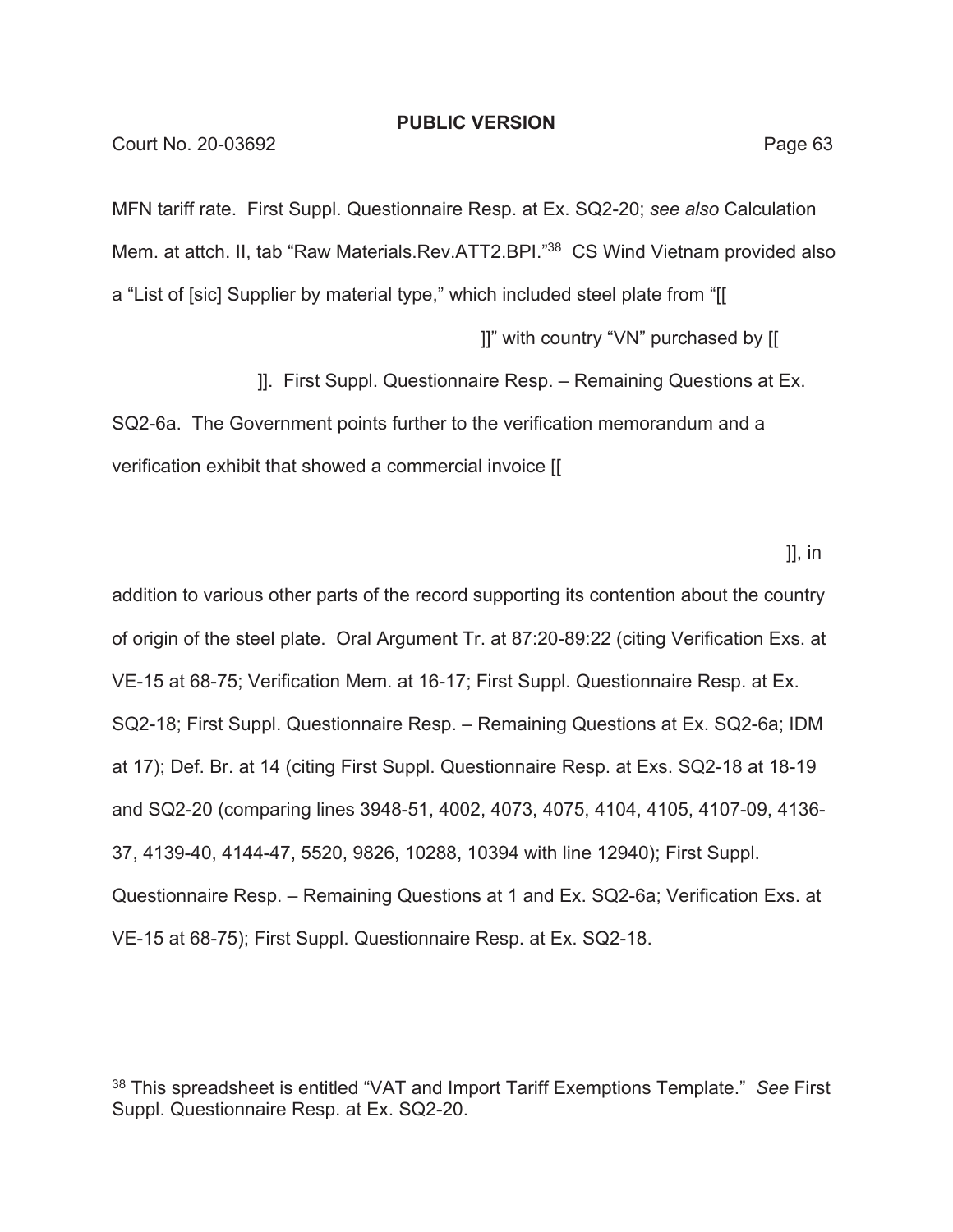**PUBLIC VERSION**

MFN tariff rate. First Suppl. Questionnaire Resp. at Ex. SQ2-20; *see also* Calculation Mem. at attch. II, tab "Raw Materials.Rev.ATT2.BPI."[38] CS Wind Vietnam provided also a "List of [sic] Supplier by material type," which included steel plate from "[[ ]]" with country "VN" purchased by [[ ]]. First Suppl. Questionnaire Resp. – Remaining Questions at Ex. SQ2-6a. The Government points further to the verification memorandum and a verification exhibit that showed a commercial invoice [[ ]], in addition to various other parts of the record supporting its contention about the country of origin of the steel plate. Oral Argument Tr. at 87:20-89:22 (citing Verification Exs. at VE-15 at 68-75; Verification Mem. at 16-17; First Suppl. Questionnaire Resp. at Ex. SQ2-18; First Suppl. Questionnaire Resp. – Remaining Questions at Ex. SQ2-6a; IDM at 17); Def. Br. at 14 (citing First Suppl. Questionnaire Resp. at Exs. SQ2-18 at 18-19 and SQ2-20 (comparing lines 3948-51, 4002, 4073, 4075, 4104, 4105, 4107-09, 4136-37, 4139-40, 4144-47, 5520, 9826, 10288, 10394 with line 12940); First Suppl. Questionnaire Resp. – Remaining Questions at 1 and Ex. SQ2-6a; Verification Exs. at VE-15 at 68-75); First Suppl. Questionnaire Resp. at Ex. SQ2-18.

---

[38] This spreadsheet is entitled "VAT and Import Tariff Exemptions Template." *See* First Suppl. Questionnaire Resp. at Ex. SQ2-20.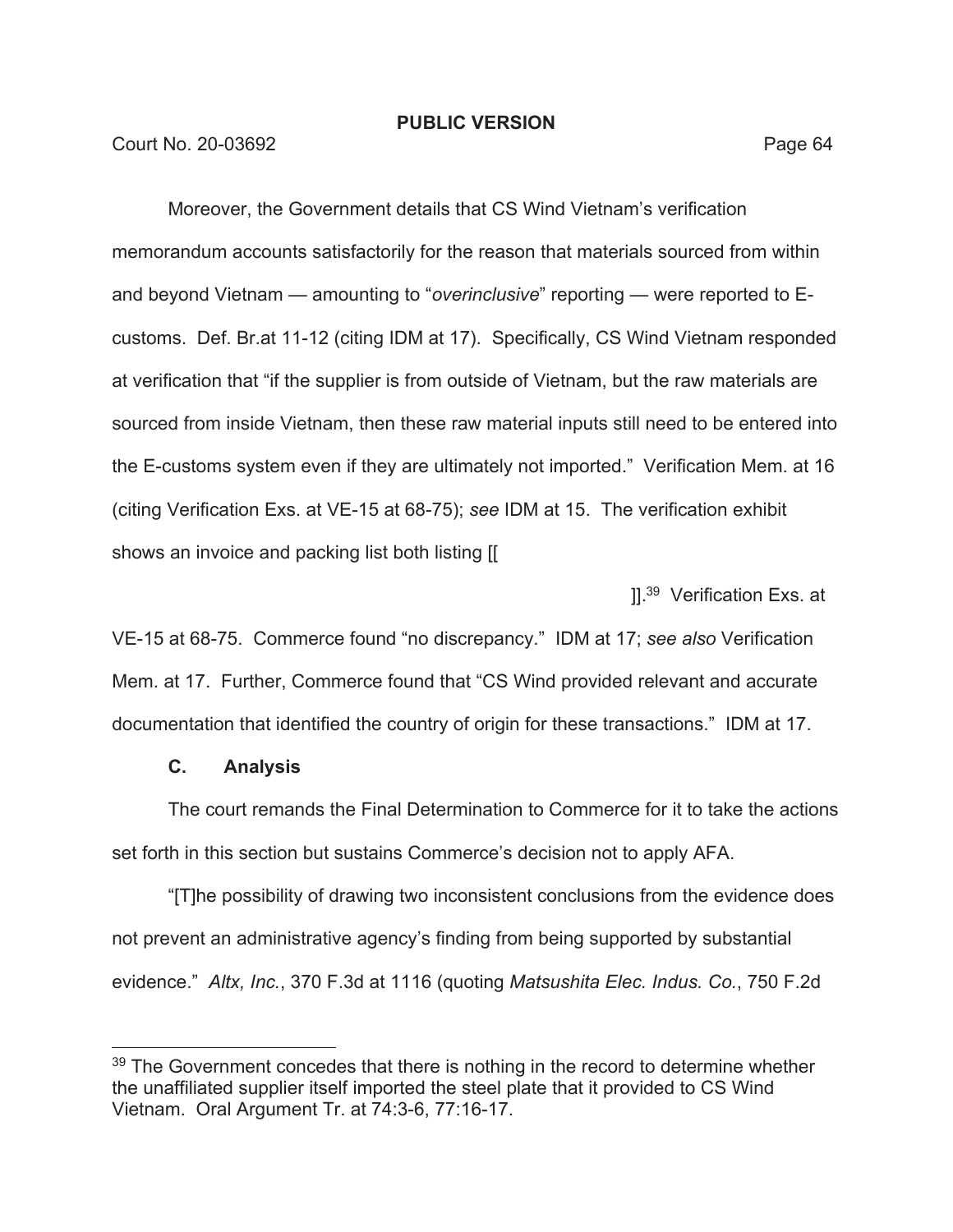Moreover, the Government details that CS Wind Vietnam's verification memorandum accounts satisfactorily for the reason that materials sourced from within and beyond Vietnam — amounting to "*overinclusive*" reporting — were reported to E-customs. Def. Br.at 11-12 (citing IDM at 17). Specifically, CS Wind Vietnam responded at verification that "if the supplier is from outside of Vietnam, but the raw materials are sourced from inside Vietnam, then these raw material inputs still need to be entered into the E-customs system even if they are ultimately not imported." Verification Mem. at 16 (citing Verification Exs. at VE-15 at 68-75); *see* IDM at 15. The verification exhibit shows an invoice and packing list both listing [[

]].[39] Verification Exs. at VE-15 at 68-75. Commerce found "no discrepancy." IDM at 17; *see also* Verification Mem. at 17. Further, Commerce found that "CS Wind provided relevant and accurate documentation that identified the country of origin for these transactions." IDM at 17.

### C. Analysis

The court remands the Final Determination to Commerce for it to take the actions set forth in this section but sustains Commerce's decision not to apply AFA.

"[T]he possibility of drawing two inconsistent conclusions from the evidence does not prevent an administrative agency's finding from being supported by substantial evidence." *Altx, Inc.*, 370 F.3d at 1116 (quoting *Matsushita Elec. Indus. Co.*, 750 F.2d

---

[39] The Government concedes that there is nothing in the record to determine whether the unaffiliated supplier itself imported the steel plate that it provided to CS Wind Vietnam. Oral Argument Tr. at 74:3-6, 77:16-17.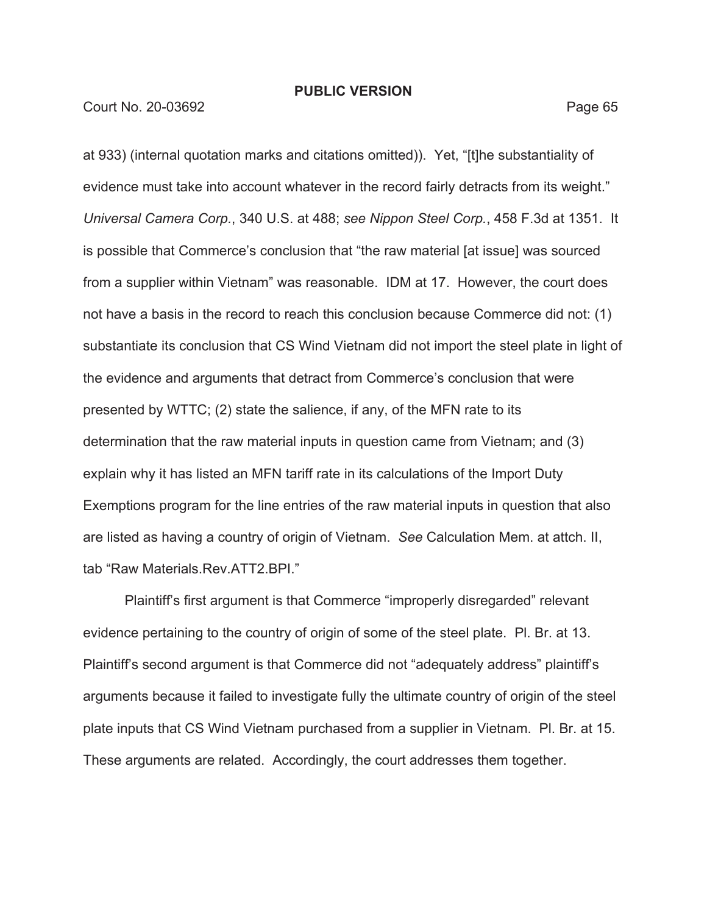at 933) (internal quotation marks and citations omitted)). Yet, "[t]he substantiality of evidence must take into account whatever in the record fairly detracts from its weight." *Universal Camera Corp.*, 340 U.S. at 488; *see Nippon Steel Corp.*, 458 F.3d at 1351. It is possible that Commerce's conclusion that "the raw material [at issue] was sourced from a supplier within Vietnam" was reasonable. IDM at 17. However, the court does not have a basis in the record to reach this conclusion because Commerce did not: (1) substantiate its conclusion that CS Wind Vietnam did not import the steel plate in light of the evidence and arguments that detract from Commerce's conclusion that were presented by WTTC; (2) state the salience, if any, of the MFN rate to its determination that the raw material inputs in question came from Vietnam; and (3) explain why it has listed an MFN tariff rate in its calculations of the Import Duty Exemptions program for the line entries of the raw material inputs in question that also are listed as having a country of origin of Vietnam. *See* Calculation Mem. at attch. II, tab "Raw Materials.Rev.ATT2.BPI."

Plaintiff's first argument is that Commerce "improperly disregarded" relevant evidence pertaining to the country of origin of some of the steel plate. Pl. Br. at 13. Plaintiff's second argument is that Commerce did not "adequately address" plaintiff's arguments because it failed to investigate fully the ultimate country of origin of the steel plate inputs that CS Wind Vietnam purchased from a supplier in Vietnam. Pl. Br. at 15. These arguments are related. Accordingly, the court addresses them together.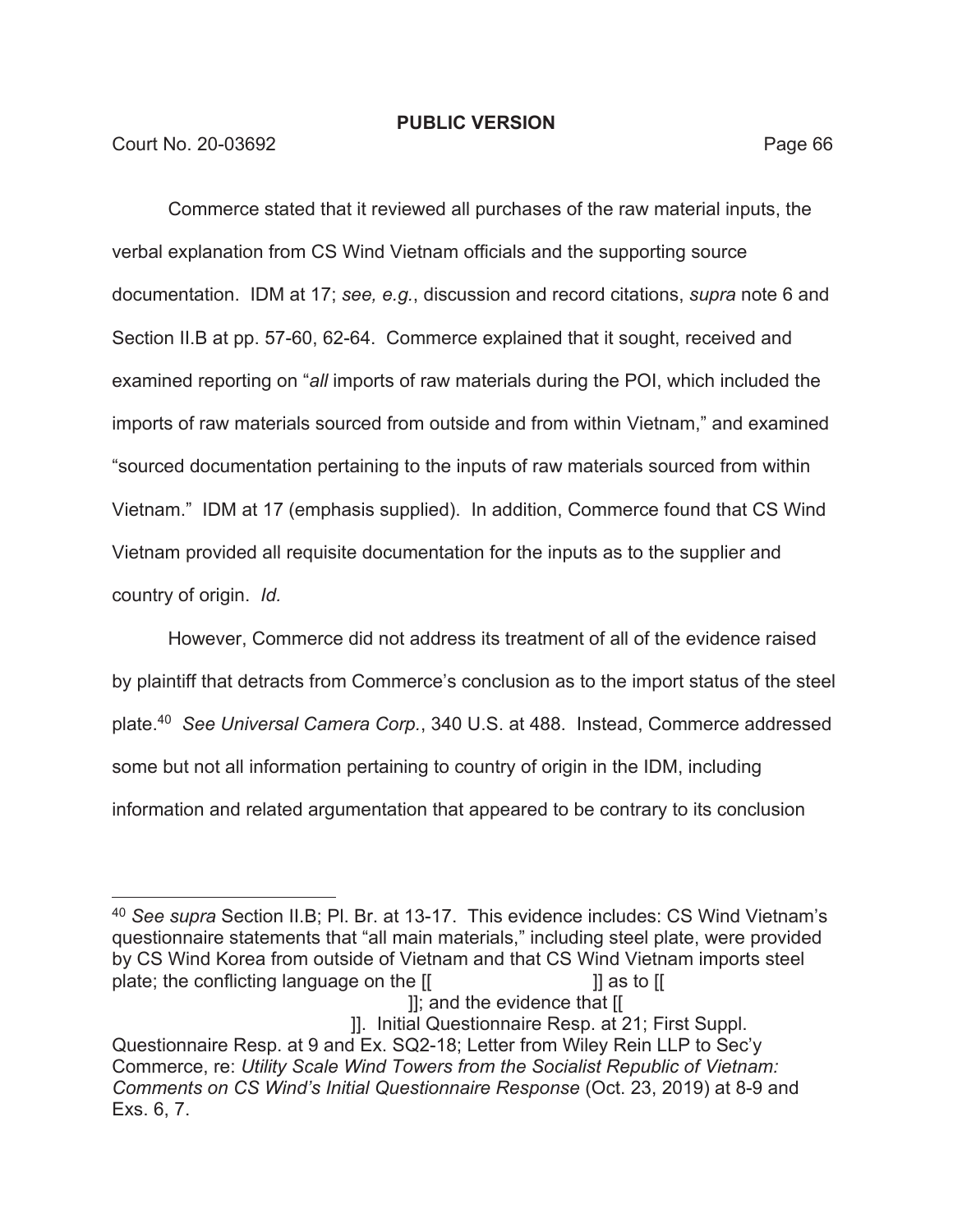Commerce stated that it reviewed all purchases of the raw material inputs, the verbal explanation from CS Wind Vietnam officials and the supporting source documentation. IDM at 17; *see, e.g.*, discussion and record citations, *supra* note 6 and Section II.B at pp. 57-60, 62-64. Commerce explained that it sought, received and examined reporting on "*all* imports of raw materials during the POI, which included the imports of raw materials sourced from outside and from within Vietnam," and examined "sourced documentation pertaining to the inputs of raw materials sourced from within Vietnam." IDM at 17 (emphasis supplied). In addition, Commerce found that CS Wind Vietnam provided all requisite documentation for the inputs as to the supplier and country of origin. *Id.*

However, Commerce did not address its treatment of all of the evidence raised by plaintiff that detracts from Commerce's conclusion as to the import status of the steel plate.[40] *See Universal Camera Corp.*, 340 U.S. at 488. Instead, Commerce addressed some but not all information pertaining to country of origin in the IDM, including information and related argumentation that appeared to be contrary to its conclusion

---

[40] *See supra* Section II.B; Pl. Br. at 13-17. This evidence includes: CS Wind Vietnam's questionnaire statements that "all main materials," including steel plate, were provided by CS Wind Korea from outside of Vietnam and that CS Wind Vietnam imports steel plate; the conflicting language on the [[ ]] as to [[ ]]; and the evidence that [[ ]]. Initial Questionnaire Resp. at 21; First Suppl. Questionnaire Resp. at 9 and Ex. SQ2-18; Letter from Wiley Rein LLP to Sec'y Commerce, re: *Utility Scale Wind Towers from the Socialist Republic of Vietnam: Comments on CS Wind's Initial Questionnaire Response* (Oct. 23, 2019) at 8-9 and Exs. 6, 7.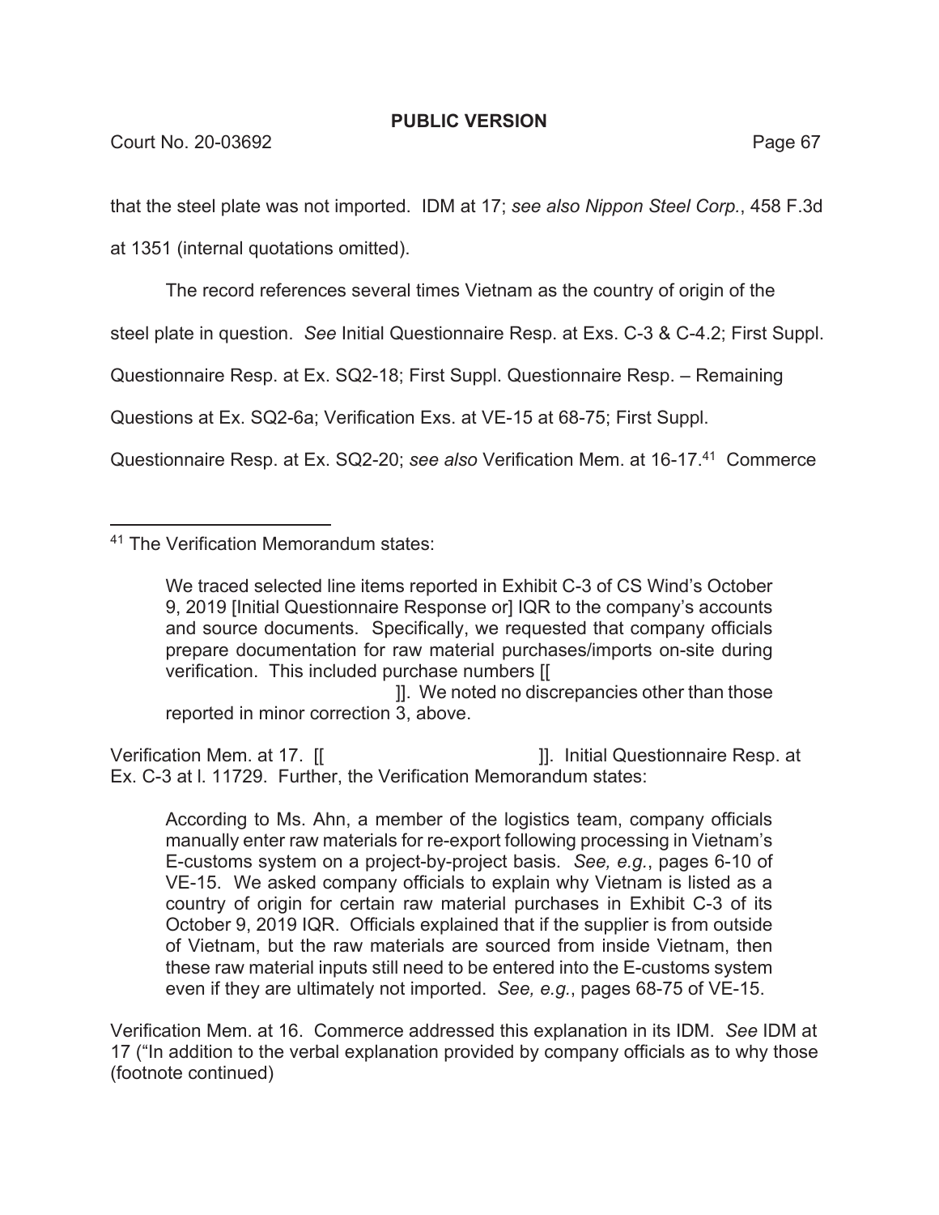**PUBLIC VERSION**

that the steel plate was not imported. IDM at 17; *see also Nippon Steel Corp.*, 458 F.3d at 1351 (internal quotations omitted).

The record references several times Vietnam as the country of origin of the steel plate in question. *See* Initial Questionnaire Resp. at Exs. C-3 & C-4.2; First Suppl. Questionnaire Resp. at Ex. SQ2-18; First Suppl. Questionnaire Resp. – Remaining Questions at Ex. SQ2-6a; Verification Exs. at VE-15 at 68-75; First Suppl. Questionnaire Resp. at Ex. SQ2-20; *see also* Verification Mem. at 16-17.[41] Commerce

---

[41] The Verification Memorandum states:

> We traced selected line items reported in Exhibit C-3 of CS Wind's October 9, 2019 [Initial Questionnaire Response or] IQR to the company's accounts and source documents. Specifically, we requested that company officials prepare documentation for raw material purchases/imports on-site during verification. This included purchase numbers [[ ]]. We noted no discrepancies other than those reported in minor correction 3, above.

Verification Mem. at 17. [[ ]]. Initial Questionnaire Resp. at Ex. C-3 at l. 11729. Further, the Verification Memorandum states:

> According to Ms. Ahn, a member of the logistics team, company officials manually enter raw materials for re-export following processing in Vietnam's E-customs system on a project-by-project basis. *See, e.g.*, pages 6-10 of VE-15. We asked company officials to explain why Vietnam is listed as a country of origin for certain raw material purchases in Exhibit C-3 of its October 9, 2019 IQR. Officials explained that if the supplier is from outside of Vietnam, but the raw materials are sourced from inside Vietnam, then these raw material inputs still need to be entered into the E-customs system even if they are ultimately not imported. *See, e.g.*, pages 68-75 of VE-15.

Verification Mem. at 16. Commerce addressed this explanation in its IDM. *See* IDM at 17 ("In addition to the verbal explanation provided by company officials as to why those (footnote continued)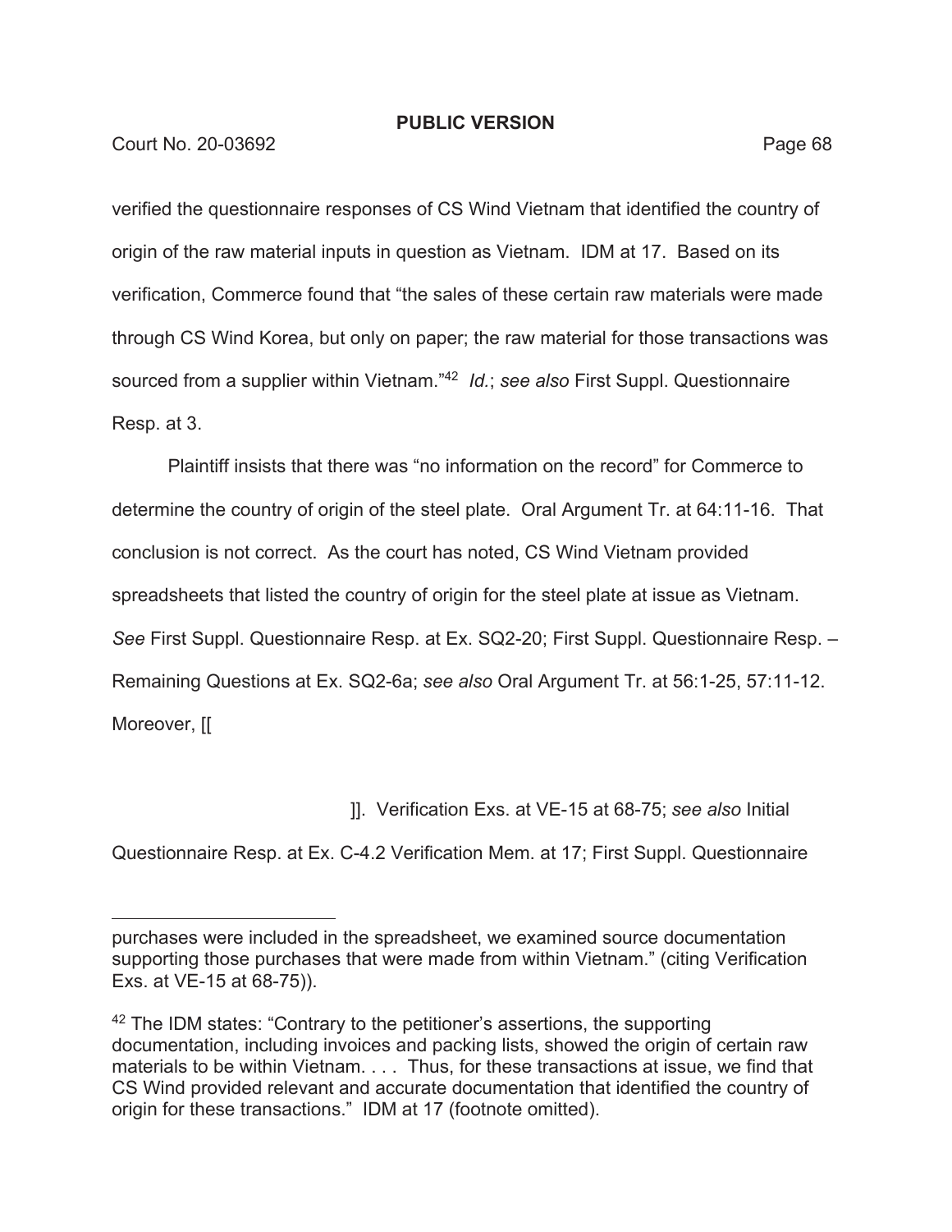verified the questionnaire responses of CS Wind Vietnam that identified the country of origin of the raw material inputs in question as Vietnam. IDM at 17. Based on its verification, Commerce found that "the sales of these certain raw materials were made through CS Wind Korea, but only on paper; the raw material for those transactions was sourced from a supplier within Vietnam."[42] *Id.*; *see also* First Suppl. Questionnaire Resp. at 3.

Plaintiff insists that there was "no information on the record" for Commerce to determine the country of origin of the steel plate. Oral Argument Tr. at 64:11-16. That conclusion is not correct. As the court has noted, CS Wind Vietnam provided spreadsheets that listed the country of origin for the steel plate at issue as Vietnam. *See* First Suppl. Questionnaire Resp. at Ex. SQ2-20; First Suppl. Questionnaire Resp. – Remaining Questions at Ex. SQ2-6a; *see also* Oral Argument Tr. at 56:1-25, 57:11-12. Moreover, [[

]]. Verification Exs. at VE-15 at 68-75; *see also* Initial Questionnaire Resp. at Ex. C-4.2 Verification Mem. at 17; First Suppl. Questionnaire

---

purchases were included in the spreadsheet, we examined source documentation supporting those purchases that were made from within Vietnam." (citing Verification Exs. at VE-15 at 68-75)).

[42] The IDM states: "Contrary to the petitioner's assertions, the supporting documentation, including invoices and packing lists, showed the origin of certain raw materials to be within Vietnam. . . . Thus, for these transactions at issue, we find that CS Wind provided relevant and accurate documentation that identified the country of origin for these transactions." IDM at 17 (footnote omitted).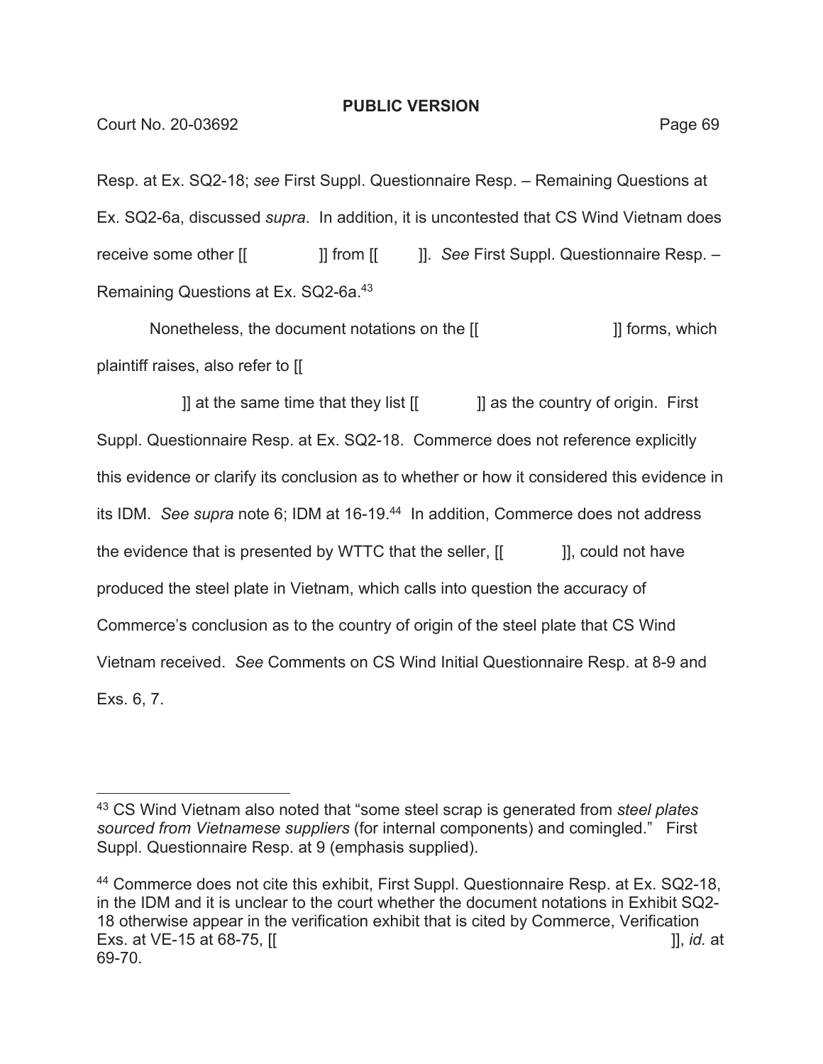Resp. at Ex. SQ2-18; *see* First Suppl. Questionnaire Resp. – Remaining Questions at Ex. SQ2-6a, discussed *supra*. In addition, it is uncontested that CS Wind Vietnam does receive some other [[ ]] from [[ ]]. *See* First Suppl. Questionnaire Resp. – Remaining Questions at Ex. SQ2-6a.[43]

Nonetheless, the document notations on the [[ ]] forms, which plaintiff raises, also refer to [[ ]] at the same time that they list [[ ]] as the country of origin. First Suppl. Questionnaire Resp. at Ex. SQ2-18. Commerce does not reference explicitly this evidence or clarify its conclusion as to whether or how it considered this evidence in its IDM. *See supra* note 6; IDM at 16-19.[44] In addition, Commerce does not address the evidence that is presented by WTTC that the seller, [[ ]], could not have produced the steel plate in Vietnam, which calls into question the accuracy of Commerce's conclusion as to the country of origin of the steel plate that CS Wind Vietnam received. *See* Comments on CS Wind Initial Questionnaire Resp. at 8-9 and Exs. 6, 7.

---

[43] CS Wind Vietnam also noted that "some steel scrap is generated from *steel plates sourced from Vietnamese suppliers* (for internal components) and comingled." First Suppl. Questionnaire Resp. at 9 (emphasis supplied).

[44] Commerce does not cite this exhibit, First Suppl. Questionnaire Resp. at Ex. SQ2-18, in the IDM and it is unclear to the court whether the document notations in Exhibit SQ2-18 otherwise appear in the verification exhibit that is cited by Commerce, Verification Exs. at VE-15 at 68-75, [[ ]], *id.* at 69-70.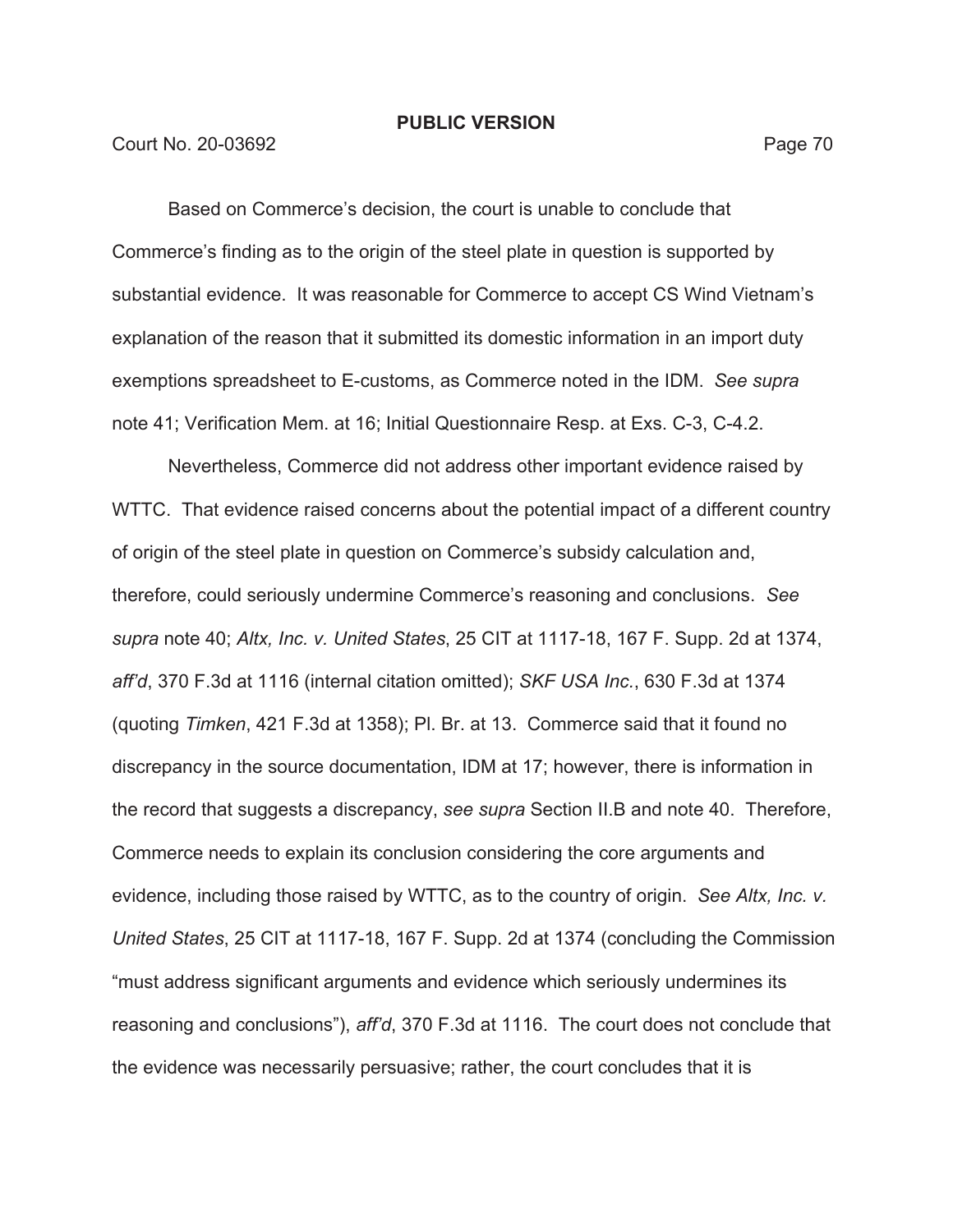Based on Commerce's decision, the court is unable to conclude that Commerce's finding as to the origin of the steel plate in question is supported by substantial evidence. It was reasonable for Commerce to accept CS Wind Vietnam's explanation of the reason that it submitted its domestic information in an import duty exemptions spreadsheet to E-customs, as Commerce noted in the IDM. *See supra* note 41; Verification Mem. at 16; Initial Questionnaire Resp. at Exs. C-3, C-4.2.

Nevertheless, Commerce did not address other important evidence raised by WTTC. That evidence raised concerns about the potential impact of a different country of origin of the steel plate in question on Commerce's subsidy calculation and, therefore, could seriously undermine Commerce's reasoning and conclusions. *See supra* note 40; *Altx, Inc. v. United States*, 25 CIT at 1117-18, 167 F. Supp. 2d at 1374, *aff'd*, 370 F.3d at 1116 (internal citation omitted); *SKF USA Inc.*, 630 F.3d at 1374 (quoting *Timken*, 421 F.3d at 1358); Pl. Br. at 13. Commerce said that it found no discrepancy in the source documentation, IDM at 17; however, there is information in the record that suggests a discrepancy, *see supra* Section II.B and note 40. Therefore, Commerce needs to explain its conclusion considering the core arguments and evidence, including those raised by WTTC, as to the country of origin. *See Altx, Inc. v. United States*, 25 CIT at 1117-18, 167 F. Supp. 2d at 1374 (concluding the Commission "must address significant arguments and evidence which seriously undermines its reasoning and conclusions"), *aff'd*, 370 F.3d at 1116. The court does not conclude that the evidence was necessarily persuasive; rather, the court concludes that it is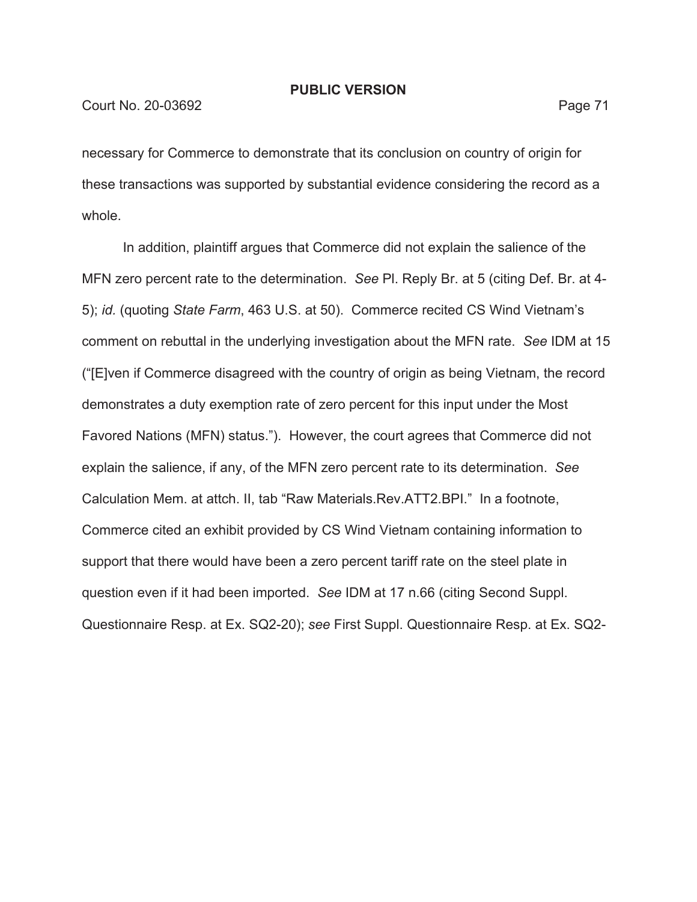necessary for Commerce to demonstrate that its conclusion on country of origin for these transactions was supported by substantial evidence considering the record as a whole.

In addition, plaintiff argues that Commerce did not explain the salience of the MFN zero percent rate to the determination. *See* Pl. Reply Br. at 5 (citing Def. Br. at 4-5); *id.* (quoting *State Farm*, 463 U.S. at 50). Commerce recited CS Wind Vietnam's comment on rebuttal in the underlying investigation about the MFN rate. *See* IDM at 15 ("[E]ven if Commerce disagreed with the country of origin as being Vietnam, the record demonstrates a duty exemption rate of zero percent for this input under the Most Favored Nations (MFN) status."). However, the court agrees that Commerce did not explain the salience, if any, of the MFN zero percent rate to its determination. *See* Calculation Mem. at attch. II, tab "Raw Materials.Rev.ATT2.BPI." In a footnote, Commerce cited an exhibit provided by CS Wind Vietnam containing information to support that there would have been a zero percent tariff rate on the steel plate in question even if it had been imported. *See* IDM at 17 n.66 (citing Second Suppl. Questionnaire Resp. at Ex. SQ2-20); *see* First Suppl. Questionnaire Resp. at Ex. SQ2-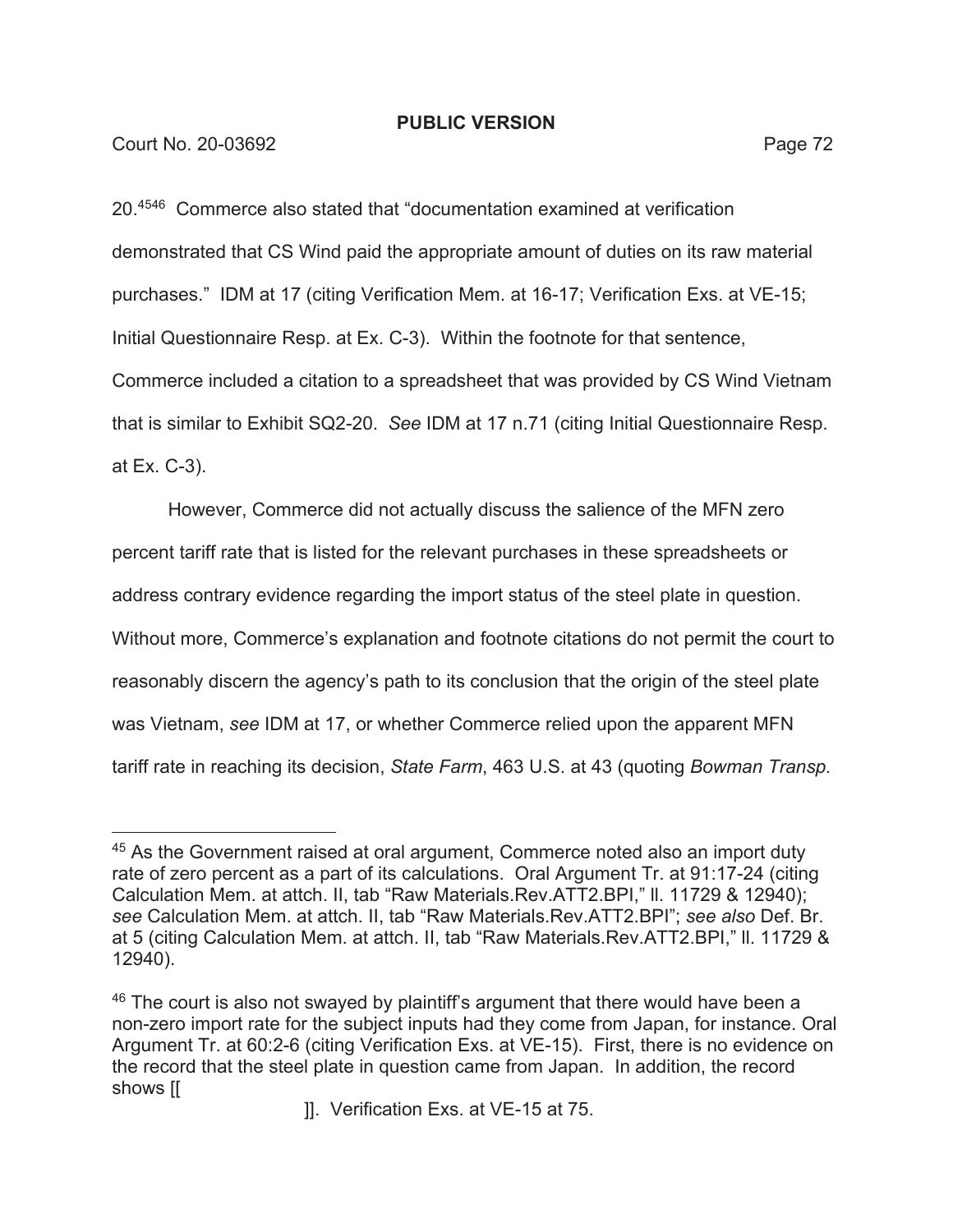**PUBLIC VERSION**

20.[45][46] Commerce also stated that "documentation examined at verification demonstrated that CS Wind paid the appropriate amount of duties on its raw material purchases." IDM at 17 (citing Verification Mem. at 16-17; Verification Exs. at VE-15; Initial Questionnaire Resp. at Ex. C-3). Within the footnote for that sentence, Commerce included a citation to a spreadsheet that was provided by CS Wind Vietnam that is similar to Exhibit SQ2-20. *See* IDM at 17 n.71 (citing Initial Questionnaire Resp. at Ex. C-3).

However, Commerce did not actually discuss the salience of the MFN zero percent tariff rate that is listed for the relevant purchases in these spreadsheets or address contrary evidence regarding the import status of the steel plate in question. Without more, Commerce's explanation and footnote citations do not permit the court to reasonably discern the agency's path to its conclusion that the origin of the steel plate was Vietnam, *see* IDM at 17, or whether Commerce relied upon the apparent MFN tariff rate in reaching its decision, *State Farm*, 463 U.S. at 43 (quoting *Bowman Transp.*

---

[45] As the Government raised at oral argument, Commerce noted also an import duty rate of zero percent as a part of its calculations. Oral Argument Tr. at 91:17-24 (citing Calculation Mem. at attch. II, tab "Raw Materials.Rev.ATT2.BPI," ll. 11729 & 12940); *see* Calculation Mem. at attch. II, tab "Raw Materials.Rev.ATT2.BPI"; *see also* Def. Br. at 5 (citing Calculation Mem. at attch. II, tab "Raw Materials.Rev.ATT2.BPI," ll. 11729 & 12940).

[46] The court is also not swayed by plaintiff's argument that there would have been a non-zero import rate for the subject inputs had they come from Japan, for instance. Oral Argument Tr. at 60:2-6 (citing Verification Exs. at VE-15). First, there is no evidence on the record that the steel plate in question came from Japan. In addition, the record shows [[

]]. Verification Exs. at VE-15 at 75.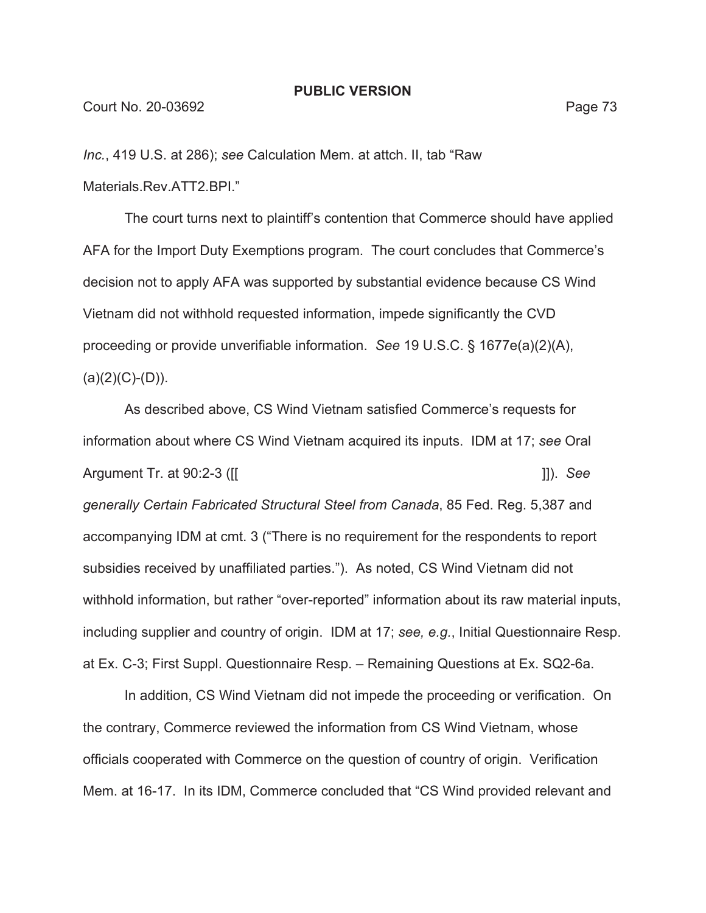*Inc.*, 419 U.S. at 286); *see* Calculation Mem. at attch. II, tab "Raw Materials.Rev.ATT2.BPI."

The court turns next to plaintiff's contention that Commerce should have applied AFA for the Import Duty Exemptions program. The court concludes that Commerce's decision not to apply AFA was supported by substantial evidence because CS Wind Vietnam did not withhold requested information, impede significantly the CVD proceeding or provide unverifiable information. *See* 19 U.S.C. § 1677e(a)(2)(A), (a)(2)(C)-(D)).

As described above, CS Wind Vietnam satisfied Commerce's requests for information about where CS Wind Vietnam acquired its inputs. IDM at 17; *see* Oral Argument Tr. at 90:2-3 ([[ ]]). *See generally Certain Fabricated Structural Steel from Canada*, 85 Fed. Reg. 5,387 and accompanying IDM at cmt. 3 ("There is no requirement for the respondents to report subsidies received by unaffiliated parties."). As noted, CS Wind Vietnam did not withhold information, but rather "over-reported" information about its raw material inputs, including supplier and country of origin. IDM at 17; *see, e.g.*, Initial Questionnaire Resp. at Ex. C-3; First Suppl. Questionnaire Resp. – Remaining Questions at Ex. SQ2-6a.

In addition, CS Wind Vietnam did not impede the proceeding or verification. On the contrary, Commerce reviewed the information from CS Wind Vietnam, whose officials cooperated with Commerce on the question of country of origin. Verification Mem. at 16-17. In its IDM, Commerce concluded that "CS Wind provided relevant and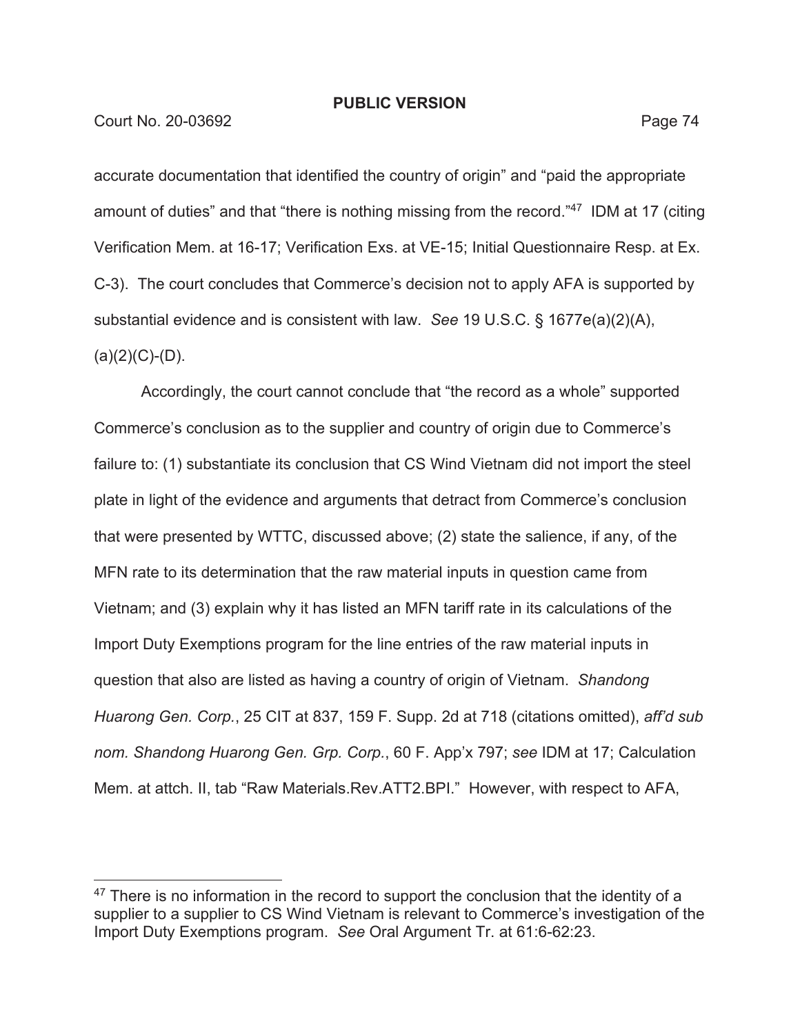accurate documentation that identified the country of origin" and "paid the appropriate amount of duties" and that "there is nothing missing from the record."[47] IDM at 17 (citing Verification Mem. at 16-17; Verification Exs. at VE-15; Initial Questionnaire Resp. at Ex. C-3). The court concludes that Commerce's decision not to apply AFA is supported by substantial evidence and is consistent with law. *See* 19 U.S.C. § 1677e(a)(2)(A), (a)(2)(C)-(D).

Accordingly, the court cannot conclude that "the record as a whole" supported Commerce's conclusion as to the supplier and country of origin due to Commerce's failure to: (1) substantiate its conclusion that CS Wind Vietnam did not import the steel plate in light of the evidence and arguments that detract from Commerce's conclusion that were presented by WTTC, discussed above; (2) state the salience, if any, of the MFN rate to its determination that the raw material inputs in question came from Vietnam; and (3) explain why it has listed an MFN tariff rate in its calculations of the Import Duty Exemptions program for the line entries of the raw material inputs in question that also are listed as having a country of origin of Vietnam. *Shandong Huarong Gen. Corp.*, 25 CIT at 837, 159 F. Supp. 2d at 718 (citations omitted), *aff'd sub nom. Shandong Huarong Gen. Grp. Corp.*, 60 F. App'x 797; *see* IDM at 17; Calculation Mem. at attch. II, tab "Raw Materials.Rev.ATT2.BPI." However, with respect to AFA,

---

[47] There is no information in the record to support the conclusion that the identity of a supplier to a supplier to CS Wind Vietnam is relevant to Commerce's investigation of the Import Duty Exemptions program. *See* Oral Argument Tr. at 61:6-62:23.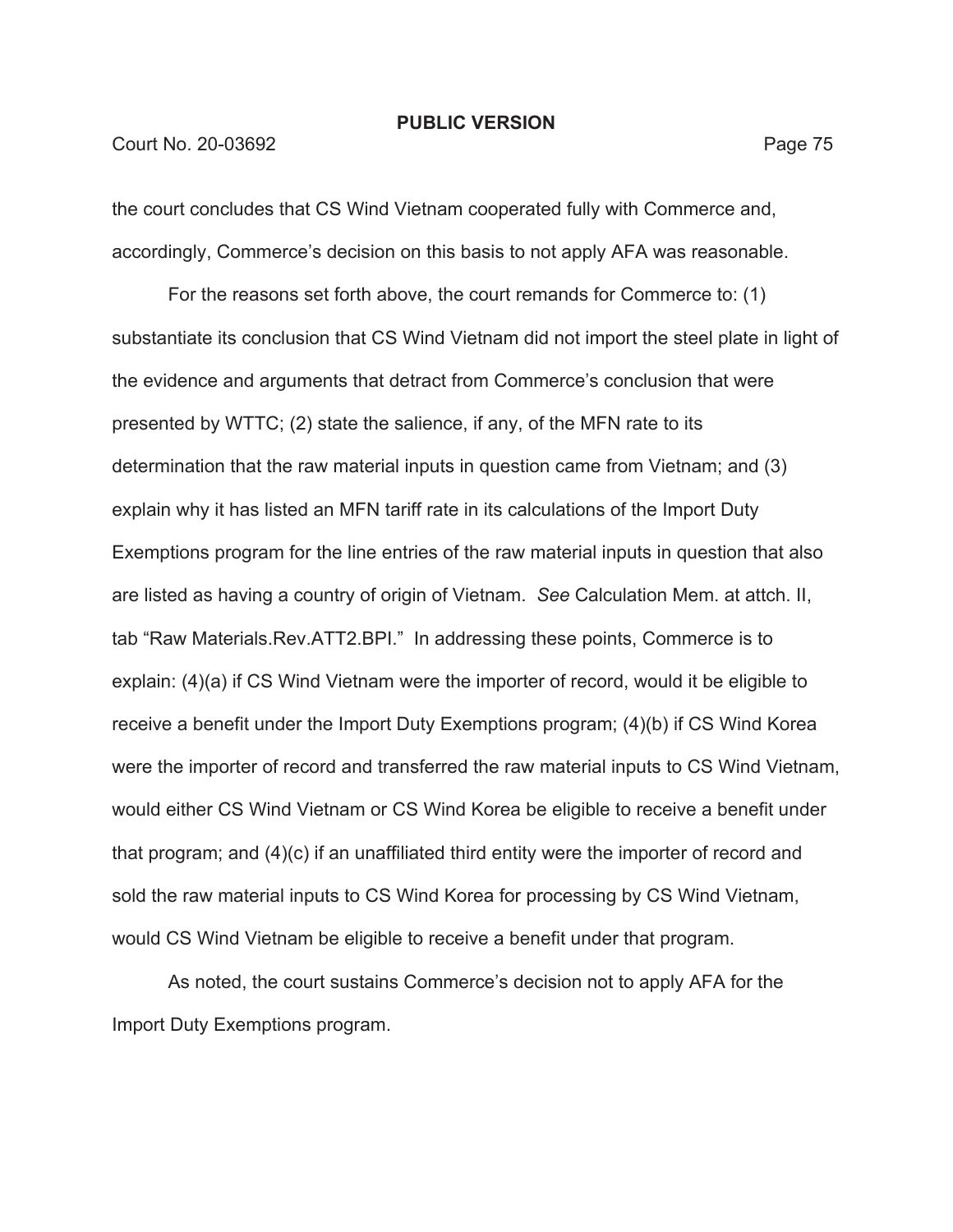the court concludes that CS Wind Vietnam cooperated fully with Commerce and, accordingly, Commerce's decision on this basis to not apply AFA was reasonable.

For the reasons set forth above, the court remands for Commerce to: (1) substantiate its conclusion that CS Wind Vietnam did not import the steel plate in light of the evidence and arguments that detract from Commerce's conclusion that were presented by WTTC; (2) state the salience, if any, of the MFN rate to its determination that the raw material inputs in question came from Vietnam; and (3) explain why it has listed an MFN tariff rate in its calculations of the Import Duty Exemptions program for the line entries of the raw material inputs in question that also are listed as having a country of origin of Vietnam. *See* Calculation Mem. at attch. II, tab "Raw Materials.Rev.ATT2.BPI." In addressing these points, Commerce is to explain: (4)(a) if CS Wind Vietnam were the importer of record, would it be eligible to receive a benefit under the Import Duty Exemptions program; (4)(b) if CS Wind Korea were the importer of record and transferred the raw material inputs to CS Wind Vietnam, would either CS Wind Vietnam or CS Wind Korea be eligible to receive a benefit under that program; and (4)(c) if an unaffiliated third entity were the importer of record and sold the raw material inputs to CS Wind Korea for processing by CS Wind Vietnam, would CS Wind Vietnam be eligible to receive a benefit under that program.

As noted, the court sustains Commerce's decision not to apply AFA for the Import Duty Exemptions program.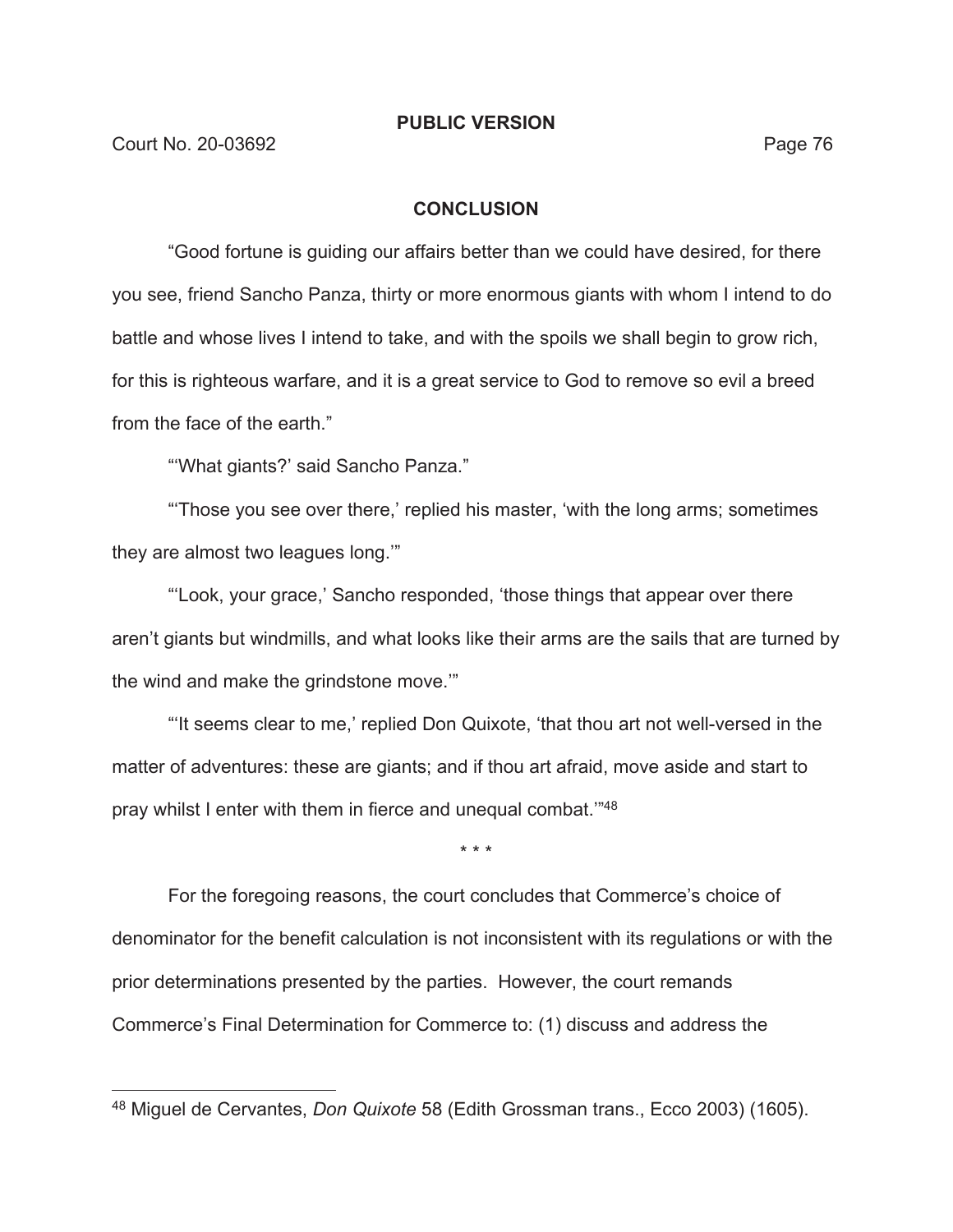**PUBLIC VERSION**

## CONCLUSION

"Good fortune is guiding our affairs better than we could have desired, for there you see, friend Sancho Panza, thirty or more enormous giants with whom I intend to do battle and whose lives I intend to take, and with the spoils we shall begin to grow rich, for this is righteous warfare, and it is a great service to God to remove so evil a breed from the face of the earth."

"'What giants?' said Sancho Panza."

"'Those you see over there,' replied his master, 'with the long arms; sometimes they are almost two leagues long.'"

"'Look, your grace,' Sancho responded, 'those things that appear over there aren't giants but windmills, and what looks like their arms are the sails that are turned by the wind and make the grindstone move.'"

"'It seems clear to me,' replied Don Quixote, 'that thou art not well-versed in the matter of adventures: these are giants; and if thou art afraid, move aside and start to pray whilst I enter with them in fierce and unequal combat.'"[48]

\* \* \*

For the foregoing reasons, the court concludes that Commerce's choice of denominator for the benefit calculation is not inconsistent with its regulations or with the prior determinations presented by the parties. However, the court remands Commerce's Final Determination for Commerce to: (1) discuss and address the

[48] Miguel de Cervantes, *Don Quixote* 58 (Edith Grossman trans., Ecco 2003) (1605).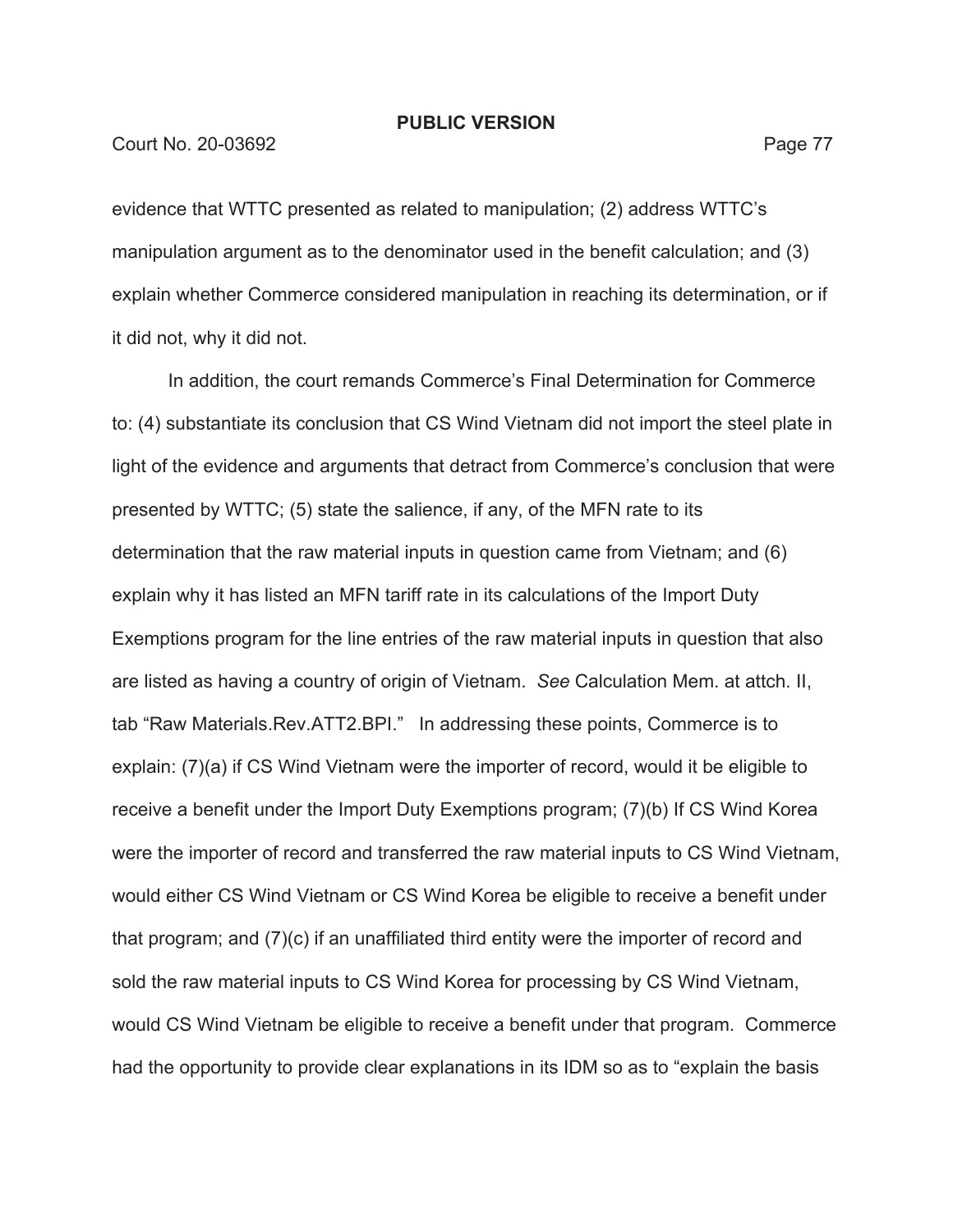evidence that WTTC presented as related to manipulation; (2) address WTTC's manipulation argument as to the denominator used in the benefit calculation; and (3) explain whether Commerce considered manipulation in reaching its determination, or if it did not, why it did not.

In addition, the court remands Commerce's Final Determination for Commerce to: (4) substantiate its conclusion that CS Wind Vietnam did not import the steel plate in light of the evidence and arguments that detract from Commerce's conclusion that were presented by WTTC; (5) state the salience, if any, of the MFN rate to its determination that the raw material inputs in question came from Vietnam; and (6) explain why it has listed an MFN tariff rate in its calculations of the Import Duty Exemptions program for the line entries of the raw material inputs in question that also are listed as having a country of origin of Vietnam. *See* Calculation Mem. at attch. II, tab "Raw Materials.Rev.ATT2.BPI." In addressing these points, Commerce is to explain: (7)(a) if CS Wind Vietnam were the importer of record, would it be eligible to receive a benefit under the Import Duty Exemptions program; (7)(b) If CS Wind Korea were the importer of record and transferred the raw material inputs to CS Wind Vietnam, would either CS Wind Vietnam or CS Wind Korea be eligible to receive a benefit under that program; and (7)(c) if an unaffiliated third entity were the importer of record and sold the raw material inputs to CS Wind Korea for processing by CS Wind Vietnam, would CS Wind Vietnam be eligible to receive a benefit under that program. Commerce had the opportunity to provide clear explanations in its IDM so as to "explain the basis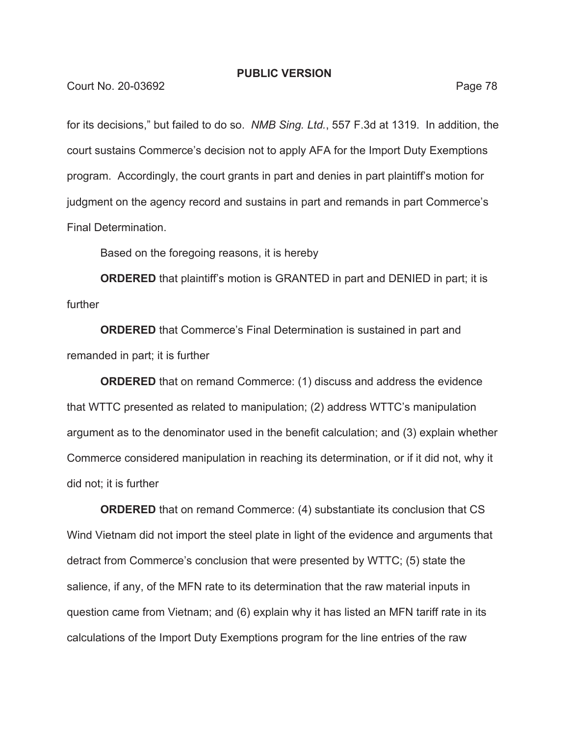for its decisions," but failed to do so. *NMB Sing. Ltd.*, 557 F.3d at 1319. In addition, the court sustains Commerce's decision not to apply AFA for the Import Duty Exemptions program. Accordingly, the court grants in part and denies in part plaintiff's motion for judgment on the agency record and sustains in part and remands in part Commerce's Final Determination.

Based on the foregoing reasons, it is hereby

**ORDERED** that plaintiff's motion is GRANTED in part and DENIED in part; it is further

**ORDERED** that Commerce's Final Determination is sustained in part and remanded in part; it is further

**ORDERED** that on remand Commerce: (1) discuss and address the evidence that WTTC presented as related to manipulation; (2) address WTTC's manipulation argument as to the denominator used in the benefit calculation; and (3) explain whether Commerce considered manipulation in reaching its determination, or if it did not, why it did not; it is further

**ORDERED** that on remand Commerce: (4) substantiate its conclusion that CS Wind Vietnam did not import the steel plate in light of the evidence and arguments that detract from Commerce's conclusion that were presented by WTTC; (5) state the salience, if any, of the MFN rate to its determination that the raw material inputs in question came from Vietnam; and (6) explain why it has listed an MFN tariff rate in its calculations of the Import Duty Exemptions program for the line entries of the raw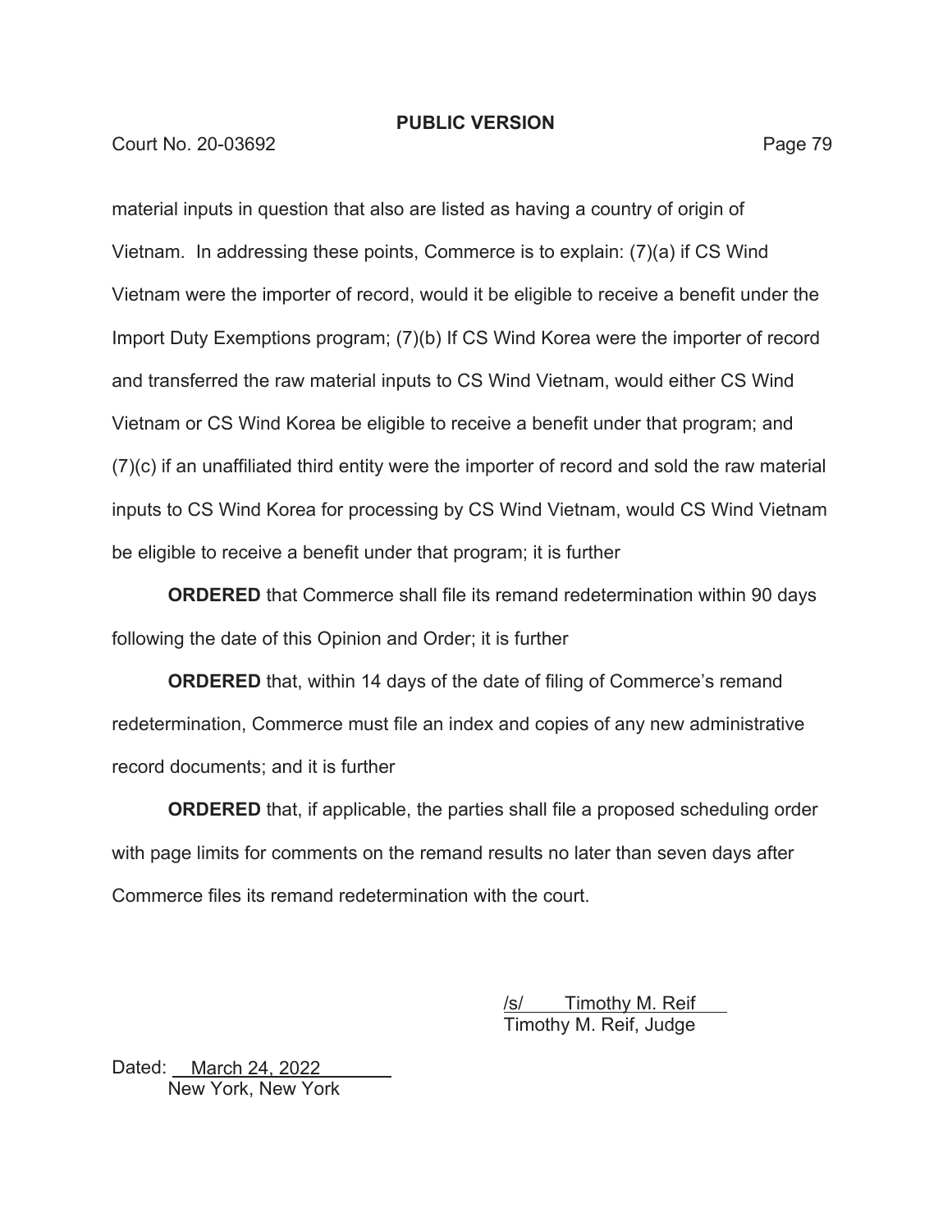material inputs in question that also are listed as having a country of origin of Vietnam. In addressing these points, Commerce is to explain: (7)(a) if CS Wind Vietnam were the importer of record, would it be eligible to receive a benefit under the Import Duty Exemptions program; (7)(b) If CS Wind Korea were the importer of record and transferred the raw material inputs to CS Wind Vietnam, would either CS Wind Vietnam or CS Wind Korea be eligible to receive a benefit under that program; and (7)(c) if an unaffiliated third entity were the importer of record and sold the raw material inputs to CS Wind Korea for processing by CS Wind Vietnam, would CS Wind Vietnam be eligible to receive a benefit under that program; it is further

**ORDERED** that Commerce shall file its remand redetermination within 90 days following the date of this Opinion and Order; it is further

**ORDERED** that, within 14 days of the date of filing of Commerce's remand redetermination, Commerce must file an index and copies of any new administrative record documents; and it is further

**ORDERED** that, if applicable, the parties shall file a proposed scheduling order with page limits for comments on the remand results no later than seven days after Commerce files its remand redetermination with the court.

/s/ Timothy M. Reif
Timothy M. Reif, Judge

Dated: March 24, 2022
New York, New York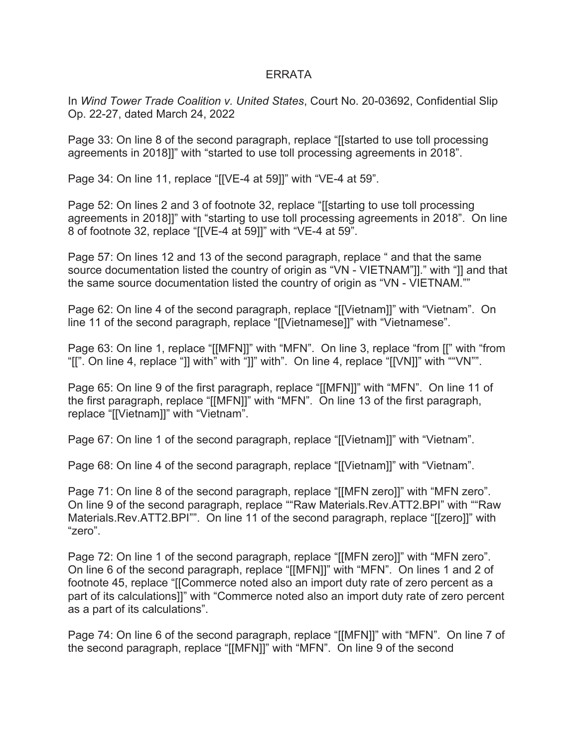ERRATA

In *Wind Tower Trade Coalition v. United States*, Court No. 20-03692, Confidential Slip Op. 22-27, dated March 24, 2022

Page 33: On line 8 of the second paragraph, replace "[[started to use toll processing agreements in 2018]]" with "started to use toll processing agreements in 2018".

Page 34: On line 11, replace "[[VE-4 at 59]]" with "VE-4 at 59".

Page 52: On lines 2 and 3 of footnote 32, replace "[[starting to use toll processing agreements in 2018]]" with "starting to use toll processing agreements in 2018". On line 8 of footnote 32, replace "[[VE-4 at 59]]" with "VE-4 at 59".

Page 57: On lines 12 and 13 of the second paragraph, replace " and that the same source documentation listed the country of origin as "VN - VIETNAM"]]." with "]] and that the same source documentation listed the country of origin as "VN - VIETNAM.""

Page 62: On line 4 of the second paragraph, replace "[[Vietnam]]" with "Vietnam". On line 11 of the second paragraph, replace "[[Vietnamese]]" with "Vietnamese".

Page 63: On line 1, replace "[[MFN]]" with "MFN". On line 3, replace "from [[" with "from "[[". On line 4, replace "]] with" with "]]" with". On line 4, replace "[[VN]]" with ""VN"".

Page 65: On line 9 of the first paragraph, replace "[[MFN]]" with "MFN". On line 11 of the first paragraph, replace "[[MFN]]" with "MFN". On line 13 of the first paragraph, replace "[[Vietnam]]" with "Vietnam".

Page 67: On line 1 of the second paragraph, replace "[[Vietnam]]" with "Vietnam".

Page 68: On line 4 of the second paragraph, replace "[[Vietnam]]" with "Vietnam".

Page 71: On line 8 of the second paragraph, replace "[[MFN zero]]" with "MFN zero". On line 9 of the second paragraph, replace ""Raw Materials.Rev.ATT2.BPI" with ""Raw Materials.Rev.ATT2.BPI"". On line 11 of the second paragraph, replace "[[zero]]" with "zero".

Page 72: On line 1 of the second paragraph, replace "[[MFN zero]]" with "MFN zero". On line 6 of the second paragraph, replace "[[MFN]]" with "MFN". On lines 1 and 2 of footnote 45, replace "[[Commerce noted also an import duty rate of zero percent as a part of its calculations]]" with "Commerce noted also an import duty rate of zero percent as a part of its calculations".

Page 74: On line 6 of the second paragraph, replace "[[MFN]]" with "MFN". On line 7 of the second paragraph, replace "[[MFN]]" with "MFN". On line 9 of the second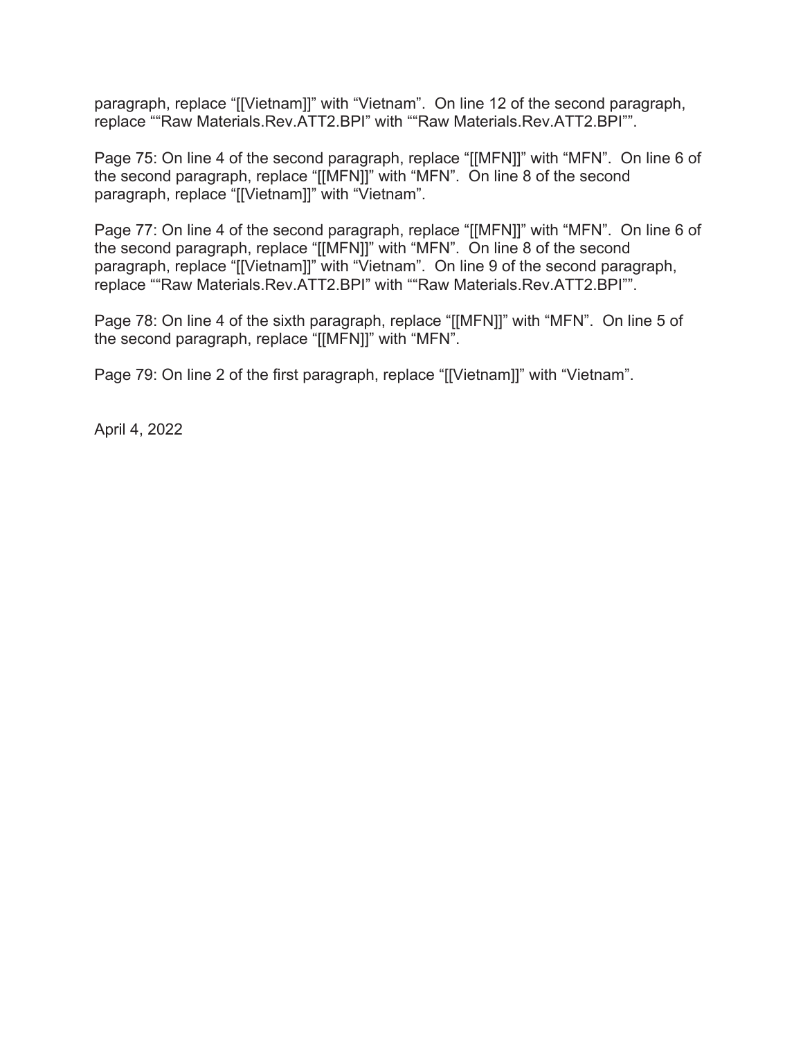paragraph, replace “[[Vietnam]]” with “Vietnam”. On line 12 of the second paragraph, replace ““Raw Materials.Rev.ATT2.BPI” with ““Raw Materials.Rev.ATT2.BPI””.

Page 75: On line 4 of the second paragraph, replace “[[MFN]]” with “MFN”. On line 6 of the second paragraph, replace “[[MFN]]” with “MFN”. On line 8 of the second paragraph, replace “[[Vietnam]]” with “Vietnam”.

Page 77: On line 4 of the second paragraph, replace “[[MFN]]” with “MFN”. On line 6 of the second paragraph, replace “[[MFN]]” with “MFN”. On line 8 of the second paragraph, replace “[[Vietnam]]” with “Vietnam”. On line 9 of the second paragraph, replace ““Raw Materials.Rev.ATT2.BPI” with ““Raw Materials.Rev.ATT2.BPI””.

Page 78: On line 4 of the sixth paragraph, replace “[[MFN]]” with “MFN”. On line 5 of the second paragraph, replace “[[MFN]]” with “MFN”.

Page 79: On line 2 of the first paragraph, replace “[[Vietnam]]” with “Vietnam”.

April 4, 2022